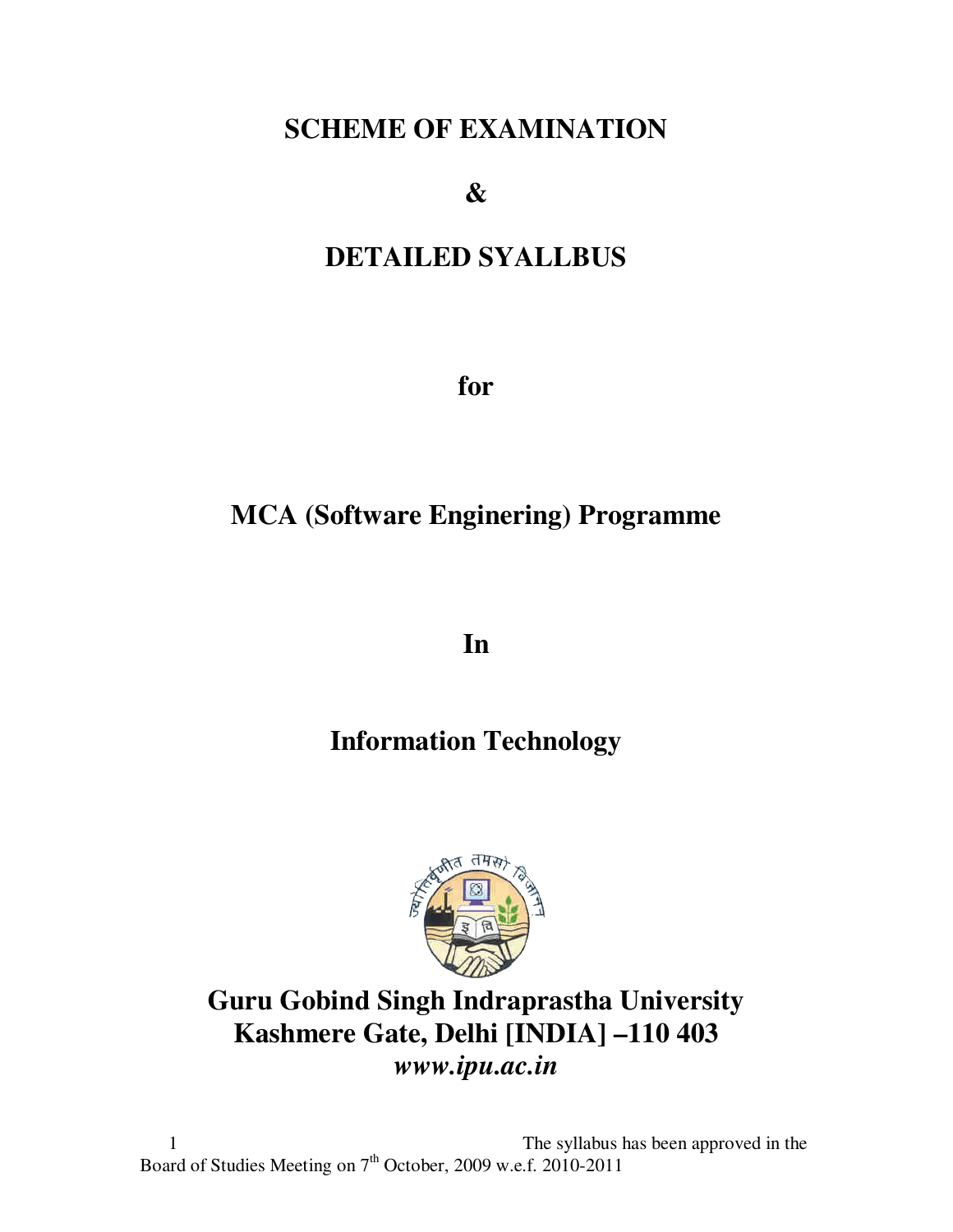# SCHEME OF EXAMINATION

# &

# DETAILED SYALLBUS

## for

## MCA (Software Enginering) Programme

## In

## Information Technology

## Guru Gobind Singh Indraprastha University
## Kashmere Gate, Delhi [INDIA] –110 403
### *www.ipu.ac.in*

The syllabus has been approved in the Board of Studies Meeting on 7th October, 2009 w.e.f. 2010-2011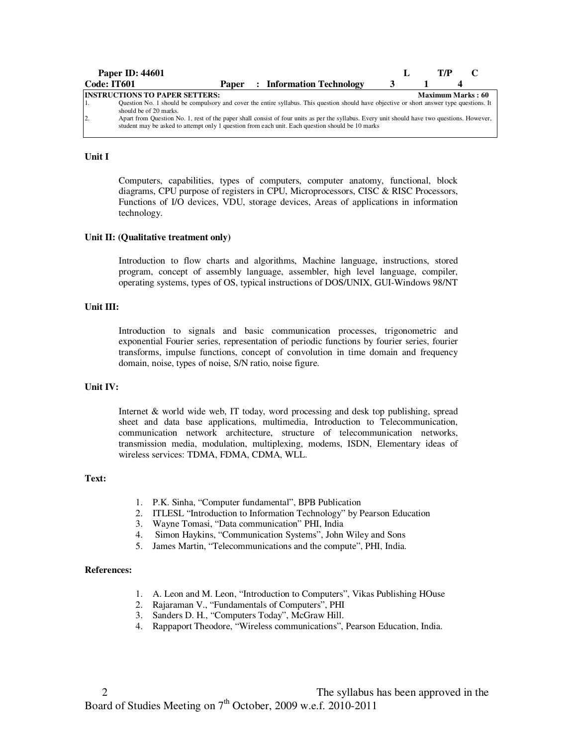| Paper ID: 44601 | | | L | T/P | C |
|---|---|---|---|---|---|
| **Code: IT601** | **Paper** | **: Information Technology** | **3** | **1** | **4** |

**INSTRUCTIONS TO PAPER SETTERS:** **Maximum Marks : 60**

1. Question No. 1 should be compulsory and cover the entire syllabus. This question should have objective or short answer type questions. It should be of 20 marks.
2. Apart from Question No. 1, rest of the paper shall consist of four units as per the syllabus. Every unit should have two questions. However, student may be asked to attempt only 1 question from each unit. Each question should be 10 marks

**Unit I**

Computers, capabilities, types of computers, computer anatomy, functional, block diagrams, CPU purpose of registers in CPU, Microprocessors, CISC & RISC Processors, Functions of I/O devices, VDU, storage devices, Areas of applications in information technology.

**Unit II: (Qualitative treatment only)**

Introduction to flow charts and algorithms, Machine language, instructions, stored program, concept of assembly language, assembler, high level language, compiler, operating systems, types of OS, typical instructions of DOS/UNIX, GUI-Windows 98/NT

**Unit III:**

Introduction to signals and basic communication processes, trigonometric and exponential Fourier series, representation of periodic functions by fourier series, fourier transforms, impulse functions, concept of convolution in time domain and frequency domain, noise, types of noise, S/N ratio, noise figure.

**Unit IV:**

Internet & world wide web, IT today, word processing and desk top publishing, spread sheet and data base applications, multimedia, Introduction to Telecommunication, communication network architecture, structure of telecommunication networks, transmission media, modulation, multiplexing, modems, ISDN, Elementary ideas of wireless services: TDMA, FDMA, CDMA, WLL.

**Text:**

1. P.K. Sinha, "Computer fundamental", BPB Publication
2. ITLESL "Introduction to Information Technology" by Pearson Education
3. Wayne Tomasi, "Data communication" PHI, India
4. Simon Haykins, "Communication Systems", John Wiley and Sons
5. James Martin, "Telecommunications and the compute", PHI, India.

**References:**

1. A. Leon and M. Leon, "Introduction to Computers", Vikas Publishing HOuse
2. Rajaraman V., "Fundamentals of Computers", PHI
3. Sanders D. H., "Computers Today", McGraw Hill.
4. Rappaport Theodore, "Wireless communications", Pearson Education, India.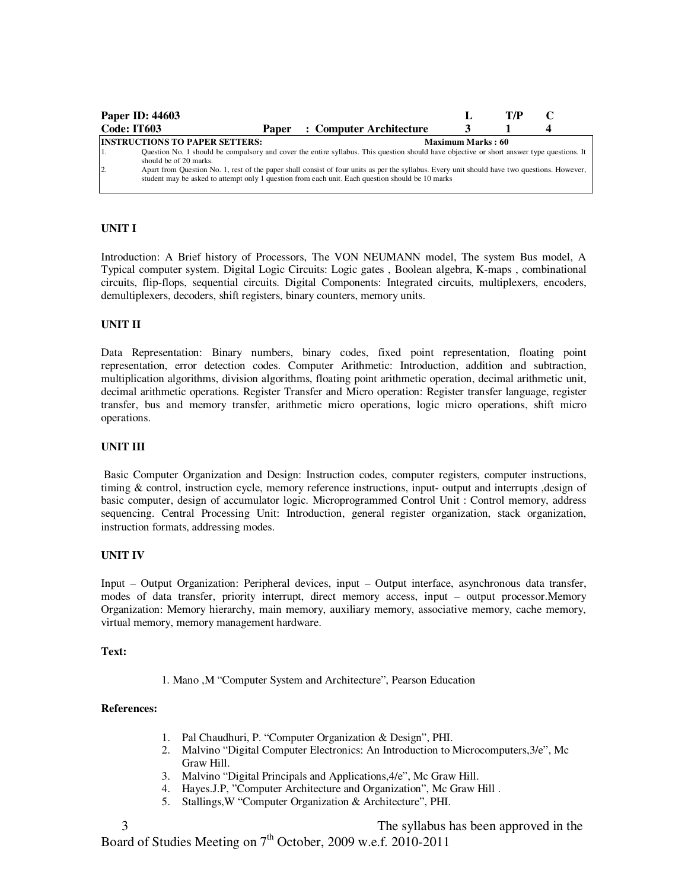| Paper ID: 44603 | | L | T/P | C |
|---|---|---|---|---|
| Code: IT603 | Paper : Computer Architecture | 3 | 1 | 4 |

| INSTRUCTIONS TO PAPER SETTERS: | Maximum Marks : 60 |
|---|---|
| 1. Question No. 1 should be compulsory and cover the entire syllabus. This question should have objective or short answer type questions. It should be of 20 marks. | |
| 2. Apart from Question No. 1, rest of the paper shall consist of four units as per the syllabus. Every unit should have two questions. However, student may be asked to attempt only 1 question from each unit. Each question should be 10 marks | |

**UNIT I**

Introduction: A Brief history of Processors, The VON NEUMANN model, The system Bus model, A Typical computer system. Digital Logic Circuits: Logic gates , Boolean algebra, K-maps , combinational circuits, flip-flops, sequential circuits. Digital Components: Integrated circuits, multiplexers, encoders, demultiplexers, decoders, shift registers, binary counters, memory units.

**UNIT II**

Data Representation: Binary numbers, binary codes, fixed point representation, floating point representation, error detection codes. Computer Arithmetic: Introduction, addition and subtraction, multiplication algorithms, division algorithms, floating point arithmetic operation, decimal arithmetic unit, decimal arithmetic operations. Register Transfer and Micro operation: Register transfer language, register transfer, bus and memory transfer, arithmetic micro operations, logic micro operations, shift micro operations.

**UNIT III**

Basic Computer Organization and Design: Instruction codes, computer registers, computer instructions, timing & control, instruction cycle, memory reference instructions, input- output and interrupts ,design of basic computer, design of accumulator logic. Microprogrammed Control Unit : Control memory, address sequencing. Central Processing Unit: Introduction, general register organization, stack organization, instruction formats, addressing modes.

**UNIT IV**

Input – Output Organization: Peripheral devices, input – Output interface, asynchronous data transfer, modes of data transfer, priority interrupt, direct memory access, input – output processor.Memory Organization: Memory hierarchy, main memory, auxiliary memory, associative memory, cache memory, virtual memory, memory management hardware.

**Text:**

1. Mano ,M "Computer System and Architecture", Pearson Education

**References:**

1. Pal Chaudhuri, P. "Computer Organization & Design", PHI.
2. Malvino "Digital Computer Electronics: An Introduction to Microcomputers,3/e", Mc Graw Hill.
3. Malvino "Digital Principals and Applications,4/e", Mc Graw Hill.
4. Hayes.J.P, "Computer Architecture and Organization", Mc Graw Hill .
5. Stallings,W "Computer Organization & Architecture", PHI.

The syllabus has been approved in the Board of Studies Meeting on 7th October, 2009 w.e.f. 2010-2011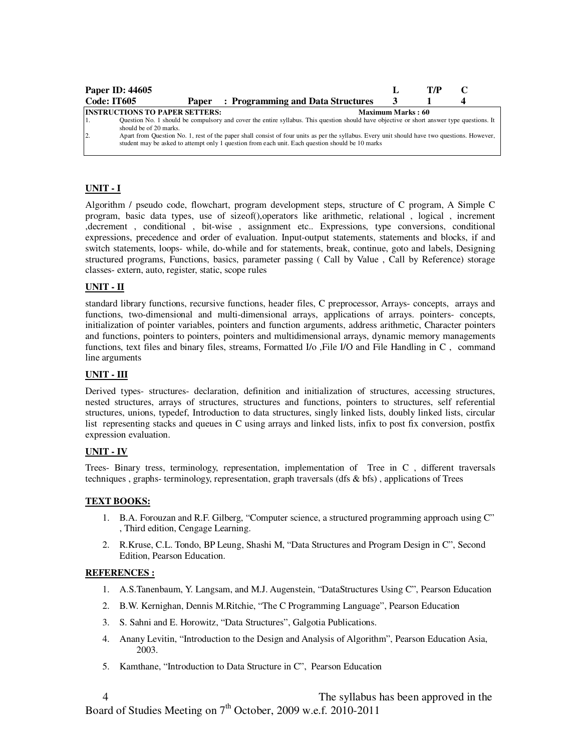| Paper ID: 44605 | | L | T/P | C |
|---|---|---|---|---|
| Code: IT605 | Paper : Programming and Data Structures | 3 | 1 | 4 |

**INSTRUCTIONS TO PAPER SETTERS:** **Maximum Marks : 60**

1. Question No. 1 should be compulsory and cover the entire syllabus. This question should have objective or short answer type questions. It should be of 20 marks.
2. Apart from Question No. 1, rest of the paper shall consist of four units as per the syllabus. Every unit should have two questions. However, student may be asked to attempt only 1 question from each unit. Each question should be 10 marks

## UNIT - I

Algorithm / pseudo code, flowchart, program development steps, structure of C program, A Simple C program, basic data types, use of sizeof(),operators like arithmetic, relational , logical , increment ,decrement , conditional , bit-wise , assignment etc.. Expressions, type conversions, conditional expressions, precedence and order of evaluation. Input-output statements, statements and blocks, if and switch statements, loops- while, do-while and for statements, break, continue, goto and labels, Designing structured programs, Functions, basics, parameter passing ( Call by Value , Call by Reference) storage classes- extern, auto, register, static, scope rules

## UNIT - II

standard library functions, recursive functions, header files, C preprocessor, Arrays- concepts, arrays and functions, two-dimensional and multi-dimensional arrays, applications of arrays. pointers- concepts, initialization of pointer variables, pointers and function arguments, address arithmetic, Character pointers and functions, pointers to pointers, pointers and multidimensional arrays, dynamic memory managements functions, text files and binary files, streams, Formatted I/o ,File I/O and File Handling in C , command line arguments

## UNIT - III

Derived types- structures- declaration, definition and initialization of structures, accessing structures, nested structures, arrays of structures, structures and functions, pointers to structures, self referential structures, unions, typedef, Introduction to data structures, singly linked lists, doubly linked lists, circular list representing stacks and queues in C using arrays and linked lists, infix to post fix conversion, postfix expression evaluation.

## UNIT - IV

Trees- Binary tress, terminology, representation, implementation of Tree in C , different traversals techniques , graphs- terminology, representation, graph traversals (dfs & bfs) , applications of Trees

### TEXT BOOKS:

1. B.A. Forouzan and R.F. Gilberg, "Computer science, a structured programming approach using C" , Third edition, Cengage Learning.
2. R.Kruse, C.L. Tondo, BP Leung, Shashi M, "Data Structures and Program Design in C", Second Edition, Pearson Education.

### REFERENCES :

1. A.S.Tanenbaum, Y. Langsam, and M.J. Augenstein, "DataStructures Using C", Pearson Education
2. B.W. Kernighan, Dennis M.Ritchie, "The C Programming Language", Pearson Education
3. S. Sahni and E. Horowitz, "Data Structures", Galgotia Publications.
4. Anany Levitin, "Introduction to the Design and Analysis of Algorithm", Pearson Education Asia, 2003.
5. Kamthane, "Introduction to Data Structure in C", Pearson Education

The syllabus has been approved in the Board of Studies Meeting on 7th October, 2009 w.e.f. 2010-2011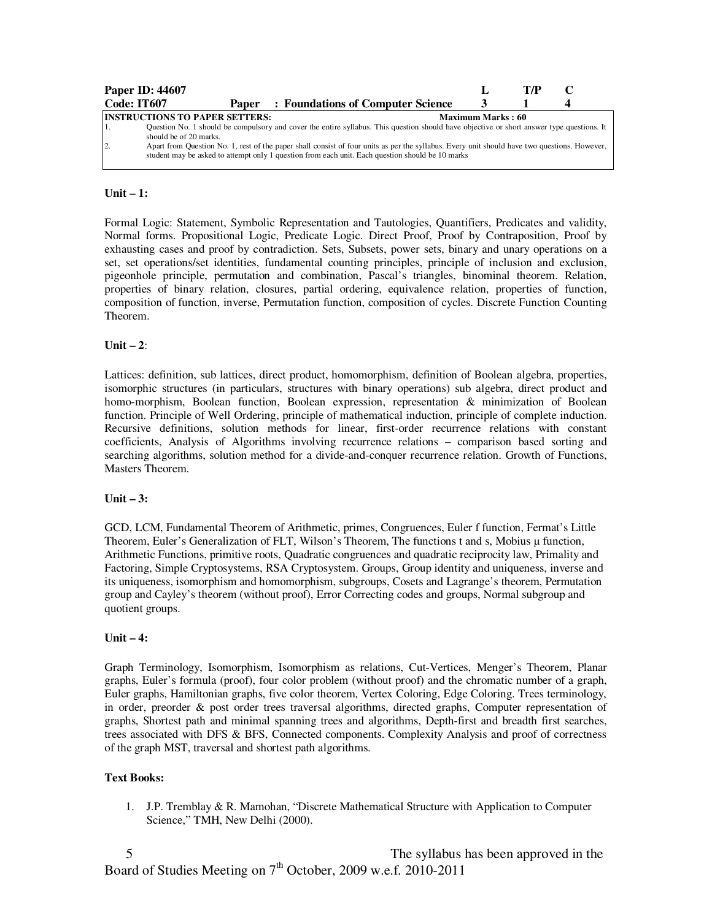| Paper ID: 44607 | | L | T/P | C |
|---|---|---|---|---|
| Code: IT607 | Paper : Foundations of Computer Science | 3 | 1 | 4 |

**INSTRUCTIONS TO PAPER SETTERS:** **Maximum Marks : 60**

1. Question No. 1 should be compulsory and cover the entire syllabus. This question should have objective or short answer type questions. It should be of 20 marks.
2. Apart from Question No. 1, rest of the paper shall consist of four units as per the syllabus. Every unit should have two questions. However, student may be asked to attempt only 1 question from each unit. Each question should be 10 marks

**Unit – 1:**

Formal Logic: Statement, Symbolic Representation and Tautologies, Quantifiers, Predicates and validity, Normal forms. Propositional Logic, Predicate Logic. Direct Proof, Proof by Contraposition, Proof by exhausting cases and proof by contradiction. Sets, Subsets, power sets, binary and unary operations on a set, set operations/set identities, fundamental counting principles, principle of inclusion and exclusion, pigeonhole principle, permutation and combination, Pascal's triangles, binominal theorem. Relation, properties of binary relation, closures, partial ordering, equivalence relation, properties of function, composition of function, inverse, Permutation function, composition of cycles. Discrete Function Counting Theorem.

**Unit – 2**:

Lattices: definition, sub lattices, direct product, homomorphism, definition of Boolean algebra, properties, isomorphic structures (in particulars, structures with binary operations) sub algebra, direct product and homo-morphism, Boolean function, Boolean expression, representation & minimization of Boolean function. Principle of Well Ordering, principle of mathematical induction, principle of complete induction. Recursive definitions, solution methods for linear, first-order recurrence relations with constant coefficients, Analysis of Algorithms involving recurrence relations – comparison based sorting and searching algorithms, solution method for a divide-and-conquer recurrence relation. Growth of Functions, Masters Theorem.

**Unit – 3:**

GCD, LCM, Fundamental Theorem of Arithmetic, primes, Congruences, Euler f function, Fermat's Little Theorem, Euler's Generalization of FLT, Wilson's Theorem, The functions t and s, Mobius µ function, Arithmetic Functions, primitive roots, Quadratic congruences and quadratic reciprocity law, Primality and Factoring, Simple Cryptosystems, RSA Cryptosystem. Groups, Group identity and uniqueness, inverse and its uniqueness, isomorphism and homomorphism, subgroups, Cosets and Lagrange's theorem, Permutation group and Cayley's theorem (without proof), Error Correcting codes and groups, Normal subgroup and quotient groups.

**Unit – 4:**

Graph Terminology, Isomorphism, Isomorphism as relations, Cut-Vertices, Menger's Theorem, Planar graphs, Euler's formula (proof), four color problem (without proof) and the chromatic number of a graph, Euler graphs, Hamiltonian graphs, five color theorem, Vertex Coloring, Edge Coloring. Trees terminology, in order, preorder & post order trees traversal algorithms, directed graphs, Computer representation of graphs, Shortest path and minimal spanning trees and algorithms, Depth-first and breadth first searches, trees associated with DFS & BFS, Connected components. Complexity Analysis and proof of correctness of the graph MST, traversal and shortest path algorithms.

**Text Books:**

1. J.P. Treblay & R. Mamohan, "Discrete Mathematical Structure with Application to Computer Science," TMH, New Delhi (2000).

The syllabus has been approved in the Board of Studies Meeting on 7th October, 2009 w.e.f. 2010-2011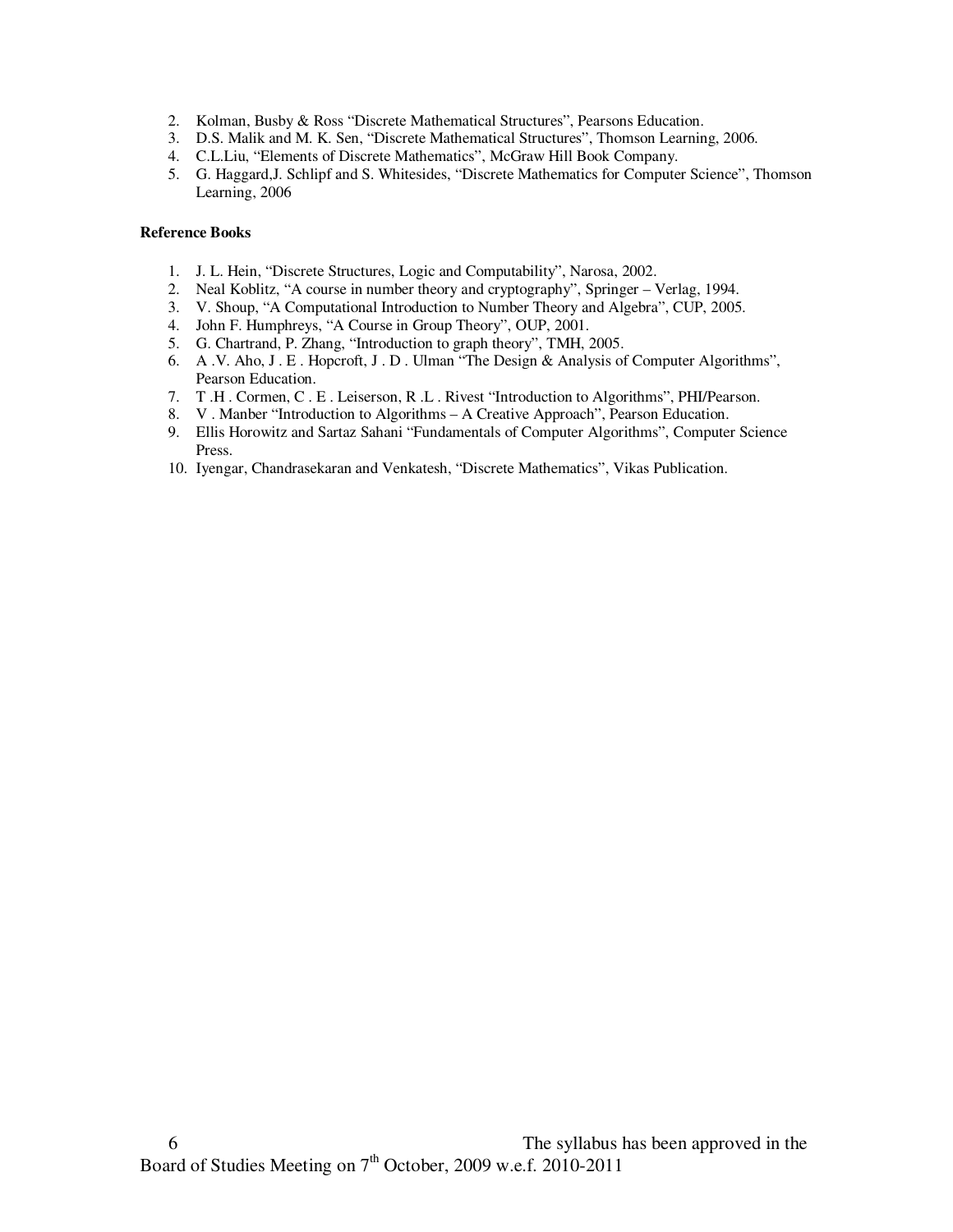2. Kolman, Busby & Ross "Discrete Mathematical Structures", Pearsons Education.
3. D.S. Malik and M. K. Sen, "Discrete Mathematical Structures", Thomson Learning, 2006.
4. C.L.Liu, "Elements of Discrete Mathematics", McGraw Hill Book Company.
5. G. Haggard,J. Schlipf and S. Whitesides, "Discrete Mathematics for Computer Science", Thomson Learning, 2006

**Reference Books**

1. J. L. Hein, "Discrete Structures, Logic and Computability", Narosa, 2002.
2. Neal Koblitz, "A course in number theory and cryptography", Springer – Verlag, 1994.
3. V. Shoup, "A Computational Introduction to Number Theory and Algebra", CUP, 2005.
4. John F. Humphreys, "A Course in Group Theory", OUP, 2001.
5. G. Chartrand, P. Zhang, "Introduction to graph theory", TMH, 2005.
6. A .V. Aho, J . E . Hopcroft, J . D . Ulman "The Design & Analysis of Computer Algorithms", Pearson Education.
7. T .H . Cormen, C . E . Leiserson, R .L . Rivest "Introduction to Algorithms", PHI/Pearson.
8. V . Manber "Introduction to Algorithms – A Creative Approach", Pearson Education.
9. Ellis Horowitz and Sartaz Sahani "Fundamentals of Computer Algorithms", Computer Science Press.
10. Iyengar, Chandrasekaran and Venkatesh, "Discrete Mathematics", Vikas Publication.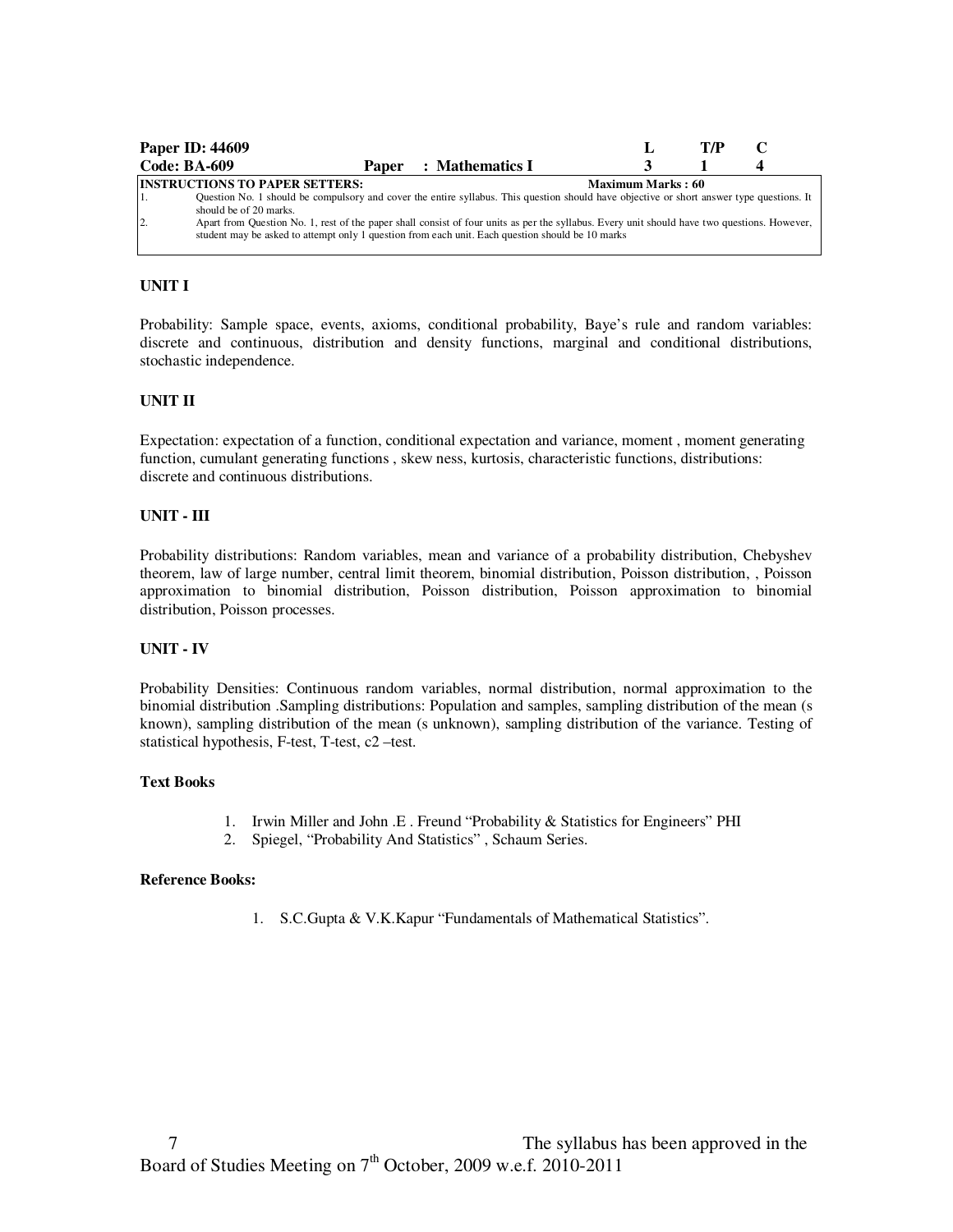| Paper ID: 44609 | | L | T/P | C |
| --- | --- | --- | --- | --- |
| Code: BA-609 | Paper : Mathematics I | 3 | 1 | 4 |

**INSTRUCTIONS TO PAPER SETTERS:** **Maximum Marks : 60**

1. Question No. 1 should be compulsory and cover the entire syllabus. This question should have objective or short answer type questions. It should be of 20 marks.
2. Apart from Question No. 1, rest of the paper shall consist of four units as per the syllabus. Every unit should have two questions. However, student may be asked to attempt only 1 question from each unit. Each question should be 10 marks

**UNIT I**

Probability: Sample space, events, axioms, conditional probability, Baye's rule and random variables: discrete and continuous, distribution and density functions, marginal and conditional distributions, stochastic independence.

**UNIT II**

Expectation: expectation of a function, conditional expectation and variance, moment , moment generating function, cumulant generating functions , skew ness, kurtosis, characteristic functions, distributions: discrete and continuous distributions.

**UNIT - III**

Probability distributions: Random variables, mean and variance of a probability distribution, Chebyshev theorem, law of large number, central limit theorem, binomial distribution, Poisson distribution, , Poisson approximation to binomial distribution, Poisson distribution, Poisson approximation to binomial distribution, Poisson processes.

**UNIT - IV**

Probability Densities: Continuous random variables, normal distribution, normal approximation to the binomial distribution .Sampling distributions: Population and samples, sampling distribution of the mean (s known), sampling distribution of the mean (s unknown), sampling distribution of the variance. Testing of statistical hypothesis, F-test, T-test, c2 –test.

**Text Books**

1. Irwin Miller and John .E . Freund "Probability & Statistics for Engineers" PHI
2. Spiegel, "Probability And Statistics" , Schaum Series.

**Reference Books:**

1. S.C.Gupta & V.K.Kapur "Fundamentals of Mathematical Statistics".

The syllabus has been approved in the Board of Studies Meeting on 7th October, 2009 w.e.f. 2010-2011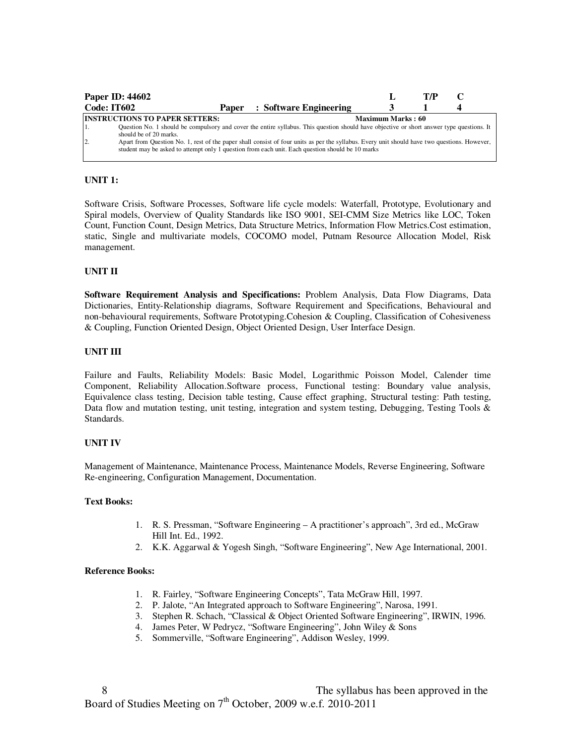| Paper ID: 44602 | | L | T/P | C |
|---|---|---|---|---|
| Code: IT602 | Paper : Software Engineering | 3 | 1 | 4 |

**INSTRUCTIONS TO PAPER SETTERS:** **Maximum Marks : 60**

1. Question No. 1 should be compulsory and cover the entire syllabus. This question should have objective or short answer type questions. It should be of 20 marks.
2. Apart from Question No. 1, rest of the paper shall consist of four units as per the syllabus. Every unit should have two questions. However, student may be asked to attempt only 1 question from each unit. Each question should be 10 marks

### UNIT 1:

Software Crisis, Software Processes, Software life cycle models: Waterfall, Prototype, Evolutionary and Spiral models, Overview of Quality Standards like ISO 9001, SEI-CMM Size Metrics like LOC, Token Count, Function Count, Design Metrics, Data Structure Metrics, Information Flow Metrics.Cost estimation, static, Single and multivariate models, COCOMO model, Putnam Resource Allocation Model, Risk management.

### UNIT II

**Software Requirement Analysis and Specifications:** Problem Analysis, Data Flow Diagrams, Data Dictionaries, Entity-Relationship diagrams, Software Requirement and Specifications, Behavioural and non-behavioural requirements, Software Prototyping.Cohesion & Coupling, Classification of Cohesiveness & Coupling, Function Oriented Design, Object Oriented Design, User Interface Design.

### UNIT III

Failure and Faults, Reliability Models: Basic Model, Logarithmic Poisson Model, Calender time Component, Reliability Allocation.Software process, Functional testing: Boundary value analysis, Equivalence class testing, Decision table testing, Cause effect graphing, Structural testing: Path testing, Data flow and mutation testing, unit testing, integration and system testing, Debugging, Testing Tools & Standards.

### UNIT IV

Management of Maintenance, Maintenance Process, Maintenance Models, Reverse Engineering, Software Re-engineering, Configuration Management, Documentation.

**Text Books:**

1. R. S. Pressman, "Software Engineering – A practitioner's approach", 3rd ed., McGraw Hill Int. Ed., 1992.
2. K.K. Aggarwal & Yogesh Singh, "Software Engineering", New Age International, 2001.

**Reference Books:**

1. R. Fairley, "Software Engineering Concepts", Tata McGraw Hill, 1997.
2. P. Jalote, "An Integrated approach to Software Engineering", Narosa, 1991.
3. Stephen R. Schach, "Classical & Object Oriented Software Engineering", IRWIN, 1996.
4. James Peter, W Pedrycz, "Software Engineering", John Wiley & Sons
5. Sommerville, "Software Engineering", Addison Wesley, 1999.

The syllabus has been approved in the Board of Studies Meeting on 7th October, 2009 w.e.f. 2010-2011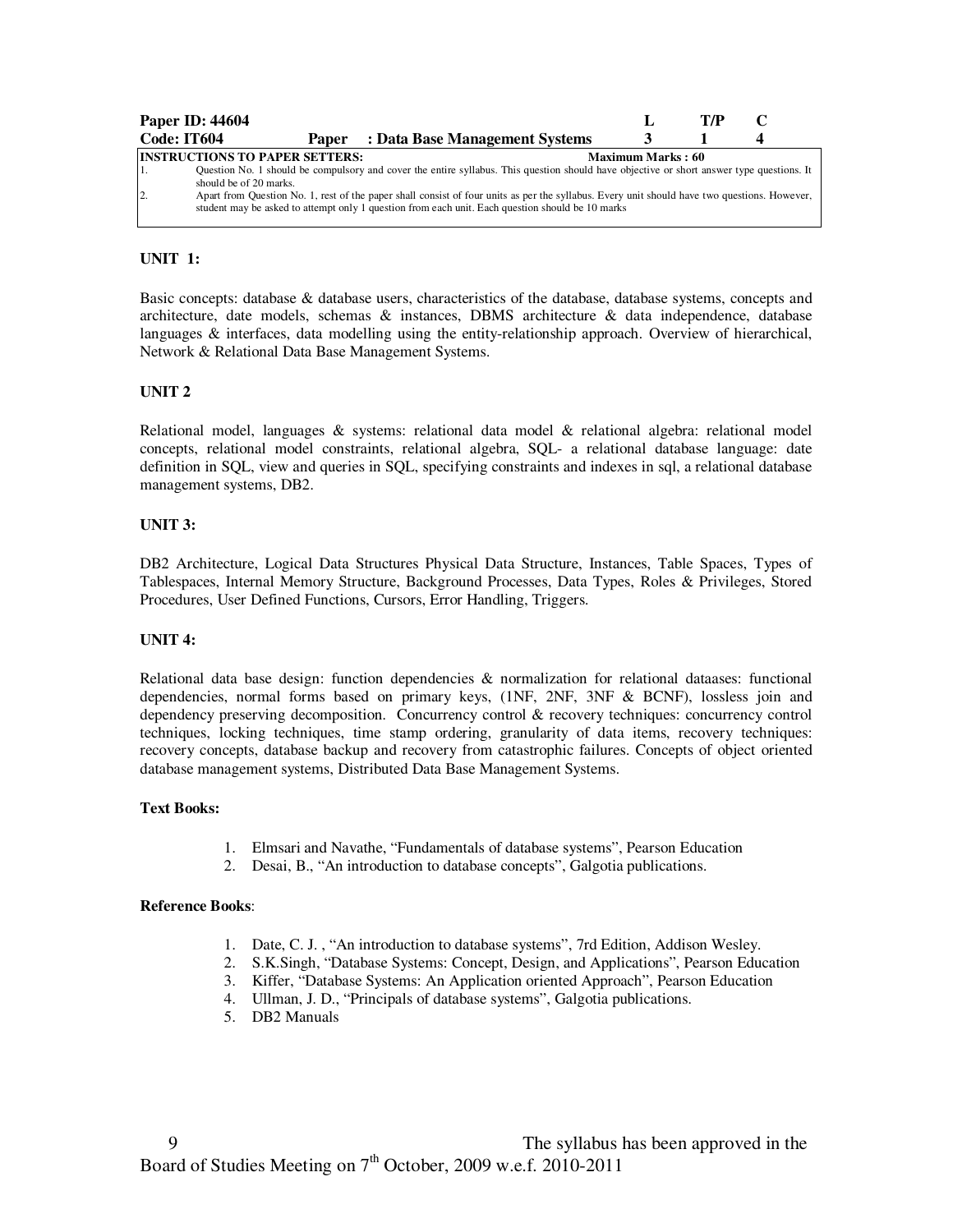| Paper ID: 44604 | | | L | T/P | C |
|---|---|---|---|---|---|
| **Code: IT604** | **Paper** | **: Data Base Management Systems** | **3** | **1** | **4** |

**INSTRUCTIONS TO PAPER SETTERS:** **Maximum Marks : 60**

1. Question No. 1 should be compulsory and cover the entire syllabus. This question should have objective or short answer type questions. It should be of 20 marks.
2. Apart from Question No. 1, rest of the paper shall consist of four units as per the syllabus. Every unit should have two questions. However, student may be asked to attempt only 1 question from each unit. Each question should be 10 marks

**UNIT 1:**

Basic concepts: database & database users, characteristics of the database, database systems, concepts and architecture, date models, schemas & instances, DBMS architecture & data independence, database languages & interfaces, data modelling using the entity-relationship approach. Overview of hierarchical, Network & Relational Data Base Management Systems.

**UNIT 2**

Relational model, languages & systems: relational data model & relational algebra: relational model concepts, relational model constraints, relational algebra, SQL- a relational database language: date definition in SQL, view and queries in SQL, specifying constraints and indexes in sql, a relational database management systems, DB2.

**UNIT 3:**

DB2 Architecture, Logical Data Structures Physical Data Structure, Instances, Table Spaces, Types of Tablespaces, Internal Memory Structure, Background Processes, Data Types, Roles & Privileges, Stored Procedures, User Defined Functions, Cursors, Error Handling, Triggers.

**UNIT 4:**

Relational data base design: function dependencies & normalization for relational dataases: functional dependencies, normal forms based on primary keys, (1NF, 2NF, 3NF & BCNF), lossless join and dependency preserving decomposition. Concurrency control & recovery techniques: concurrency control techniques, locking techniques, time stamp ordering, granularity of data items, recovery techniques: recovery concepts, database backup and recovery from catastrophic failures. Concepts of object oriented database management systems, Distributed Data Base Management Systems.

**Text Books:**

1. Elmsari and Navathe, "Fundamentals of database systems", Pearson Education
2. Desai, B., "An introduction to database concepts", Galgotia publications.

**Reference Books**:

1. Date, C. J. , "An introduction to database systems", 7rd Edition, Addison Wesley.
2. S.K.Singh, "Database Systems: Concept, Design, and Applications", Pearson Education
3. Kiffer, "Database Systems: An Application oriented Approach", Pearson Education
4. Ullman, J. D., "Principals of database systems", Galgotia publications.
5. DB2 Manuals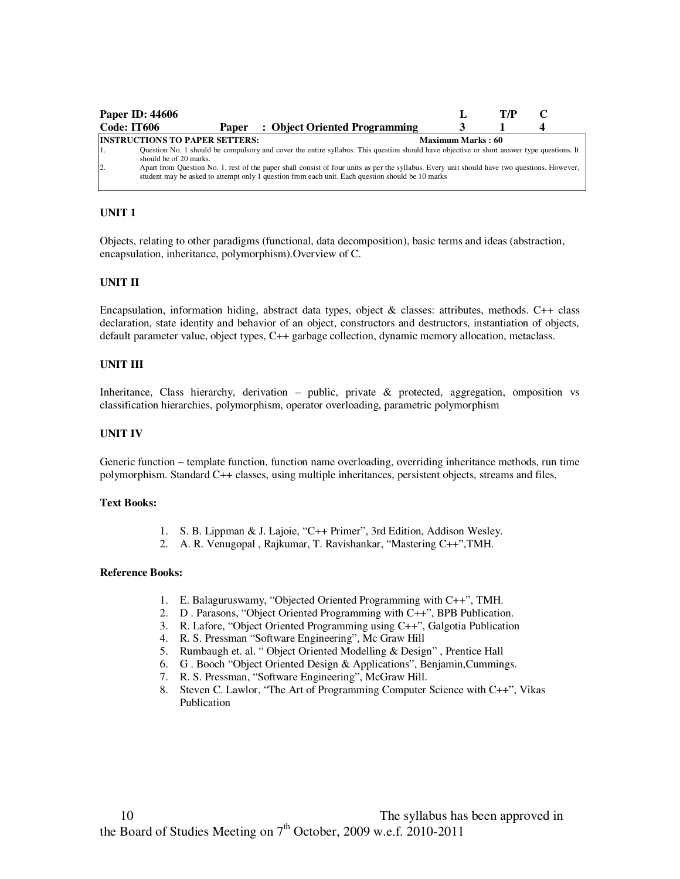| Paper ID: 44606 | | | L | T/P | C |
| --- | --- | --- | --- | --- | --- |
| Code: IT606 | Paper | : Object Oriented Programming | 3 | 1 | 4 |

**INSTRUCTIONS TO PAPER SETTERS:** **Maximum Marks : 60**

1. Question No. 1 should be compulsory and cover the entire syllabus. This question should have objective or short answer type questions. It should be of 20 marks.
2. Apart from Question No. 1, rest of the paper shall consist of four units as per the syllabus. Every unit should have two questions. However, student may be asked to attempt only 1 question from each unit. Each question should be 10 marks

**UNIT 1**

Objects, relating to other paradigms (functional, data decomposition), basic terms and ideas (abstraction, encapsulation, inheritance, polymorphism).Overview of C.

**UNIT II**

Encapsulation, information hiding, abstract data types, object & classes: attributes, methods. C++ class declaration, state identity and behavior of an object, constructors and destructors, instantiation of objects, default parameter value, object types, C++ garbage collection, dynamic memory allocation, metaclass.

**UNIT III**

Inheritance, Class hierarchy, derivation – public, private & protected, aggregation, omposition vs classification hierarchies, polymorphism, operator overloading, parametric polymorphism

**UNIT IV**

Generic function – template function, function name overloading, overriding inheritance methods, run time polymorphism. Standard C++ classes, using multiple inheritances, persistent objects, streams and files,

**Text Books:**

1. S. B. Lippman & J. Lajoie, "C++ Primer", 3rd Edition, Addison Wesley.
2. A. R. Venugopal , Rajkumar, T. Ravishankar, "Mastering C++",TMH.

**Reference Books:**

1. E. Balaguruswamy, "Objected Oriented Programming with C++", TMH.
2. D . Parasons, "Object Oriented Programming with C++", BPB Publication.
3. R. Lafore, "Object Oriented Programming using C++", Galgotia Publication
4. R. S. Pressman "Software Engineering", Mc Graw Hill
5. Rumbaugh et. al. " Object Oriented Modelling & Design" , Prentice Hall
6. G . Booch "Object Oriented Design & Applications", Benjamin,Cummings.
7. R. S. Pressman, "Software Engineering", McGraw Hill.
8. Steven C. Lawlor, "The Art of Programming Computer Science with C++", Vikas Publication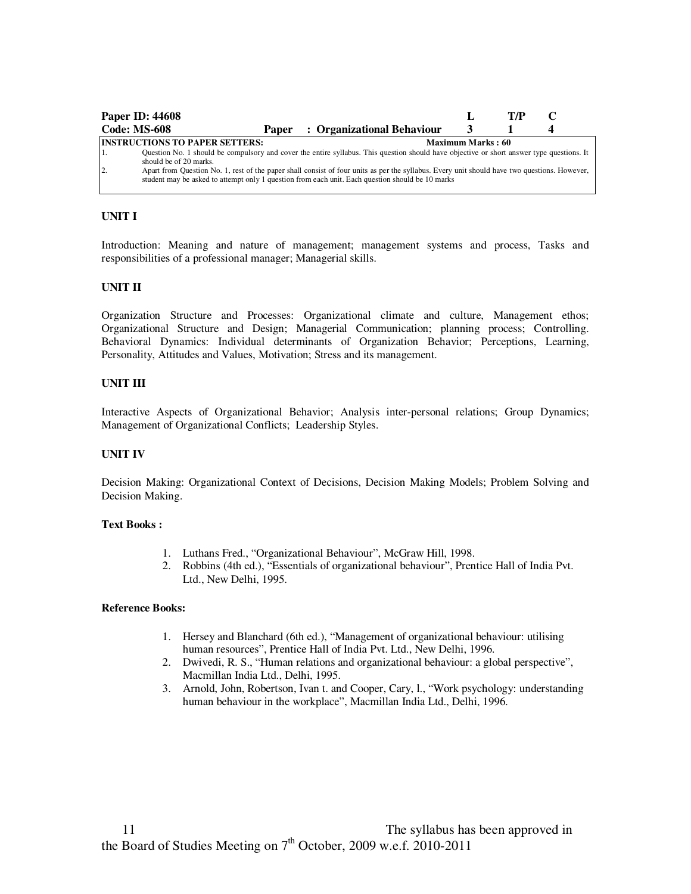| Paper ID: 44608 | | L | T/P | C |
|---|---|---|---|---|
| Code: MS-608 | Paper : Organizational Behaviour | 3 | 1 | 4 |

**INSTRUCTIONS TO PAPER SETTERS:** **Maximum Marks : 60**

1. Question No. 1 should be compulsory and cover the entire syllabus. This question should have objective or short answer type questions. It should be of 20 marks.
2. Apart from Question No. 1, rest of the paper shall consist of four units as per the syllabus. Every unit should have two questions. However, student may be asked to attempt only 1 question from each unit. Each question should be 10 marks

### UNIT I

Introduction: Meaning and nature of management; management systems and process, Tasks and responsibilities of a professional manager; Managerial skills.

### UNIT II

Organization Structure and Processes: Organizational climate and culture, Management ethos; Organizational Structure and Design; Managerial Communication; planning process; Controlling. Behavioral Dynamics: Individual determinants of Organization Behavior; Perceptions, Learning, Personality, Attitudes and Values, Motivation; Stress and its management.

### UNIT III

Interactive Aspects of Organizational Behavior; Analysis inter-personal relations; Group Dynamics; Management of Organizational Conflicts; Leadership Styles.

### UNIT IV

Decision Making: Organizational Context of Decisions, Decision Making Models; Problem Solving and Decision Making.

**Text Books :**

1. Luthans Fred., "Organizational Behaviour", McGraw Hill, 1998.
2. Robbins (4th ed.), "Essentials of organizational behaviour", Prentice Hall of India Pvt. Ltd., New Delhi, 1995.

**Reference Books:**

1. Hersey and Blanchard (6th ed.), "Management of organizational behaviour: utilising human resources", Prentice Hall of India Pvt. Ltd., New Delhi, 1996.
2. Dwivedi, R. S., "Human relations and organizational behaviour: a global perspective", Macmillan India Ltd., Delhi, 1995.
3. Arnold, John, Robertson, Ivan t. and Cooper, Cary, l., "Work psychology: understanding human behaviour in the workplace", Macmillan India Ltd., Delhi, 1996.

The syllabus has been approved in the Board of Studies Meeting on 7th October, 2009 w.e.f. 2010-2011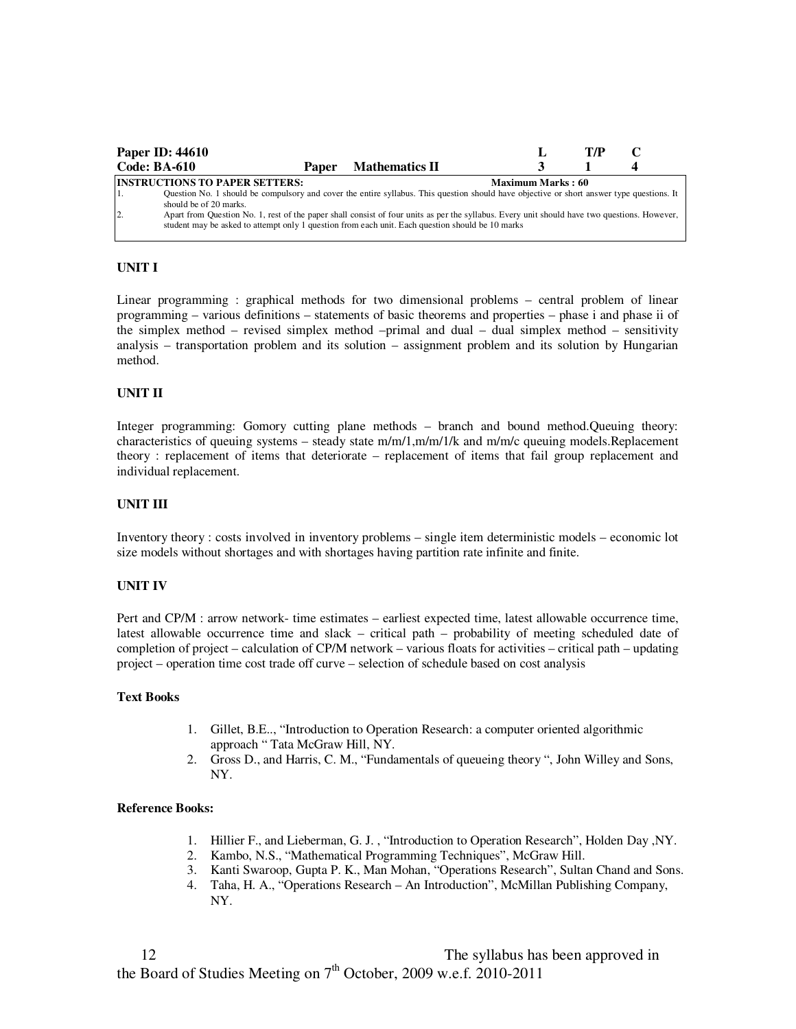| Paper ID: 44610 | | | L | T/P | C |
|---|---|---|---|---|---|
| Code: BA-610 | Paper | Mathematics II | 3 | 1 | 4 |

**INSTRUCTIONS TO PAPER SETTERS:** **Maximum Marks : 60**

1. Question No. 1 should be compulsory and cover the entire syllabus. This question should have objective or short answer type questions. It should be of 20 marks.
2. Apart from Question No. 1, rest of the paper shall consist of four units as per the syllabus. Every unit should have two questions. However, student may be asked to attempt only 1 question from each unit. Each question should be 10 marks

**UNIT I**

Linear programming : graphical methods for two dimensional problems – central problem of linear programming – various definitions – statements of basic theorems and properties – phase i and phase ii of the simplex method – revised simplex method –primal and dual – dual simplex method – sensitivity analysis – transportation problem and its solution – assignment problem and its solution by Hungarian method.

**UNIT II**

Integer programming: Gomory cutting plane methods – branch and bound method.Queuing theory: characteristics of queuing systems – steady state m/m/1,m/m/1/k and m/m/c queuing models.Replacement theory : replacement of items that deteriorate – replacement of items that fail group replacement and individual replacement.

**UNIT III**

Inventory theory : costs involved in inventory problems – single item deterministic models – economic lot size models without shortages and with shortages having partition rate infinite and finite.

**UNIT IV**

Pert and CP/M : arrow network- time estimates – earliest expected time, latest allowable occurrence time, latest allowable occurrence time and slack – critical path – probability of meeting scheduled date of completion of project – calculation of CP/M network – various floats for activities – critical path – updating project – operation time cost trade off curve – selection of schedule based on cost analysis

**Text Books**

1. Gillet, B.E.., "Introduction to Operation Research: a computer oriented algorithmic approach " Tata McGraw Hill, NY.
2. Gross D., and Harris, C. M., "Fundamentals of queueing theory ", John Willey and Sons, NY.

**Reference Books:**

1. Hillier F., and Lieberman, G. J. , "Introduction to Operation Research", Holden Day ,NY.
2. Kambo, N.S., "Mathematical Programming Techniques", McGraw Hill.
3. Kanti Swaroop, Gupta P. K., Man Mohan, "Operations Research", Sultan Chand and Sons.
4. Taha, H. A., "Operations Research – An Introduction", McMillan Publishing Company, NY.

The syllabus has been approved in the Board of Studies Meeting on 7th October, 2009 w.e.f. 2010-2011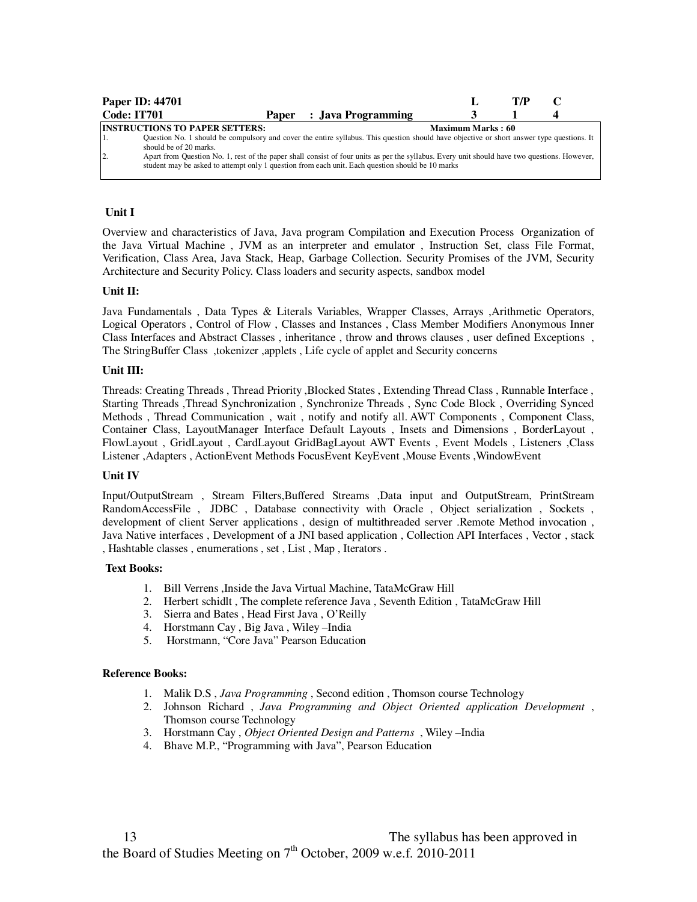| **Paper ID: 44701** | | | **L** | **T/P** | **C** |
|---|---|---|---|---|---|
| **Code: IT701** | **Paper** | **: Java Programming** | **3** | **1** | **4** |

**INSTRUCTIONS TO PAPER SETTERS:** **Maximum Marks : 60**

1. Question No. 1 should be compulsory and cover the entire syllabus. This question should have objective or short answer type questions. It should be of 20 marks.
2. Apart from Question No. 1, rest of the paper shall consist of four units as per the syllabus. Every unit should have two questions. However, student may be asked to attempt only 1 question from each unit. Each question should be 10 marks

**Unit I**

Overview and characteristics of Java, Java program Compilation and Execution Process Organization of the Java Virtual Machine , JVM as an interpreter and emulator , Instruction Set, class File Format, Verification, Class Area, Java Stack, Heap, Garbage Collection. Security Promises of the JVM, Security Architecture and Security Policy. Class loaders and security aspects, sandbox model

**Unit II:**

Java Fundamentals , Data Types & Literals Variables, Wrapper Classes, Arrays ,Arithmetic Operators, Logical Operators , Control of Flow , Classes and Instances , Class Member Modifiers Anonymous Inner Class Interfaces and Abstract Classes , inheritance , throw and throws clauses , user defined Exceptions , The StringBuffer Class ,tokenizer ,applets , Life cycle of applet and Security concerns

**Unit III:**

Threads: Creating Threads , Thread Priority ,Blocked States , Extending Thread Class , Runnable Interface , Starting Threads ,Thread Synchronization , Synchronize Threads , Sync Code Block , Overriding Synced Methods , Thread Communication , wait , notify and notify all. AWT Components , Component Class, Container Class, LayoutManager Interface Default Layouts , Insets and Dimensions , BorderLayout , FlowLayout , GridLayout , CardLayout GridBagLayout AWT Events , Event Models , Listeners ,Class Listener ,Adapters , ActionEvent Methods FocusEvent KeyEvent ,Mouse Events ,WindowEvent

**Unit IV**

Input/OutputStream , Stream Filters,Buffered Streams ,Data input and OutputStream, PrintStream RandomAccessFile , JDBC , Database connectivity with Oracle , Object serialization , Sockets , development of client Server applications , design of multithreaded server .Remote Method invocation , Java Native interfaces , Development of a JNI based application , Collection API Interfaces , Vector , stack , Hashtable classes , enumerations , set , List , Map , Iterators .

**Text Books:**

1. Bill Verrens ,Inside the Java Virtual Machine, TataMcGraw Hill
2. Herbert schidlt , The complete reference Java , Seventh Edition , TataMcGraw Hill
3. Sierra and Bates , Head First Java , O'Reilly
4. Horstmann Cay , Big Java , Wiley –India
5. Horstmann, "Core Java" Pearson Education

**Reference Books:**

1. Malik D.S , *Java Programming* , Second edition , Thomson course Technology
2. Johnson Richard , *Java Programming and Object Oriented application Development* , Thomson course Technology
3. Horstmann Cay , *Object Oriented Design and Patterns* , Wiley –India
4. Bhave M.P., "Programming with Java", Pearson Education

The syllabus has been approved in the Board of Studies Meeting on 7th October, 2009 w.e.f. 2010-2011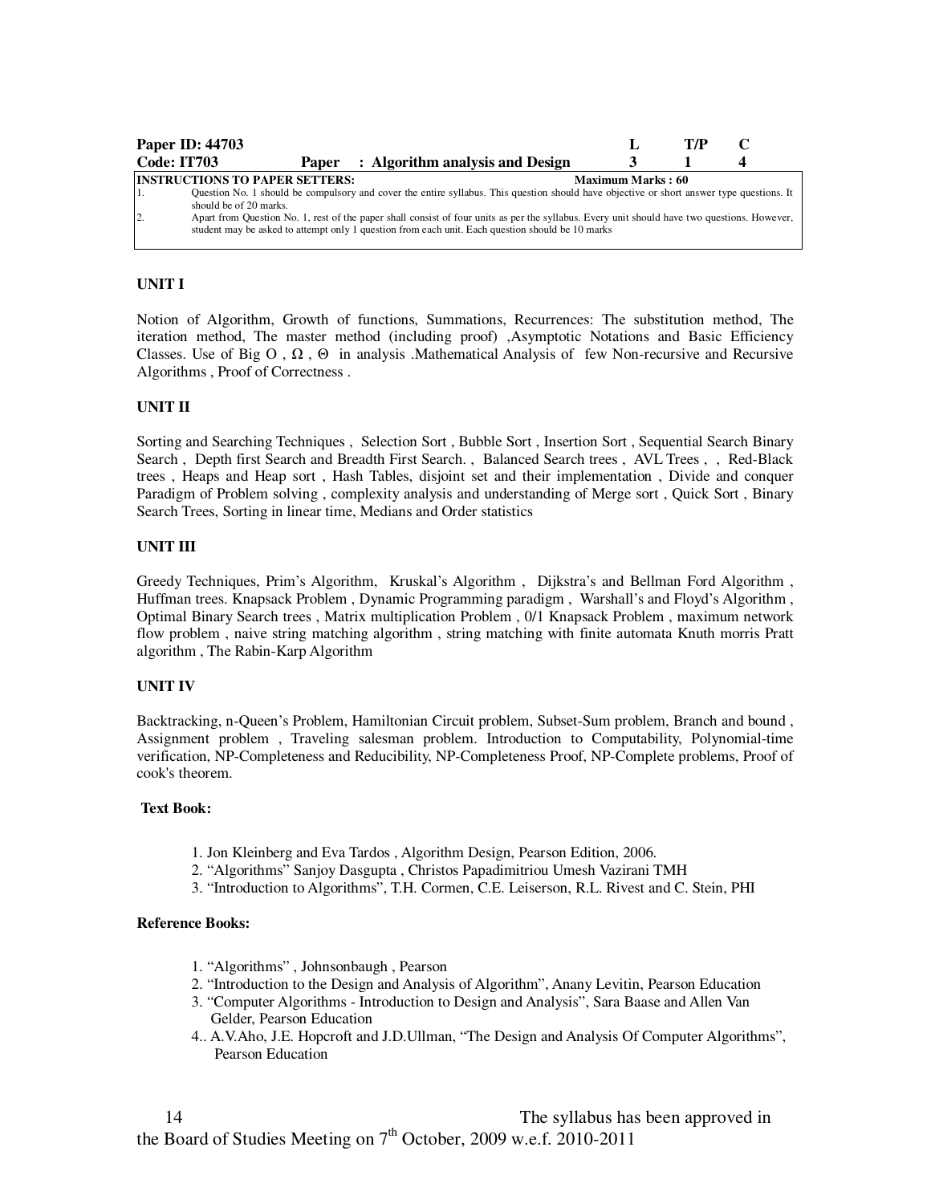| Paper ID: 44703 | | L | T/P | C |
|---|---|---|---|---|
| Code: IT703 | Paper : Algorithm analysis and Design | 3 | 1 | 4 |

**INSTRUCTIONS TO PAPER SETTERS:** **Maximum Marks : 60**

1. Question No. 1 should be compulsory and cover the entire syllabus. This question should have objective or short answer type questions. It should be of 20 marks.
2. Apart from Question No. 1, rest of the paper shall consist of four units as per the syllabus. Every unit should have two questions. However, student may be asked to attempt only 1 question from each unit. Each question should be 10 marks

## UNIT I

Notion of Algorithm, Growth of functions, Summations, Recurrences: The substitution method, The iteration method, The master method (including proof) ,Asymptotic Notations and Basic Efficiency Classes. Use of Big O , $\Omega$ , $\Theta$ in analysis .Mathematical Analysis of few Non-recursive and Recursive Algorithms , Proof of Correctness .

## UNIT II

Sorting and Searching Techniques , Selection Sort , Bubble Sort , Insertion Sort , Sequential Search Binary Search , Depth first Search and Breadth First Search. , Balanced Search trees , AVL Trees , , Red-Black trees , Heaps and Heap sort , Hash Tables, disjoint set and their implementation , Divide and conquer Paradigm of Problem solving , complexity analysis and understanding of Merge sort , Quick Sort , Binary Search Trees, Sorting in linear time, Medians and Order statistics

## UNIT III

Greedy Techniques, Prim's Algorithm, Kruskal's Algorithm , Dijkstra's and Bellman Ford Algorithm , Huffman trees. Knapsack Problem , Dynamic Programming paradigm , Warshall's and Floyd's Algorithm , Optimal Binary Search trees , Matrix multiplication Problem , 0/1 Knapsack Problem , maximum network flow problem , naive string matching algorithm , string matching with finite automata Knuth morris Pratt algorithm , The Rabin-Karp Algorithm

## UNIT IV

Backtracking, n-Queen's Problem, Hamiltonian Circuit problem, Subset-Sum problem, Branch and bound , Assignment problem , Traveling salesman problem. Introduction to Computability, Polynomial-time verification, NP-Completeness and Reducibility, NP-Completeness Proof, NP-Complete problems, Proof of cook's theorem.

**Text Book:**

1. Jon Kleinberg and Eva Tardos , Algorithm Design, Pearson Edition, 2006.
2. "Algorithms" Sanjoy Dasgupta , Christos Papadimitriou Umesh Vazirani TMH
3. "Introduction to Algorithms", T.H. Cormen, C.E. Leiserson, R.L. Rivest and C. Stein, PHI

**Reference Books:**

1. "Algorithms" , Johnsonbaugh , Pearson
2. "Introduction to the Design and Analysis of Algorithm", Anany Levitin, Pearson Education
3. "Computer Algorithms - Introduction to Design and Analysis", Sara Baase and Allen Van Gelder, Pearson Education
4. A.V.Aho, J.E. Hopcroft and J.D.Ullman, "The Design and Analysis Of Computer Algorithms", Pearson Education

The syllabus has been approved in the Board of Studies Meeting on 7th October, 2009 w.e.f. 2010-2011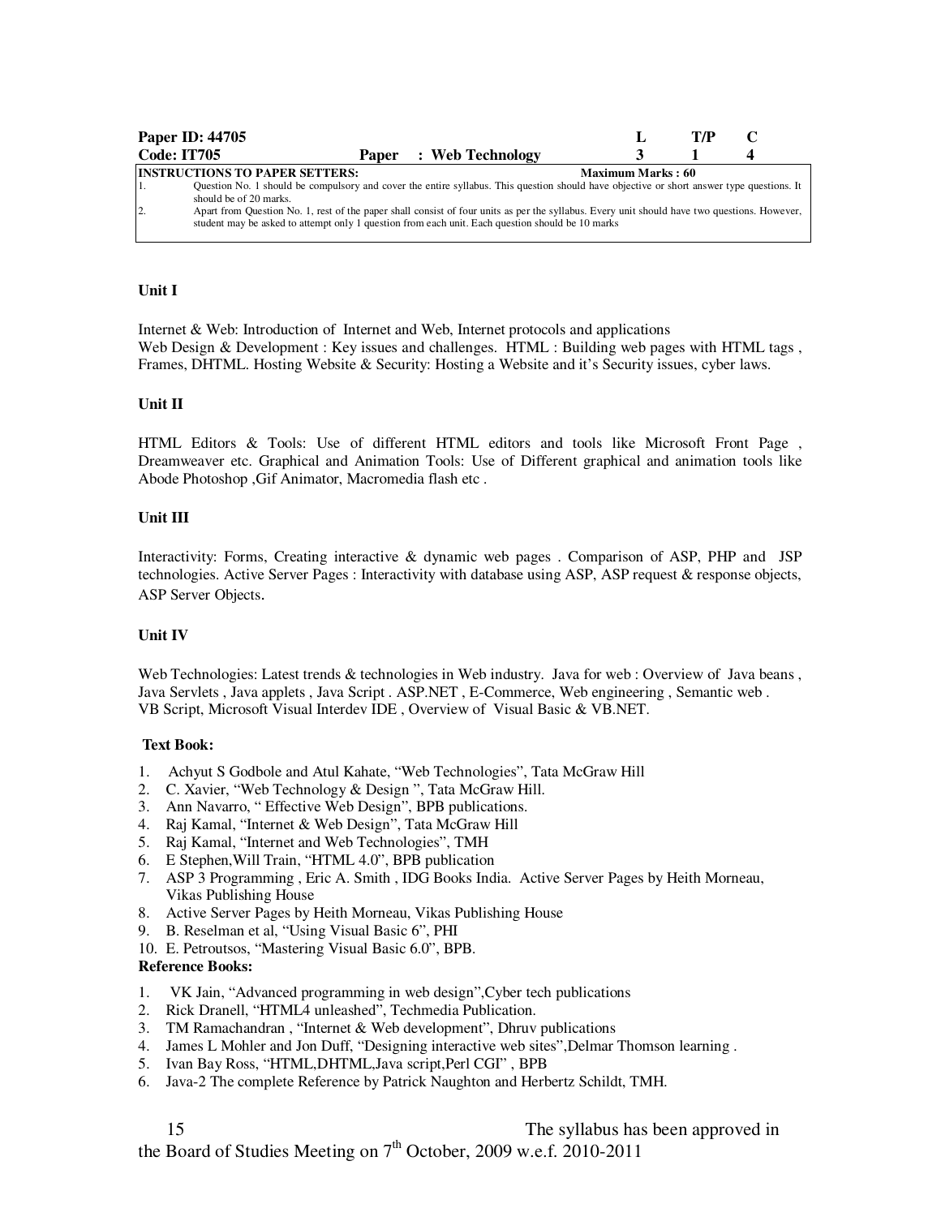| Paper ID: 44705 | | L | T/P | C |
|---|---|---|---|---|
| Code: IT705 | Paper : Web Technology | 3 | 1 | 4 |

**INSTRUCTIONS TO PAPER SETTERS:** **Maximum Marks : 60**

1. Question No. 1 should be compulsory and cover the entire syllabus. This question should have objective or short answer type questions. It should be of 20 marks.
2. Apart from Question No. 1, rest of the paper shall consist of four units as per the syllabus. Every unit should have two questions. However, student may be asked to attempt only 1 question from each unit. Each question should be 10 marks

**Unit I**

Internet & Web: Introduction of Internet and Web, Internet protocols and applications
Web Design & Development : Key issues and challenges. HTML : Building web pages with HTML tags , Frames, DHTML. Hosting Website & Security: Hosting a Website and it's Security issues, cyber laws.

**Unit II**

HTML Editors & Tools: Use of different HTML editors and tools like Microsoft Front Page , Dreamweaver etc. Graphical and Animation Tools: Use of Different graphical and animation tools like Abode Photoshop ,Gif Animator, Macromedia flash etc .

**Unit III**

Interactivity: Forms, Creating interactive & dynamic web pages . Comparison of ASP, PHP and JSP technologies. Active Server Pages : Interactivity with database using ASP, ASP request & response objects, ASP Server Objects.

**Unit IV**

Web Technologies: Latest trends & technologies in Web industry. Java for web : Overview of Java beans , Java Servlets , Java applets , Java Script . ASP.NET , E-Commerce, Web engineering , Semantic web . VB Script, Microsoft Visual Interdev IDE , Overview of Visual Basic & VB.NET.

**Text Book:**

1. Achyut S Godbole and Atul Kahate, "Web Technologies", Tata McGraw Hill
2. C. Xavier, "Web Technology & Design ", Tata McGraw Hill.
3. Ann Navarro, " Effective Web Design", BPB publications.
4. Raj Kamal, "Internet & Web Design", Tata McGraw Hill
5. Raj Kamal, "Internet and Web Technologies", TMH
6. E Stephen,Will Train, "HTML 4.0", BPB publication
7. ASP 3 Programming , Eric A. Smith , IDG Books India. Active Server Pages by Heith Morneau, Vikas Publishing House
8. Active Server Pages by Heith Morneau, Vikas Publishing House
9. B. Reselman et al, "Using Visual Basic 6", PHI
10. E. Petroutsos, "Mastering Visual Basic 6.0", BPB.

**Reference Books:**

1. VK Jain, "Advanced programming in web design",Cyber tech publications
2. Rick Dranell, "HTML4 unleashed", Techmedia Publication.
3. TM Ramachandran , "Internet & Web development", Dhruv publications
4. James L Mohler and Jon Duff, "Designing interactive web sites",Delmar Thomson learning .
5. Ivan Bay Ross, "HTML,DHTML,Java script,Perl CGI" , BPB
6. Java-2 The complete Reference by Patrick Naughton and Herbertz Schildt, TMH.

The syllabus has been approved in the Board of Studies Meeting on 7th October, 2009 w.e.f. 2010-2011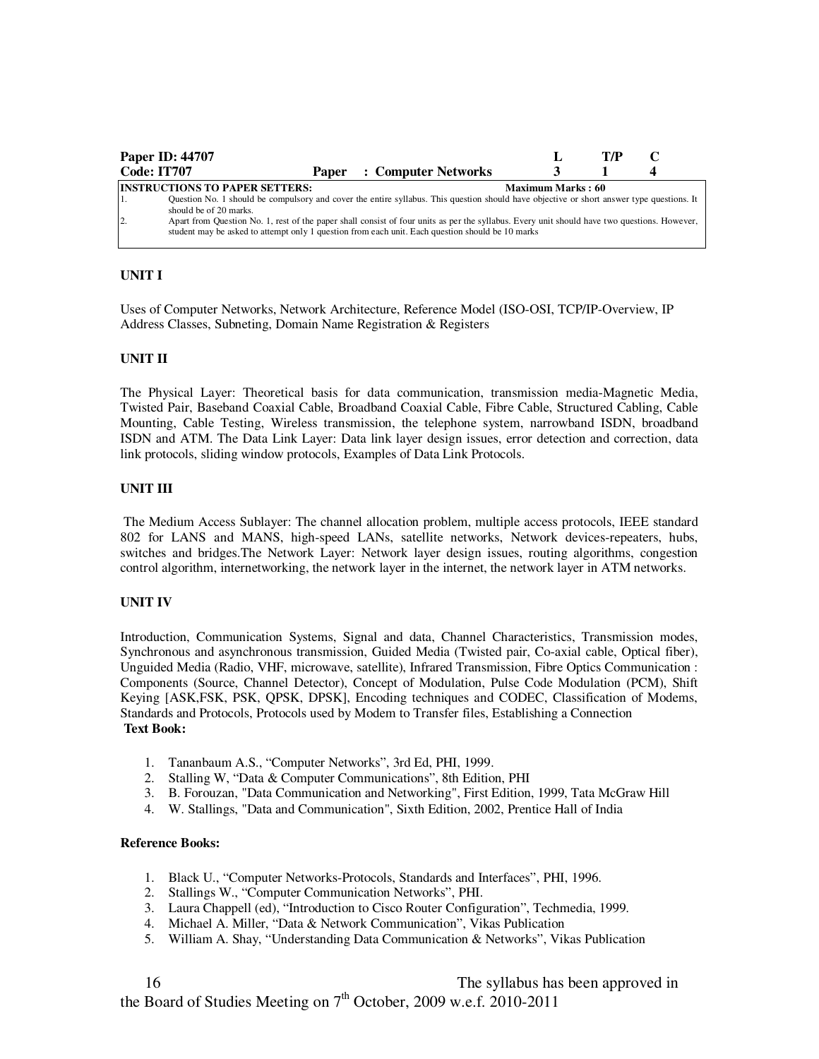| **Paper ID: 44707** | | | **L** | **T/P** | **C** |
|---|---|---|---|---|---|
| **Code: IT707** | **Paper** | **: Computer Networks** | **3** | **1** | **4** |

**INSTRUCTIONS TO PAPER SETTERS:** **Maximum Marks : 60**

1. Question No. 1 should be compulsory and cover the entire syllabus. This question should have objective or short answer type questions. It should be of 20 marks.
2. Apart from Question No. 1, rest of the paper shall consist of four units as per the syllabus. Every unit should have two questions. However, student may be asked to attempt only 1 question from each unit. Each question should be 10 marks

### UNIT I

Uses of Computer Networks, Network Architecture, Reference Model (ISO-OSI, TCP/IP-Overview, IP Address Classes, Subneting, Domain Name Registration & Registers

### UNIT II

The Physical Layer: Theoretical basis for data communication, transmission media-Magnetic Media, Twisted Pair, Baseband Coaxial Cable, Broadband Coaxial Cable, Fibre Cable, Structured Cabling, Cable Mounting, Cable Testing, Wireless transmission, the telephone system, narrowband ISDN, broadband ISDN and ATM. The Data Link Layer: Data link layer design issues, error detection and correction, data link protocols, sliding window protocols, Examples of Data Link Protocols.

### UNIT III

The Medium Access Sublayer: The channel allocation problem, multiple access protocols, IEEE standard 802 for LANS and MANS, high-speed LANs, satellite networks, Network devices-repeaters, hubs, switches and bridges.The Network Layer: Network layer design issues, routing algorithms, congestion control algorithm, internetworking, the network layer in the internet, the network layer in ATM networks.

### UNIT IV

Introduction, Communication Systems, Signal and data, Channel Characteristics, Transmission modes, Synchronous and asynchronous transmission, Guided Media (Twisted pair, Co-axial cable, Optical fiber), Unguided Media (Radio, VHF, microwave, satellite), Infrared Transmission, Fibre Optics Communication : Components (Source, Channel Detector), Concept of Modulation, Pulse Code Modulation (PCM), Shift Keying [ASK,FSK, PSK, QPSK, DPSK], Encoding techniques and CODEC, Classification of Modems, Standards and Protocols, Protocols used by Modem to Transfer files, Establishing a Connection

**Text Book:**

1. Tananbaum A.S., "Computer Networks", 3rd Ed, PHI, 1999.
2. Stalling W, "Data & Computer Communications", 8th Edition, PHI
3. B. Forouzan, "Data Communication and Networking", First Edition, 1999, Tata McGraw Hill
4. W. Stallings, "Data and Communication", Sixth Edition, 2002, Prentice Hall of India

**Reference Books:**

1. Black U., "Computer Networks-Protocols, Standards and Interfaces", PHI, 1996.
2. Stallings W., "Computer Communication Networks", PHI.
3. Laura Chappell (ed), "Introduction to Cisco Router Configuration", Techmedia, 1999.
4. Michael A. Miller, "Data & Network Communication", Vikas Publication
5. William A. Shay, "Understanding Data Communication & Networks", Vikas Publication

The syllabus has been approved in the Board of Studies Meeting on 7th October, 2009 w.e.f. 2010-2011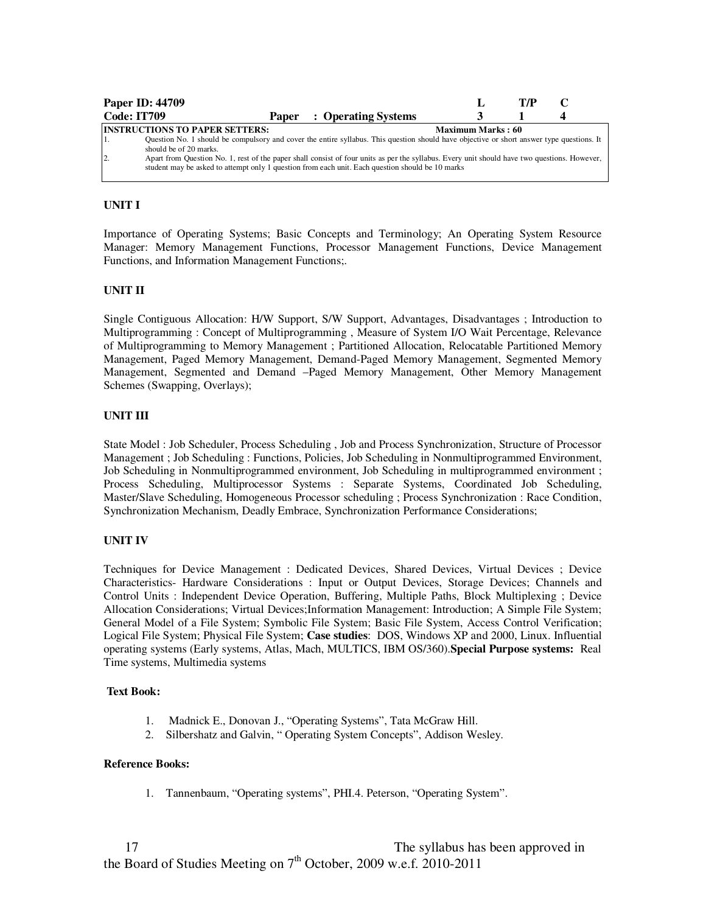| Paper ID: 44709 | | L | T/P | C |
|---|---|---|---|---|
| Code: IT709 | Paper : Operating Systems | 3 | 1 | 4 |

**INSTRUCTIONS TO PAPER SETTERS:** **Maximum Marks : 60**

1. Question No. 1 should be compulsory and cover the entire syllabus. This question should have objective or short answer type questions. It should be of 20 marks.
2. Apart from Question No. 1, rest of the paper shall consist of four units as per the syllabus. Every unit should have two questions. However, student may be asked to attempt only 1 question from each unit. Each question should be 10 marks

**UNIT I**

Importance of Operating Systems; Basic Concepts and Terminology; An Operating System Resource Manager: Memory Management Functions, Processor Management Functions, Device Management Functions, and Information Management Functions;.

**UNIT II**

Single Contiguous Allocation: H/W Support, S/W Support, Advantages, Disadvantages ; Introduction to Multiprogramming : Concept of Multiprogramming , Measure of System I/O Wait Percentage, Relevance of Multiprogramming to Memory Management ; Partitioned Allocation, Relocatable Partitioned Memory Management, Paged Memory Management, Demand-Paged Memory Management, Segmented Memory Management, Segmented and Demand –Paged Memory Management, Other Memory Management Schemes (Swapping, Overlays);

**UNIT III**

State Model : Job Scheduler, Process Scheduling , Job and Process Synchronization, Structure of Processor Management ; Job Scheduling : Functions, Policies, Job Scheduling in Nonmultiprogrammed Environment, Job Scheduling in Nonmultiprogrammed environment, Job Scheduling in multiprogrammed environment ; Process Scheduling, Multiprocessor Systems : Separate Systems, Coordinated Job Scheduling, Master/Slave Scheduling, Homogeneous Processor scheduling ; Process Synchronization : Race Condition, Synchronization Mechanism, Deadly Embrace, Synchronization Performance Considerations;

**UNIT IV**

Techniques for Device Management : Dedicated Devices, Shared Devices, Virtual Devices ; Device Characteristics- Hardware Considerations : Input or Output Devices, Storage Devices; Channels and Control Units : Independent Device Operation, Buffering, Multiple Paths, Block Multiplexing ; Device Allocation Considerations; Virtual Devices;Information Management: Introduction; A Simple File System; General Model of a File System; Symbolic File System; Basic File System, Access Control Verification; Logical File System; Physical File System; **Case studies**: DOS, Windows XP and 2000, Linux. Influential operating systems (Early systems, Atlas, Mach, MULTICS, IBM OS/360).**Special Purpose systems:** Real Time systems, Multimedia systems

**Text Book:**

1. Madnick E., Donovan J., "Operating Systems", Tata McGraw Hill.
2. Silbershatz and Galvin, " Operating System Concepts", Addison Wesley.

**Reference Books:**

1. Tannenbaum, "Operating systems", PHI.4. Peterson, "Operating System".

The syllabus has been approved in the Board of Studies Meeting on 7th October, 2009 w.e.f. 2010-2011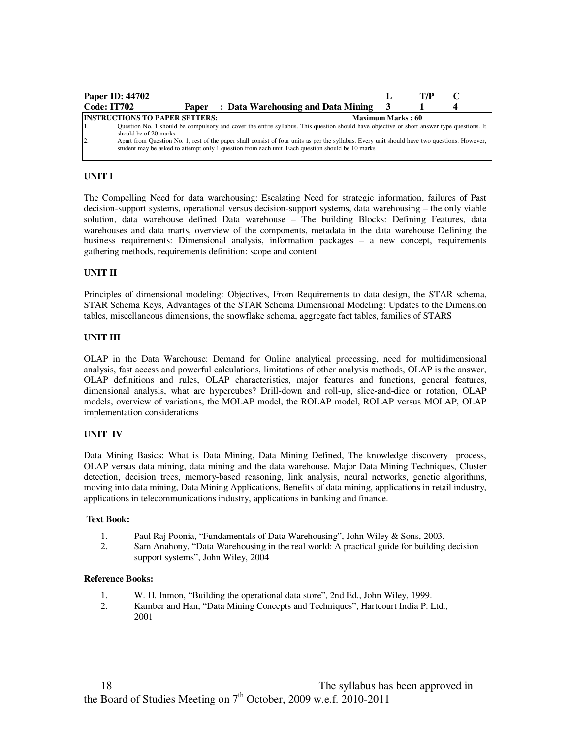| Paper ID: 44702 | | | L | T/P | C |
|---|---|---|---|---|---|
| **Code: IT702** | **Paper** | **: Data Warehousing and Data Mining** | **3** | **1** | **4** |

**INSTRUCTIONS TO PAPER SETTERS:** **Maximum Marks : 60**

1. Question No. 1 should be compulsory and cover the entire syllabus. This question should have objective or short answer type questions. It should be of 20 marks.
2. Apart from Question No. 1, rest of the paper shall consist of four units as per the syllabus. Every unit should have two questions. However, student may be asked to attempt only 1 question from each unit. Each question should be 10 marks

**UNIT I**

The Compelling Need for data warehousing: Escalating Need for strategic information, failures of Past decision-support systems, operational versus decision-support systems, data warehousing – the only viable solution, data warehouse defined Data warehouse – The building Blocks: Defining Features, data warehouses and data marts, overview of the components, metadata in the data warehouse Defining the business requirements: Dimensional analysis, information packages – a new concept, requirements gathering methods, requirements definition: scope and content

**UNIT II**

Principles of dimensional modeling: Objectives, From Requirements to data design, the STAR schema, STAR Schema Keys, Advantages of the STAR Schema Dimensional Modeling: Updates to the Dimension tables, miscellaneous dimensions, the snowflake schema, aggregate fact tables, families of STARS

**UNIT III**

OLAP in the Data Warehouse: Demand for Online analytical processing, need for multidimensional analysis, fast access and powerful calculations, limitations of other analysis methods, OLAP is the answer, OLAP definitions and rules, OLAP characteristics, major features and functions, general features, dimensional analysis, what are hypercubes? Drill-down and roll-up, slice-and-dice or rotation, OLAP models, overview of variations, the MOLAP model, the ROLAP model, ROLAP versus MOLAP, OLAP implementation considerations

**UNIT IV**

Data Mining Basics: What is Data Mining, Data Mining Defined, The knowledge discovery process, OLAP versus data mining, data mining and the data warehouse, Major Data Mining Techniques, Cluster detection, decision trees, memory-based reasoning, link analysis, neural networks, genetic algorithms, moving into data mining, Data Mining Applications, Benefits of data mining, applications in retail industry, applications in telecommunications industry, applications in banking and finance.

**Text Book:**

1. Paul Raj Poonia, "Fundamentals of Data Warehousing", John Wiley & Sons, 2003.
2. Sam Anahony, "Data Warehousing in the real world: A practical guide for building decision support systems", John Wiley, 2004

**Reference Books:**

1. W. H. Inmon, "Building the operational data store", 2nd Ed., John Wiley, 1999.
2. Kamber and Han, "Data Mining Concepts and Techniques", Hartcourt India P. Ltd., 2001

The syllabus has been approved in the Board of Studies Meeting on 7th October, 2009 w.e.f. 2010-2011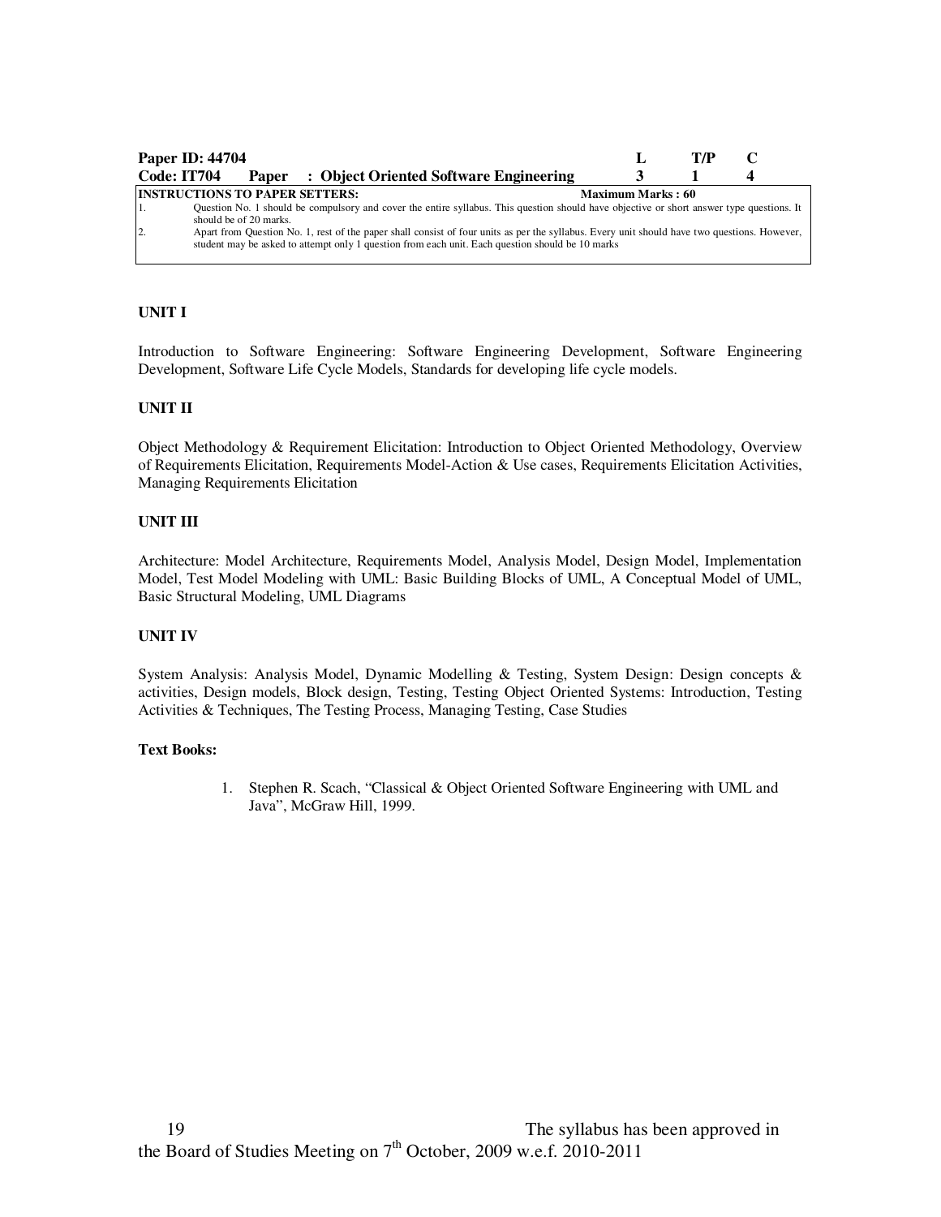| **Paper ID: 44704** | | **L** | **T/P** | **C** |
|---|---|---|---|---|
| **Code: IT704** | **Paper : Object Oriented Software Engineering** | **3** | **1** | **4** |

**INSTRUCTIONS TO PAPER SETTERS:** **Maximum Marks : 60**

1. Question No. 1 should be compulsory and cover the entire syllabus. This question should have objective or short answer type questions. It should be of 20 marks.
2. Apart from Question No. 1, rest of the paper shall consist of four units as per the syllabus. Every unit should have two questions. However, student may be asked to attempt only 1 question from each unit. Each question should be 10 marks

**UNIT I**

Introduction to Software Engineering: Software Engineering Development, Software Engineering Development, Software Life Cycle Models, Standards for developing life cycle models.

**UNIT II**

Object Methodology & Requirement Elicitation: Introduction to Object Oriented Methodology, Overview of Requirements Elicitation, Requirements Model-Action & Use cases, Requirements Elicitation Activities, Managing Requirements Elicitation

**UNIT III**

Architecture: Model Architecture, Requirements Model, Analysis Model, Design Model, Implementation Model, Test Model Modeling with UML: Basic Building Blocks of UML, A Conceptual Model of UML, Basic Structural Modeling, UML Diagrams

**UNIT IV**

System Analysis: Analysis Model, Dynamic Modelling & Testing, System Design: Design concepts & activities, Design models, Block design, Testing, Testing Object Oriented Systems: Introduction, Testing Activities & Techniques, The Testing Process, Managing Testing, Case Studies

**Text Books:**

1. Stephen R. Scach, "Classical & Object Oriented Software Engineering with UML and Java", McGraw Hill, 1999.

The syllabus has been approved in the Board of Studies Meeting on 7th October, 2009 w.e.f. 2010-2011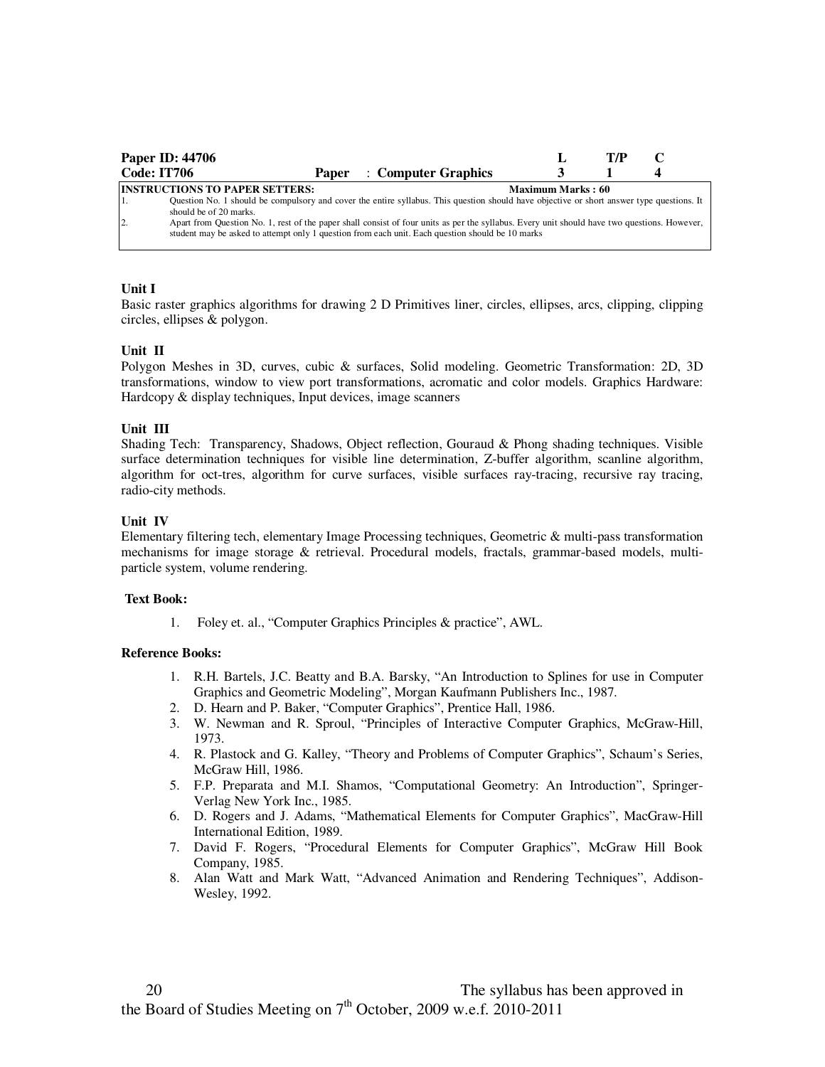| Paper ID: 44706 | | | L | T/P | C |
|---|---|---|---|---|---|
| **Code: IT706** | **Paper** | : **Computer Graphics** | **3** | **1** | **4** |

**INSTRUCTIONS TO PAPER SETTERS:** **Maximum Marks : 60**

1. Question No. 1 should be compulsory and cover the entire syllabus. This question should have objective or short answer type questions. It should be of 20 marks.
2. Apart from Question No. 1, rest of the paper shall consist of four units as per the syllabus. Every unit should have two questions. However, student may be asked to attempt only 1 question from each unit. Each question should be 10 marks

**Unit I**

Basic raster graphics algorithms for drawing 2 D Primitives liner, circles, ellipses, arcs, clipping, clipping circles, ellipses & polygon.

**Unit II**

Polygon Meshes in 3D, curves, cubic & surfaces, Solid modeling. Geometric Transformation: 2D, 3D transformations, window to view port transformations, acromatic and color models. Graphics Hardware: Hardcopy & display techniques, Input devices, image scanners

**Unit III**

Shading Tech: Transparency, Shadows, Object reflection, Gouraud & Phong shading techniques. Visible surface determination techniques for visible line determination, Z-buffer algorithm, scanline algorithm, algorithm for oct-tres, algorithm for curve surfaces, visible surfaces ray-tracing, recursive ray tracing, radio-city methods.

**Unit IV**

Elementary filtering tech, elementary Image Processing techniques, Geometric & multi-pass transformation mechanisms for image storage & retrieval. Procedural models, fractals, grammar-based models, multi-particle system, volume rendering.

**Text Book:**

1. Foley et. al., "Computer Graphics Principles & practice", AWL.

**Reference Books:**

1. R.H. Bartels, J.C. Beatty and B.A. Barsky, "An Introduction to Splines for use in Computer Graphics and Geometric Modeling", Morgan Kaufmann Publishers Inc., 1987.
2. D. Hearn and P. Baker, "Computer Graphics", Prentice Hall, 1986.
3. W. Newman and R. Sproul, "Principles of Interactive Computer Graphics, McGraw-Hill, 1973.
4. R. Plastock and G. Kalley, "Theory and Problems of Computer Graphics", Schaum's Series, McGraw Hill, 1986.
5. F.P. Preparata and M.I. Shamos, "Computational Geometry: An Introduction", Springer-Verlag New York Inc., 1985.
6. D. Rogers and J. Adams, "Mathematical Elements for Computer Graphics", MacGraw-Hill International Edition, 1989.
7. David F. Rogers, "Procedural Elements for Computer Graphics", McGraw Hill Book Company, 1985.
8. Alan Watt and Mark Watt, "Advanced Animation and Rendering Techniques", Addison-Wesley, 1992.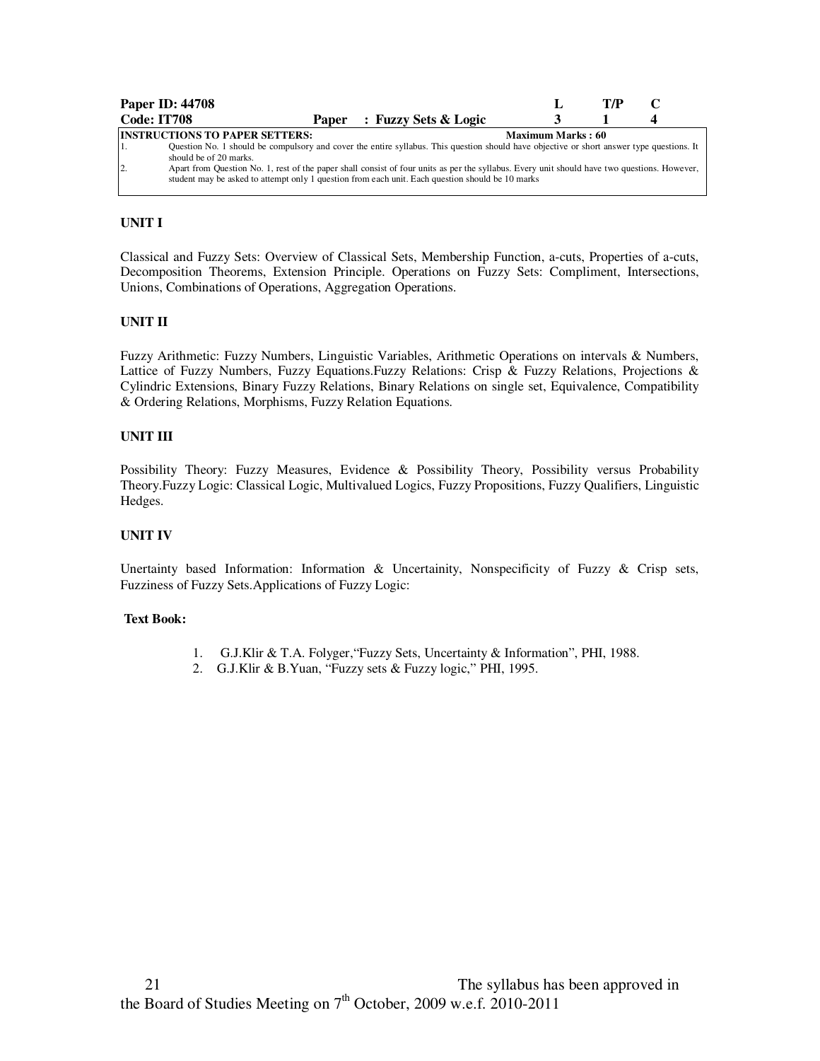| Paper ID: 44708 | | | L | T/P | C |
|---|---|---|---|---|---|
| Code: IT708 | Paper | : Fuzzy Sets & Logic | 3 | 1 | 4 |

**INSTRUCTIONS TO PAPER SETTERS:** **Maximum Marks : 60**

1. Question No. 1 should be compulsory and cover the entire syllabus. This question should have objective or short answer type questions. It should be of 20 marks.
2. Apart from Question No. 1, rest of the paper shall consist of four units as per the syllabus. Every unit should have two questions. However, student may be asked to attempt only 1 question from each unit. Each question should be 10 marks

### UNIT I

Classical and Fuzzy Sets: Overview of Classical Sets, Membership Function, a-cuts, Properties of a-cuts, Decomposition Theorems, Extension Principle. Operations on Fuzzy Sets: Compliment, Intersections, Unions, Combinations of Operations, Aggregation Operations.

### UNIT II

Fuzzy Arithmetic: Fuzzy Numbers, Linguistic Variables, Arithmetic Operations on intervals & Numbers, Lattice of Fuzzy Numbers, Fuzzy Equations.Fuzzy Relations: Crisp & Fuzzy Relations, Projections & Cylindric Extensions, Binary Fuzzy Relations, Binary Relations on single set, Equivalence, Compatibility & Ordering Relations, Morphisms, Fuzzy Relation Equations.

### UNIT III

Possibility Theory: Fuzzy Measures, Evidence & Possibility Theory, Possibility versus Probability Theory.Fuzzy Logic: Classical Logic, Multivalued Logics, Fuzzy Propositions, Fuzzy Qualifiers, Linguistic Hedges.

### UNIT IV

Unertainty based Information: Information & Uncertainity, Nonspecificity of Fuzzy & Crisp sets, Fuzziness of Fuzzy Sets.Applications of Fuzzy Logic:

**Text Book:**

1. G.J.Klir & T.A. Folyger,"Fuzzy Sets, Uncertainty & Information", PHI, 1988.
2. G.J.Klir & B.Yuan, "Fuzzy sets & Fuzzy logic," PHI, 1995.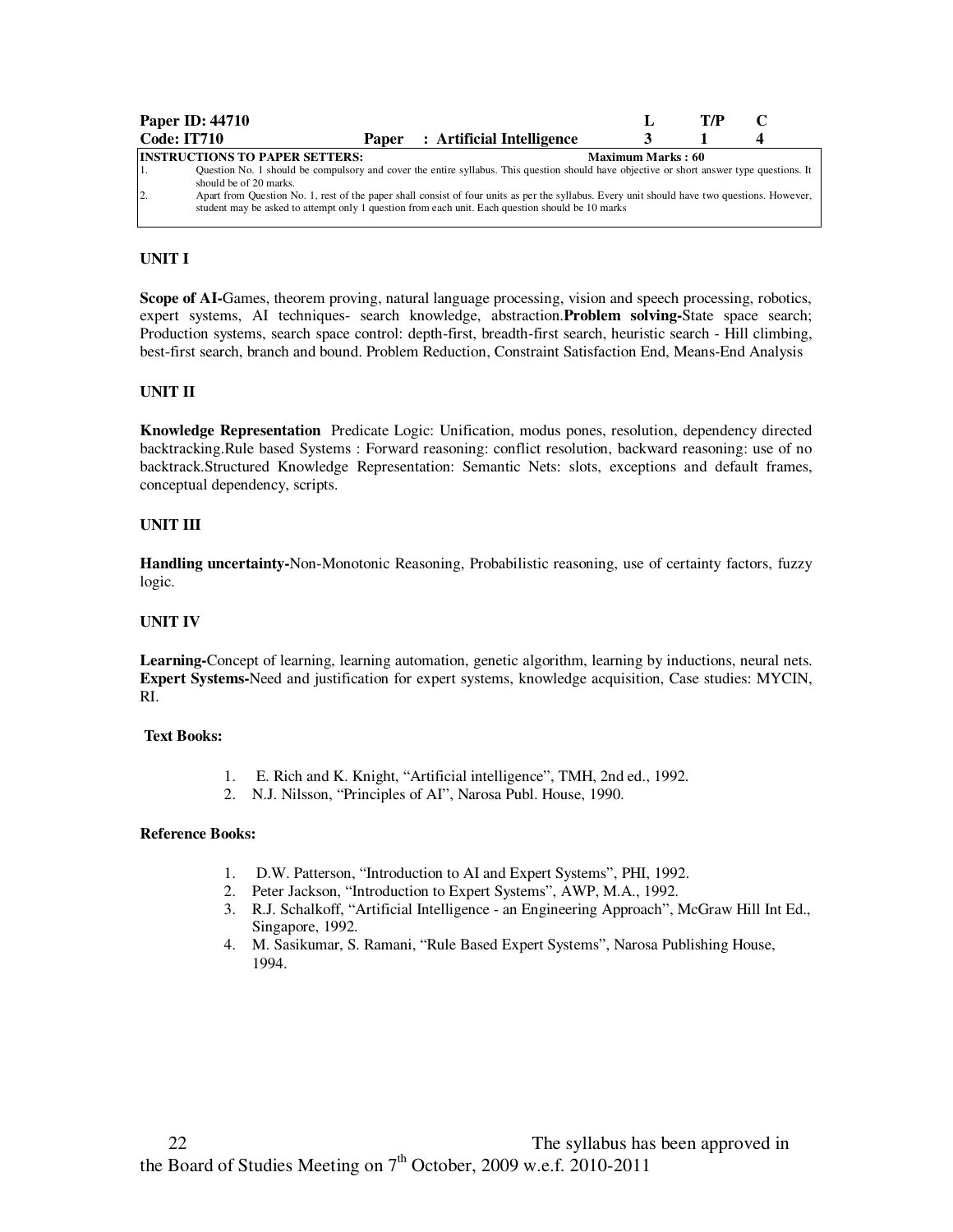| Paper ID: 44710 | | L | T/P | C |
|---|---|---|---|---|
| Code: IT710 | Paper : Artificial Intelligence | 3 | 1 | 4 |

**INSTRUCTIONS TO PAPER SETTERS:** **Maximum Marks : 60**

1. Question No. 1 should be compulsory and cover the entire syllabus. This question should have objective or short answer type questions. It should be of 20 marks.
2. Apart from Question No. 1, rest of the paper shall consist of four units as per the syllabus. Every unit should have two questions. However, student may be asked to attempt only 1 question from each unit. Each question should be 10 marks

## UNIT I

**Scope of AI-**Games, theorem proving, natural language processing, vision and speech processing, robotics, expert systems, AI techniques- search knowledge, abstraction.**Problem solving-**State space search; Production systems, search space control: depth-first, breadth-first search, heuristic search - Hill climbing, best-first search, branch and bound. Problem Reduction, Constraint Satisfaction End, Means-End Analysis

## UNIT II

**Knowledge Representation** Predicate Logic: Unification, modus pones, resolution, dependency directed backtracking.Rule based Systems : Forward reasoning: conflict resolution, backward reasoning: use of no backtrack.Structured Knowledge Representation: Semantic Nets: slots, exceptions and default frames, conceptual dependency, scripts.

## UNIT III

**Handling uncertainty-**Non-Monotonic Reasoning, Probabilistic reasoning, use of certainty factors, fuzzy logic.

## UNIT IV

**Learning-**Concept of learning, learning automation, genetic algorithm, learning by inductions, neural nets. **Expert Systems-**Need and justification for expert systems, knowledge acquisition, Case studies: MYCIN, RI.

**Text Books:**

1. E. Rich and K. Knight, "Artificial intelligence", TMH, 2nd ed., 1992.
2. N.J. Nilsson, "Principles of AI", Narosa Publ. House, 1990.

**Reference Books:**

1. D.W. Patterson, "Introduction to AI and Expert Systems", PHI, 1992.
2. Peter Jackson, "Introduction to Expert Systems", AWP, M.A., 1992.
3. R.J. Schalkoff, "Artificial Intelligence - an Engineering Approach", McGraw Hill Int Ed., Singapore, 1992.
4. M. Sasikumar, S. Ramani, "Rule Based Expert Systems", Narosa Publishing House, 1994.

The syllabus has been approved in the Board of Studies Meeting on 7th October, 2009 w.e.f. 2010-2011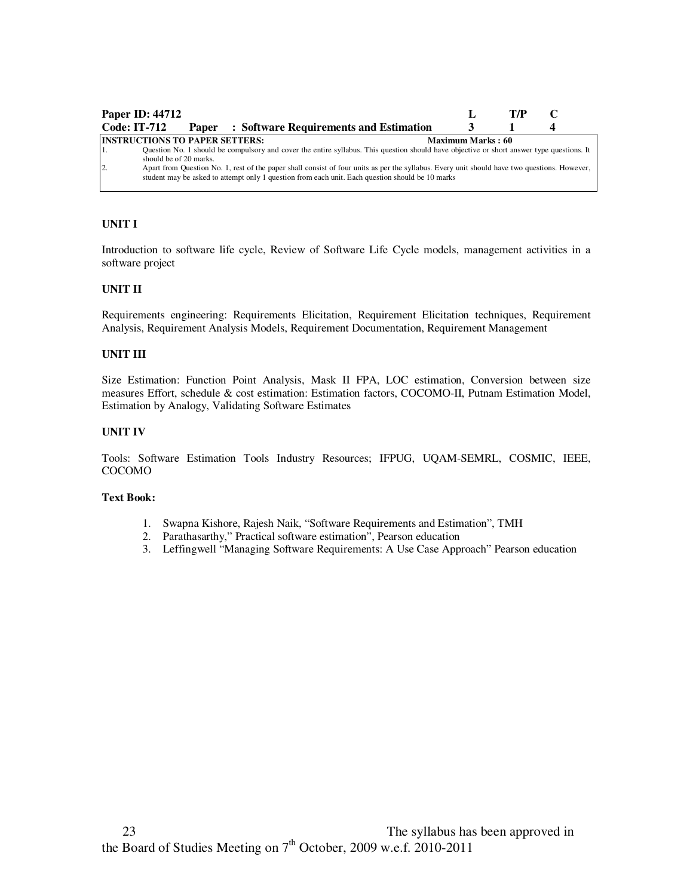| Paper ID: 44712 | | L | T/P | C |
|---|---|---|---|---|
| Code: IT-712 | Paper : Software Requirements and Estimation | 3 | 1 | 4 |

**INSTRUCTIONS TO PAPER SETTERS:** **Maximum Marks : 60**

1. Question No. 1 should be compulsory and cover the entire syllabus. This question should have objective or short answer type questions. It should be of 20 marks.
2. Apart from Question No. 1, rest of the paper shall consist of four units as per the syllabus. Every unit should have two questions. However, student may be asked to attempt only 1 question from each unit. Each question should be 10 marks

**UNIT I**

Introduction to software life cycle, Review of Software Life Cycle models, management activities in a software project

**UNIT II**

Requirements engineering: Requirements Elicitation, Requirement Elicitation techniques, Requirement Analysis, Requirement Analysis Models, Requirement Documentation, Requirement Management

**UNIT III**

Size Estimation: Function Point Analysis, Mask II FPA, LOC estimation, Conversion between size measures Effort, schedule & cost estimation: Estimation factors, COCOMO-II, Putnam Estimation Model, Estimation by Analogy, Validating Software Estimates

**UNIT IV**

Tools: Software Estimation Tools Industry Resources; IFPUG, UQAM-SEMRL, COSMIC, IEEE, COCOMO

**Text Book:**

1. Swapna Kishore, Rajesh Naik, "Software Requirements and Estimation", TMH
2. Parathasarthy," Practical software estimation", Pearson education
3. Leffingwell "Managing Software Requirements: A Use Case Approach" Pearson education

The syllabus has been approved in the Board of Studies Meeting on 7th October, 2009 w.e.f. 2010-2011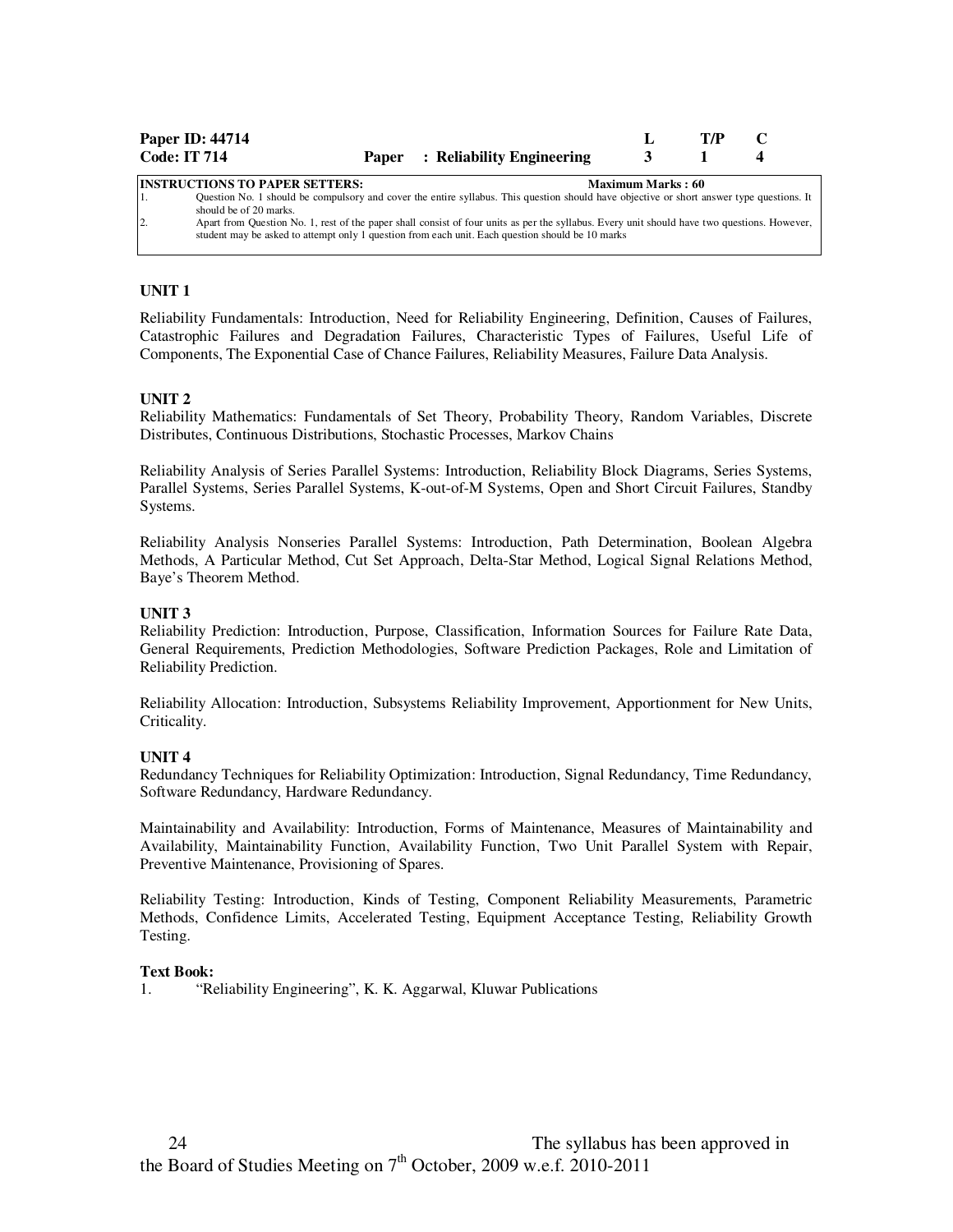| Paper ID: 44714 | | | L | T/P | C |
|---|---|---|---|---|---|
| **Code: IT 714** | **Paper** | **: Reliability Engineering** | **3** | **1** | **4** |

**INSTRUCTIONS TO PAPER SETTERS:** **Maximum Marks : 60**

1. Question No. 1 should be compulsory and cover the entire syllabus. This question should have objective or short answer type questions. It should be of 20 marks.
2. Apart from Question No. 1, rest of the paper shall consist of four units as per the syllabus. Every unit should have two questions. However, student may be asked to attempt only 1 question from each unit. Each question should be 10 marks

**UNIT 1**

Reliability Fundamentals: Introduction, Need for Reliability Engineering, Definition, Causes of Failures, Catastrophic Failures and Degradation Failures, Characteristic Types of Failures, Useful Life of Components, The Exponential Case of Chance Failures, Reliability Measures, Failure Data Analysis.

**UNIT 2**

Reliability Mathematics: Fundamentals of Set Theory, Probability Theory, Random Variables, Discrete Distributes, Continuous Distributions, Stochastic Processes, Markov Chains

Reliability Analysis of Series Parallel Systems: Introduction, Reliability Block Diagrams, Series Systems, Parallel Systems, Series Parallel Systems, K-out-of-M Systems, Open and Short Circuit Failures, Standby Systems.

Reliability Analysis Nonseries Parallel Systems: Introduction, Path Determination, Boolean Algebra Methods, A Particular Method, Cut Set Approach, Delta-Star Method, Logical Signal Relations Method, Baye's Theorem Method.

**UNIT 3**

Reliability Prediction: Introduction, Purpose, Classification, Information Sources for Failure Rate Data, General Requirements, Prediction Methodologies, Software Prediction Packages, Role and Limitation of Reliability Prediction.

Reliability Allocation: Introduction, Subsystems Reliability Improvement, Apportionment for New Units, Criticality.

**UNIT 4**

Redundancy Techniques for Reliability Optimization: Introduction, Signal Redundancy, Time Redundancy, Software Redundancy, Hardware Redundancy.

Maintainability and Availability: Introduction, Forms of Maintenance, Measures of Maintainability and Availability, Maintainability Function, Availability Function, Two Unit Parallel System with Repair, Preventive Maintenance, Provisioning of Spares.

Reliability Testing: Introduction, Kinds of Testing, Component Reliability Measurements, Parametric Methods, Confidence Limits, Accelerated Testing, Equipment Acceptance Testing, Reliability Growth Testing.

**Text Book:**

1. "Reliability Engineering", K. K. Aggarwal, Kluwar Publications

The syllabus has been approved in the Board of Studies Meeting on 7th October, 2009 w.e.f. 2010-2011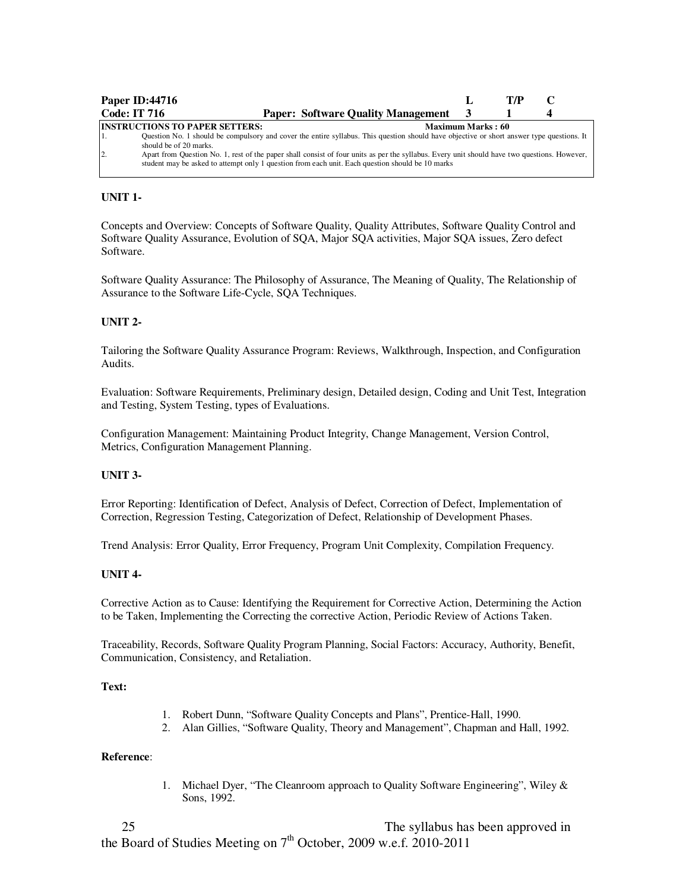| Paper ID:44716 | | L | T/P | C |
|---|---|---|---|---|
| Code: IT 716 | Paper: Software Quality Management | 3 | 1 | 4 |

**INSTRUCTIONS TO PAPER SETTERS:** **Maximum Marks : 60**

1. Question No. 1 should be compulsory and cover the entire syllabus. This question should have objective or short answer type questions. It should be of 20 marks.
2. Apart from Question No. 1, rest of the paper shall consist of four units as per the syllabus. Every unit should have two questions. However, student may be asked to attempt only 1 question from each unit. Each question should be 10 marks

**UNIT 1-**

Concepts and Overview: Concepts of Software Quality, Quality Attributes, Software Quality Control and Software Quality Assurance, Evolution of SQA, Major SQA activities, Major SQA issues, Zero defect Software.

Software Quality Assurance: The Philosophy of Assurance, The Meaning of Quality, The Relationship of Assurance to the Software Life-Cycle, SQA Techniques.

**UNIT 2-**

Tailoring the Software Quality Assurance Program: Reviews, Walkthrough, Inspection, and Configuration Audits.

Evaluation: Software Requirements, Preliminary design, Detailed design, Coding and Unit Test, Integration and Testing, System Testing, types of Evaluations.

Configuration Management: Maintaining Product Integrity, Change Management, Version Control, Metrics, Configuration Management Planning.

**UNIT 3-**

Error Reporting: Identification of Defect, Analysis of Defect, Correction of Defect, Implementation of Correction, Regression Testing, Categorization of Defect, Relationship of Development Phases.

Trend Analysis: Error Quality, Error Frequency, Program Unit Complexity, Compilation Frequency.

**UNIT 4-**

Corrective Action as to Cause: Identifying the Requirement for Corrective Action, Determining the Action to be Taken, Implementing the Correcting the corrective Action, Periodic Review of Actions Taken.

Traceability, Records, Software Quality Program Planning, Social Factors: Accuracy, Authority, Benefit, Communication, Consistency, and Retaliation.

**Text:**

1. Robert Dunn, "Software Quality Concepts and Plans", Prentice-Hall, 1990.
2. Alan Gillies, "Software Quality, Theory and Management", Chapman and Hall, 1992.

**Reference**:

1. Michael Dyer, "The Cleanroom approach to Quality Software Engineering", Wiley & Sons, 1992.

The syllabus has been approved in the Board of Studies Meeting on 7th October, 2009 w.e.f. 2010-2011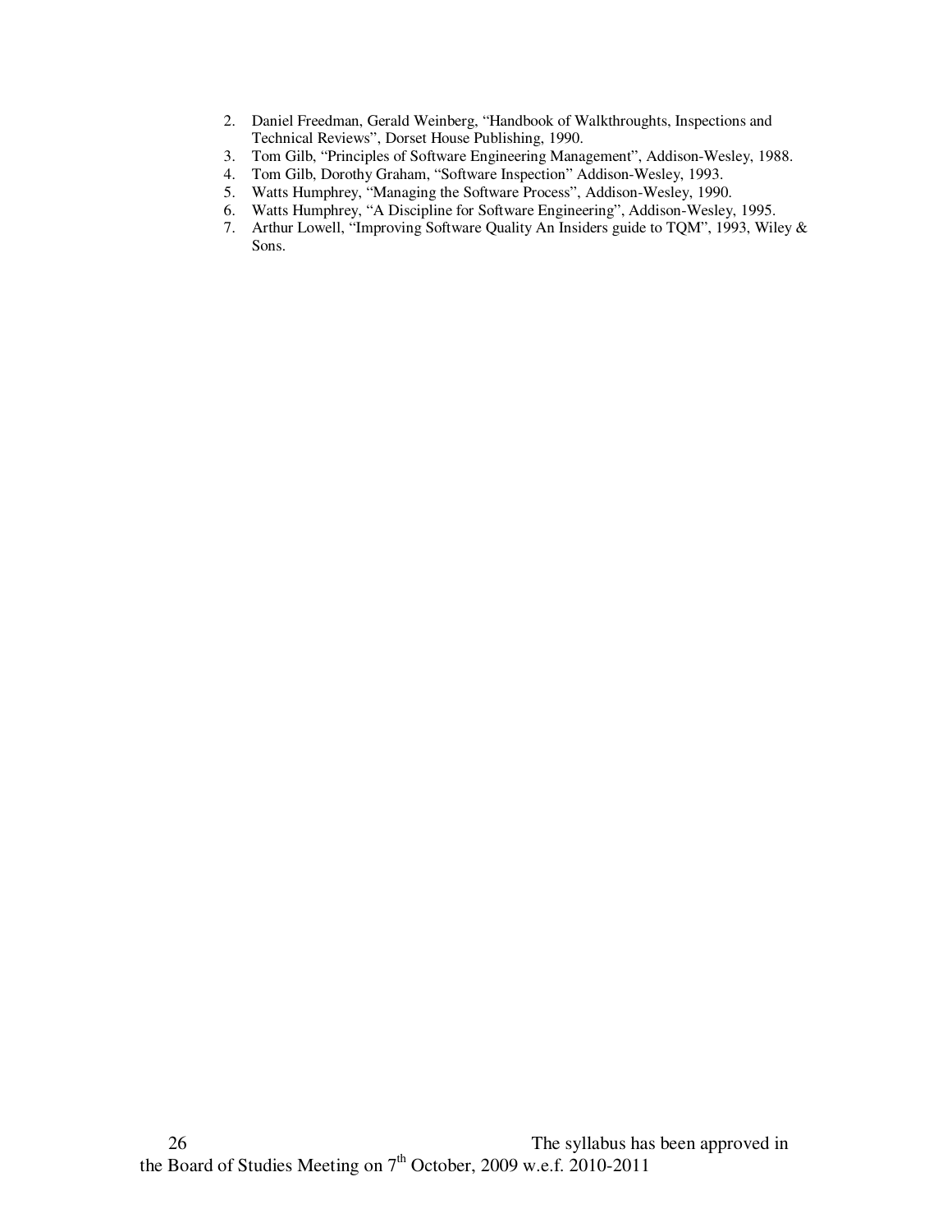2. Daniel Freedman, Gerald Weinberg, “Handbook of Walkthroughts, Inspections and Technical Reviews”, Dorset House Publishing, 1990.
3. Tom Gilb, “Principles of Software Engineering Management”, Addison-Wesley, 1988.
4. Tom Gilb, Dorothy Graham, “Software Inspection” Addison-Wesley, 1993.
5. Watts Humphrey, “Managing the Software Process”, Addison-Wesley, 1990.
6. Watts Humphrey, “A Discipline for Software Engineering”, Addison-Wesley, 1995.
7. Arthur Lowell, “Improving Software Quality An Insiders guide to TQM”, 1993, Wiley & Sons.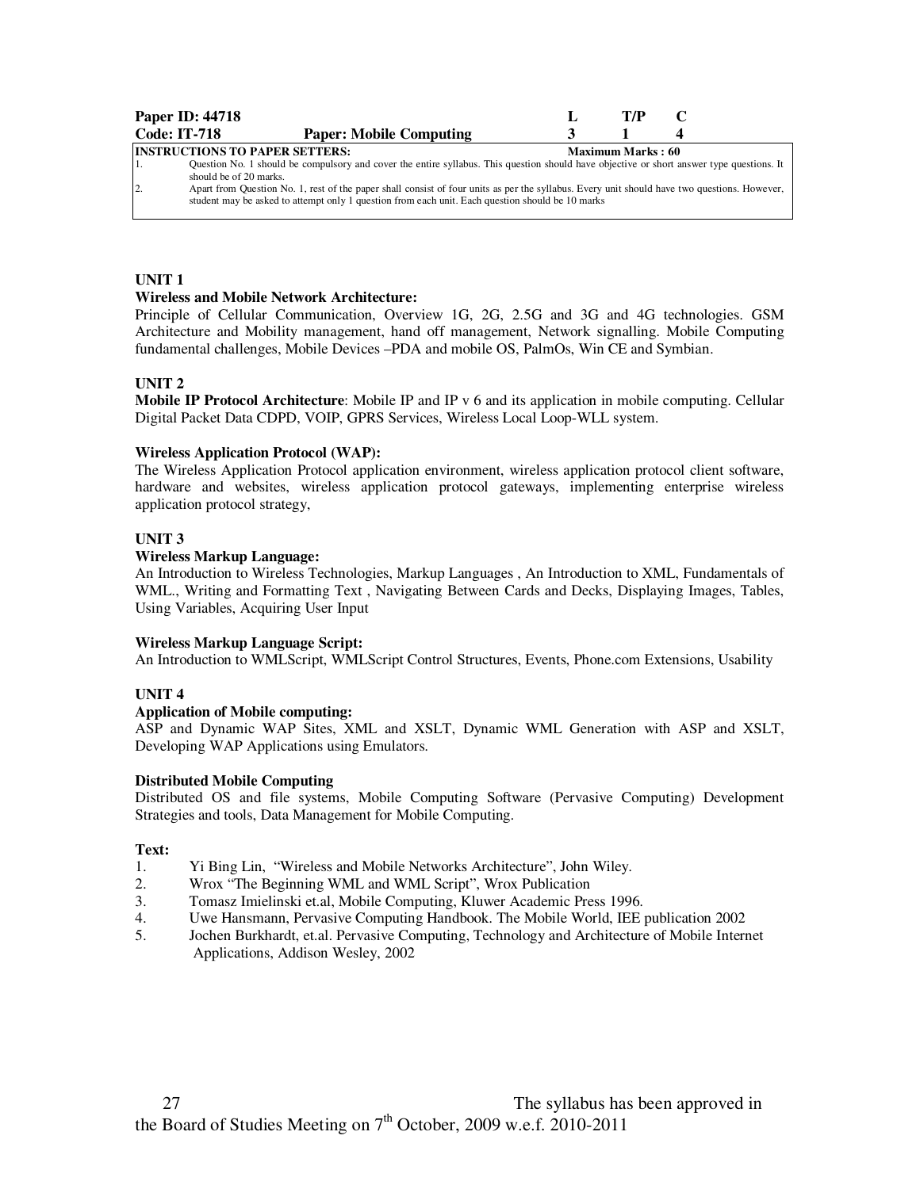| Paper ID: 44718 | | L | T/P | C |
|---|---|---|---|---|
| Code: IT-718 | Paper: Mobile Computing | 3 | 1 | 4 |

**INSTRUCTIONS TO PAPER SETTERS:** **Maximum Marks : 60**

1. Question No. 1 should be compulsory and cover the entire syllabus. This question should have objective or short answer type questions. It should be of 20 marks.
2. Apart from Question No. 1, rest of the paper shall consist of four units as per the syllabus. Every unit should have two questions. However, student may be asked to attempt only 1 question from each unit. Each question should be 10 marks

## UNIT 1

**Wireless and Mobile Network Architecture:**

Principle of Cellular Communication, Overview 1G, 2G, 2.5G and 3G and 4G technologies. GSM Architecture and Mobility management, hand off management, Network signalling. Mobile Computing fundamental challenges, Mobile Devices –PDA and mobile OS, PalmOs, Win CE and Symbian.

## UNIT 2

**Mobile IP Protocol Architecture**: Mobile IP and IP v 6 and its application in mobile computing. Cellular Digital Packet Data CDPD, VOIP, GPRS Services, Wireless Local Loop-WLL system.

**Wireless Application Protocol (WAP):**

The Wireless Application Protocol application environment, wireless application protocol client software, hardware and websites, wireless application protocol gateways, implementing enterprise wireless application protocol strategy,

## UNIT 3

**Wireless Markup Language:**

An Introduction to Wireless Technologies, Markup Languages , An Introduction to XML, Fundamentals of WML., Writing and Formatting Text , Navigating Between Cards and Decks, Displaying Images, Tables, Using Variables, Acquiring User Input

**Wireless Markup Language Script:**

An Introduction to WMLScript, WMLScript Control Structures, Events, Phone.com Extensions, Usability

## UNIT 4

**Application of Mobile computing:**

ASP and Dynamic WAP Sites, XML and XSLT, Dynamic WML Generation with ASP and XSLT, Developing WAP Applications using Emulators.

**Distributed Mobile Computing**

Distributed OS and file systems, Mobile Computing Software (Pervasive Computing) Development Strategies and tools, Data Management for Mobile Computing.

**Text:**

1. Yi Bing Lin, "Wireless and Mobile Networks Architecture", John Wiley.
2. Wrox "The Beginning WML and WML Script", Wrox Publication
3. Tomasz Imielinski et.al, Mobile Computing, Kluwer Academic Press 1996.
4. Uwe Hansmann, Pervasive Computing Handbook. The Mobile World, IEE publication 2002
5. Jochen Burkhardt, et.al. Pervasive Computing, Technology and Architecture of Mobile Internet Applications, Addison Wesley, 2002

The syllabus has been approved in the Board of Studies Meeting on 7th October, 2009 w.e.f. 2010-2011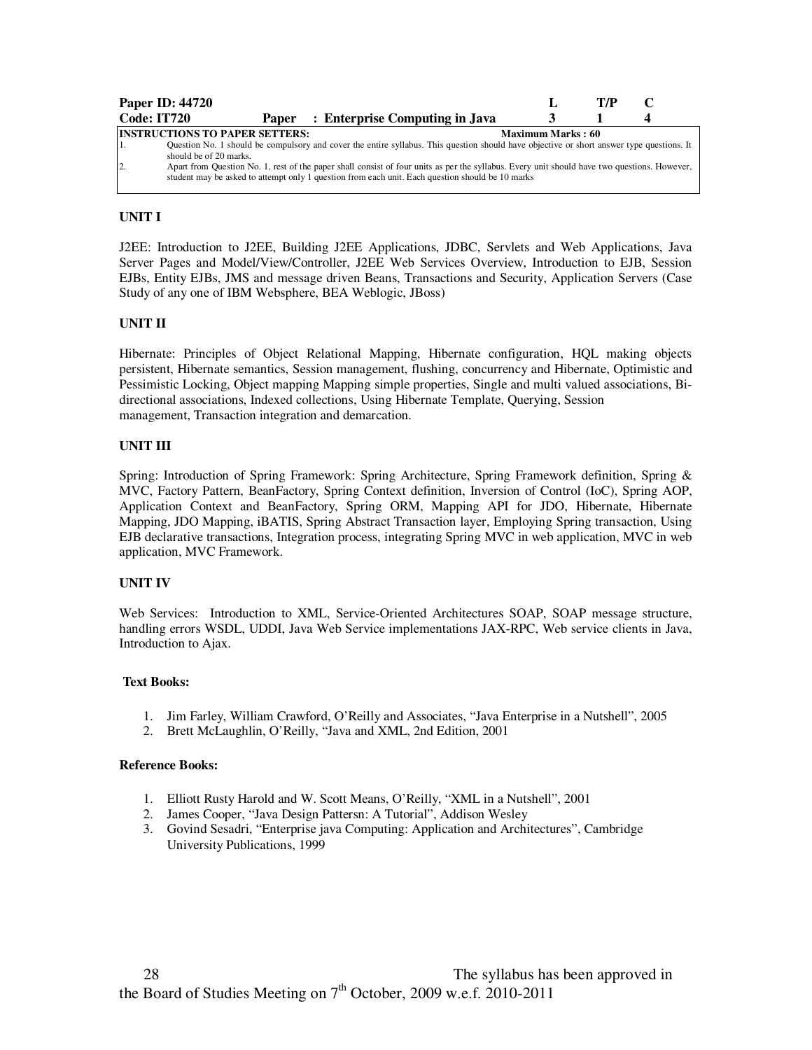| Paper ID: 44720 | | | L | T/P | C |
|---|---|---|---|---|---|
| Code: IT720 | Paper | : Enterprise Computing in Java | 3 | 1 | 4 |

**INSTRUCTIONS TO PAPER SETTERS:** **Maximum Marks : 60**

1. Question No. 1 should be compulsory and cover the entire syllabus. This question should have objective or short answer type questions. It should be of 20 marks.
2. Apart from Question No. 1, rest of the paper shall consist of four units as per the syllabus. Every unit should have two questions. However, student may be asked to attempt only 1 question from each unit. Each question should be 10 marks

**UNIT I**

J2EE: Introduction to J2EE, Building J2EE Applications, JDBC, Servlets and Web Applications, Java Server Pages and Model/View/Controller, J2EE Web Services Overview, Introduction to EJB, Session EJBs, Entity EJBs, JMS and message driven Beans, Transactions and Security, Application Servers (Case Study of any one of IBM Websphere, BEA Weblogic, JBoss)

**UNIT II**

Hibernate: Principles of Object Relational Mapping, Hibernate configuration, HQL making objects persistent, Hibernate semantics, Session management, flushing, concurrency and Hibernate, Optimistic and Pessimistic Locking, Object mapping Mapping simple properties, Single and multi valued associations, Bi-directional associations, Indexed collections, Using Hibernate Template, Querying, Session management, Transaction integration and demarcation.

**UNIT III**

Spring: Introduction of Spring Framework: Spring Architecture, Spring Framework definition, Spring & MVC, Factory Pattern, BeanFactory, Spring Context definition, Inversion of Control (IoC), Spring AOP, Application Context and BeanFactory, Spring ORM, Mapping API for JDO, Hibernate, Hibernate Mapping, JDO Mapping, iBATIS, Spring Abstract Transaction layer, Employing Spring transaction, Using EJB declarative transactions, Integration process, integrating Spring MVC in web application, MVC in web application, MVC Framework.

**UNIT IV**

Web Services: Introduction to XML, Service-Oriented Architectures SOAP, SOAP message structure, handling errors WSDL, UDDI, Java Web Service implementations JAX-RPC, Web service clients in Java, Introduction to Ajax.

**Text Books:**

1. Jim Farley, William Crawford, O'Reilly and Associates, "Java Enterprise in a Nutshell", 2005
2. Brett McLaughlin, O'Reilly, "Java and XML, 2nd Edition, 2001

**Reference Books:**

1. Elliott Rusty Harold and W. Scott Means, O'Reilly, "XML in a Nutshell", 2001
2. James Cooper, "Java Design Patterns: A Tutorial", Addison Wesley
3. Govind Sesadri, "Enterprise java Computing: Application and Architectures", Cambridge University Publications, 1999

The syllabus has been approved in the Board of Studies Meeting on 7th October, 2009 w.e.f. 2010-2011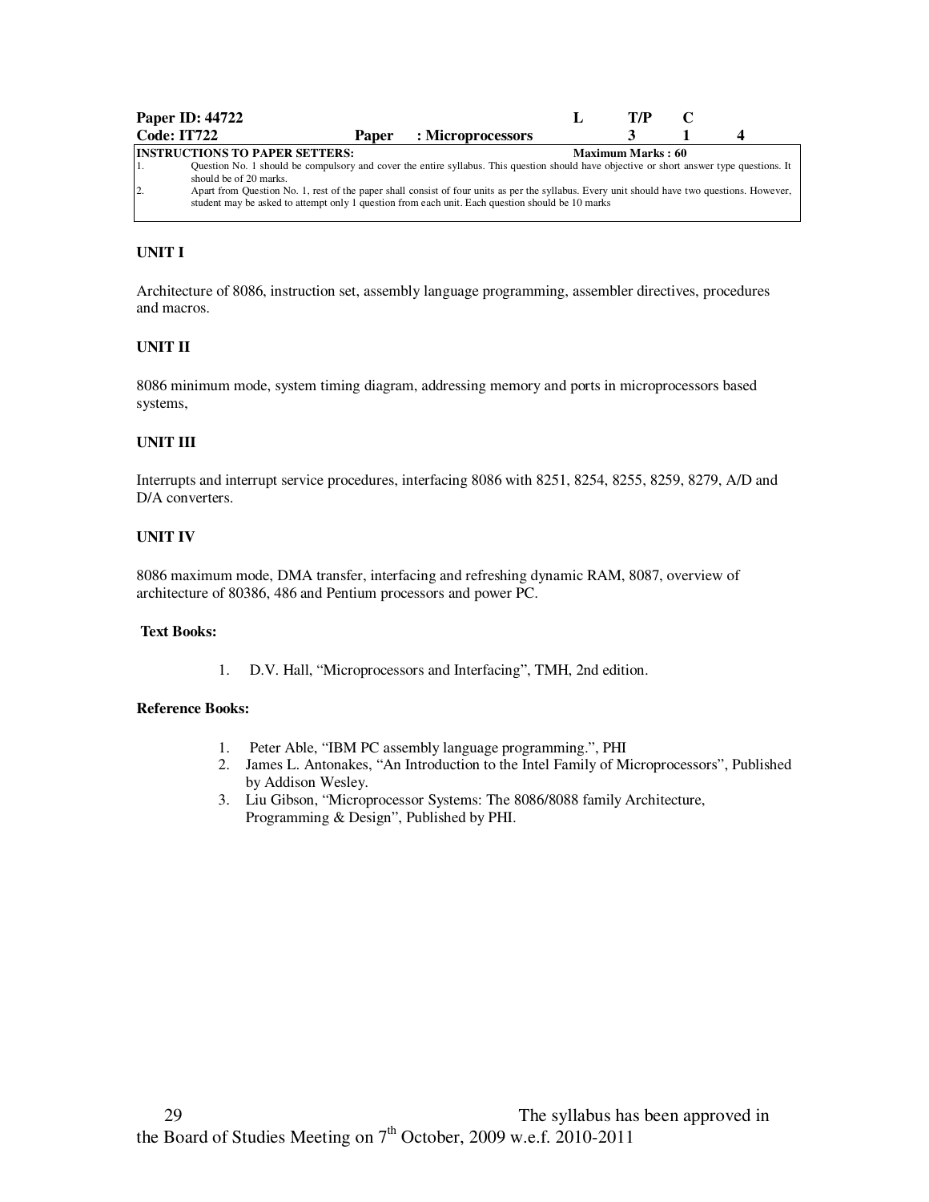| Paper ID: 44722 | | | L | T/P | C | |
|---|---|---|---|---|---|---|
| Code: IT722 | Paper | : Microprocessors | 3 | 1 | 4 | |

**INSTRUCTIONS TO PAPER SETTERS:** **Maximum Marks : 60**

1. Question No. 1 should be compulsory and cover the entire syllabus. This question should have objective or short answer type questions. It should be of 20 marks.
2. Apart from Question No. 1, rest of the paper shall consist of four units as per the syllabus. Every unit should have two questions. However, student may be asked to attempt only 1 question from each unit. Each question should be 10 marks

**UNIT I**

Architecture of 8086, instruction set, assembly language programming, assembler directives, procedures and macros.

**UNIT II**

8086 minimum mode, system timing diagram, addressing memory and ports in microprocessors based systems,

**UNIT III**

Interrupts and interrupt service procedures, interfacing 8086 with 8251, 8254, 8255, 8259, 8279, A/D and D/A converters.

**UNIT IV**

8086 maximum mode, DMA transfer, interfacing and refreshing dynamic RAM, 8087, overview of architecture of 80386, 486 and Pentium processors and power PC.

**Text Books:**

1. D.V. Hall, "Microprocessors and Interfacing", TMH, 2nd edition.

**Reference Books:**

1. Peter Able, "IBM PC assembly language programming.", PHI
2. James L. Antonakes, "An Introduction to the Intel Family of Microprocessors", Published by Addison Wesley.
3. Liu Gibson, "Microprocessor Systems: The 8086/8088 family Architecture, Programming & Design", Published by PHI.

The syllabus has been approved in the Board of Studies Meeting on 7th October, 2009 w.e.f. 2010-2011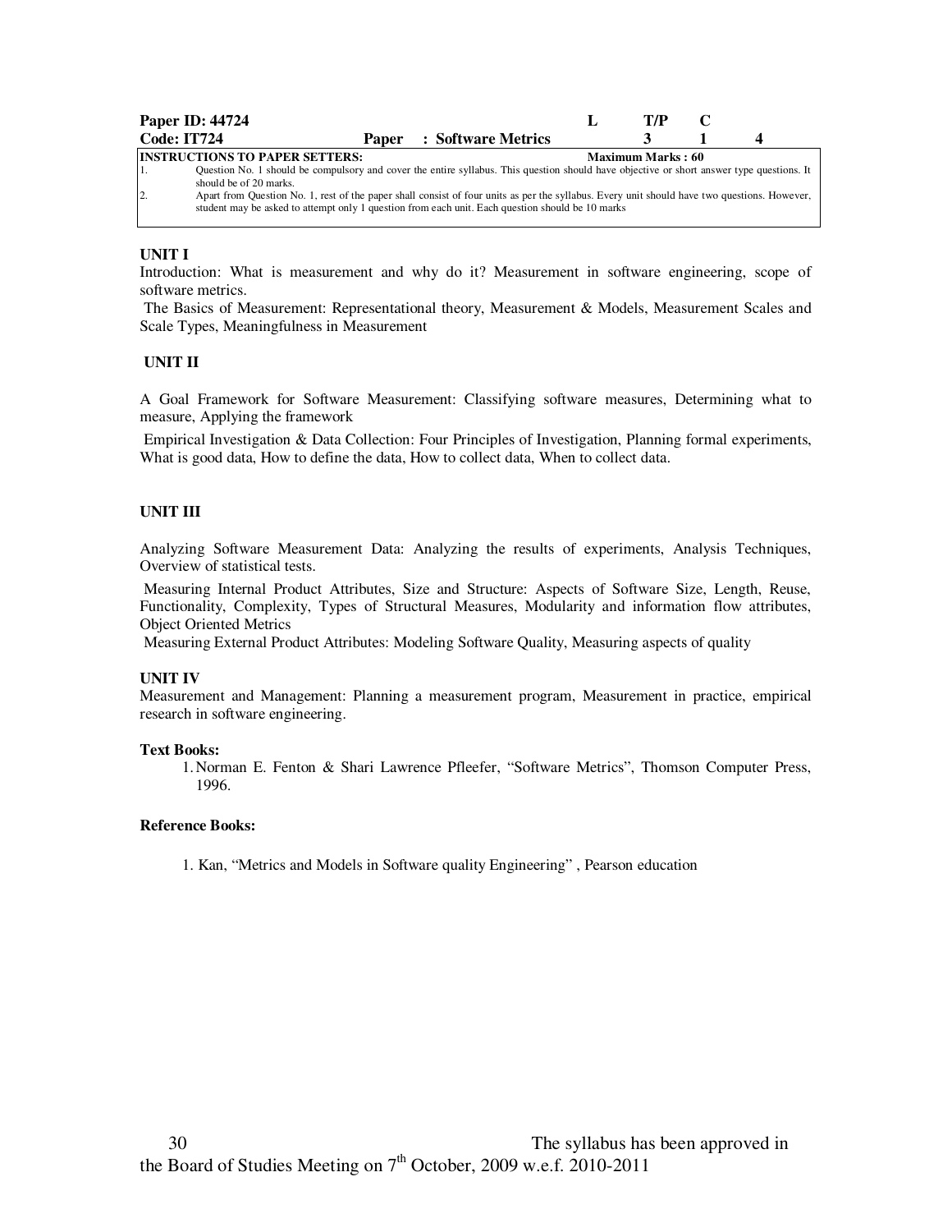| Paper ID: 44724 | | L | T/P | C |
|---|---|---|---|---|
| Code: IT724 | Paper : Software Metrics | 3 | 1 | 4 |

**INSTRUCTIONS TO PAPER SETTERS:** **Maximum Marks : 60**

1. Question No. 1 should be compulsory and cover the entire syllabus. This question should have objective or short answer type questions. It should be of 20 marks.
2. Apart from Question No. 1, rest of the paper shall consist of four units as per the syllabus. Every unit should have two questions. However, student may be asked to attempt only 1 question from each unit. Each question should be 10 marks

**UNIT I**

Introduction: What is measurement and why do it? Measurement in software engineering, scope of software metrics.

The Basics of Measurement: Representational theory, Measurement & Models, Measurement Scales and Scale Types, Meaningfulness in Measurement

**UNIT II**

A Goal Framework for Software Measurement: Classifying software measures, Determining what to measure, Applying the framework

Empirical Investigation & Data Collection: Four Principles of Investigation, Planning formal experiments, What is good data, How to define the data, How to collect data, When to collect data.

**UNIT III**

Analyzing Software Measurement Data: Analyzing the results of experiments, Analysis Techniques, Overview of statistical tests.

Measuring Internal Product Attributes, Size and Structure: Aspects of Software Size, Length, Reuse, Functionality, Complexity, Types of Structural Measures, Modularity and information flow attributes, Object Oriented Metrics

Measuring External Product Attributes: Modeling Software Quality, Measuring aspects of quality

**UNIT IV**

Measurement and Management: Planning a measurement program, Measurement in practice, empirical research in software engineering.

**Text Books:**

1. Norman E. Fenton & Shari Lawrence Pfleefer, "Software Metrics", Thomson Computer Press, 1996.

**Reference Books:**

1. Kan, "Metrics and Models in Software quality Engineering" , Pearson education

The syllabus has been approved in the Board of Studies Meeting on 7th October, 2009 w.e.f. 2010-2011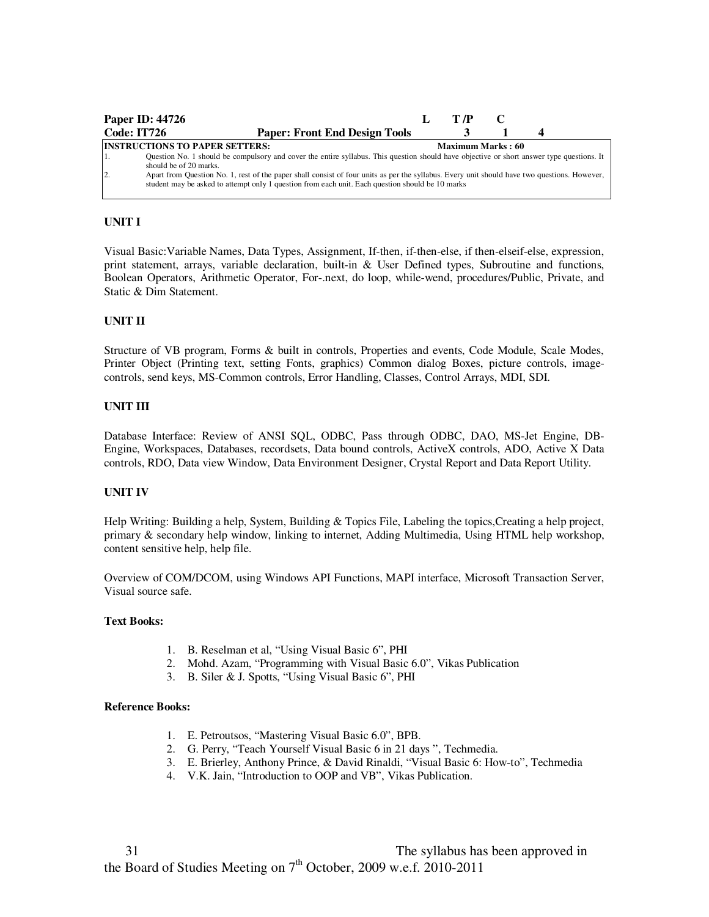| Paper ID: 44726 | | L | T/P | C |
|---|---|---|---|---|
| Code: IT726 | Paper: Front End Design Tools | 3 | 1 | 4 |

**INSTRUCTIONS TO PAPER SETTERS:** **Maximum Marks : 60**

1. Question No. 1 should be compulsory and cover the entire syllabus. This question should have objective or short answer type questions. It should be of 20 marks.
2. Apart from Question No. 1, rest of the paper shall consist of four units as per the syllabus. Every unit should have two questions. However, student may be asked to attempt only 1 question from each unit. Each question should be 10 marks

### UNIT I

Visual Basic:Variable Names, Data Types, Assignment, If-then, if-then-else, if then-elseif-else, expression, print statement, arrays, variable declaration, built-in & User Defined types, Subroutine and functions, Boolean Operators, Arithmetic Operator, For-.next, do loop, while-wend, procedures/Public, Private, and Static & Dim Statement.

### UNIT II

Structure of VB program, Forms & built in controls, Properties and events, Code Module, Scale Modes, Printer Object (Printing text, setting Fonts, graphics) Common dialog Boxes, picture controls, image-controls, send keys, MS-Common controls, Error Handling, Classes, Control Arrays, MDI, SDI.

### UNIT III

Database Interface: Review of ANSI SQL, ODBC, Pass through ODBC, DAO, MS-Jet Engine, DB-Engine, Workspaces, Databases, recordsets, Data bound controls, ActiveX controls, ADO, Active X Data controls, RDO, Data view Window, Data Environment Designer, Crystal Report and Data Report Utility.

### UNIT IV

Help Writing: Building a help, System, Building & Topics File, Labeling the topics,Creating a help project, primary & secondary help window, linking to internet, Adding Multimedia, Using HTML help workshop, content sensitive help, help file.

Overview of COM/DCOM, using Windows API Functions, MAPI interface, Microsoft Transaction Server, Visual source safe.

**Text Books:**

1. B. Reselman et al, "Using Visual Basic 6", PHI
2. Mohd. Azam, "Programming with Visual Basic 6.0", Vikas Publication
3. B. Siler & J. Spotts, "Using Visual Basic 6", PHI

**Reference Books:**

1. E. Petroutsos, "Mastering Visual Basic 6.0", BPB.
2. G. Perry, "Teach Yourself Visual Basic 6 in 21 days ", Techmedia.
3. E. Brierley, Anthony Prince, & David Rinaldi, "Visual Basic 6: How-to", Techmedia
4. V.K. Jain, "Introduction to OOP and VB", Vikas Publication.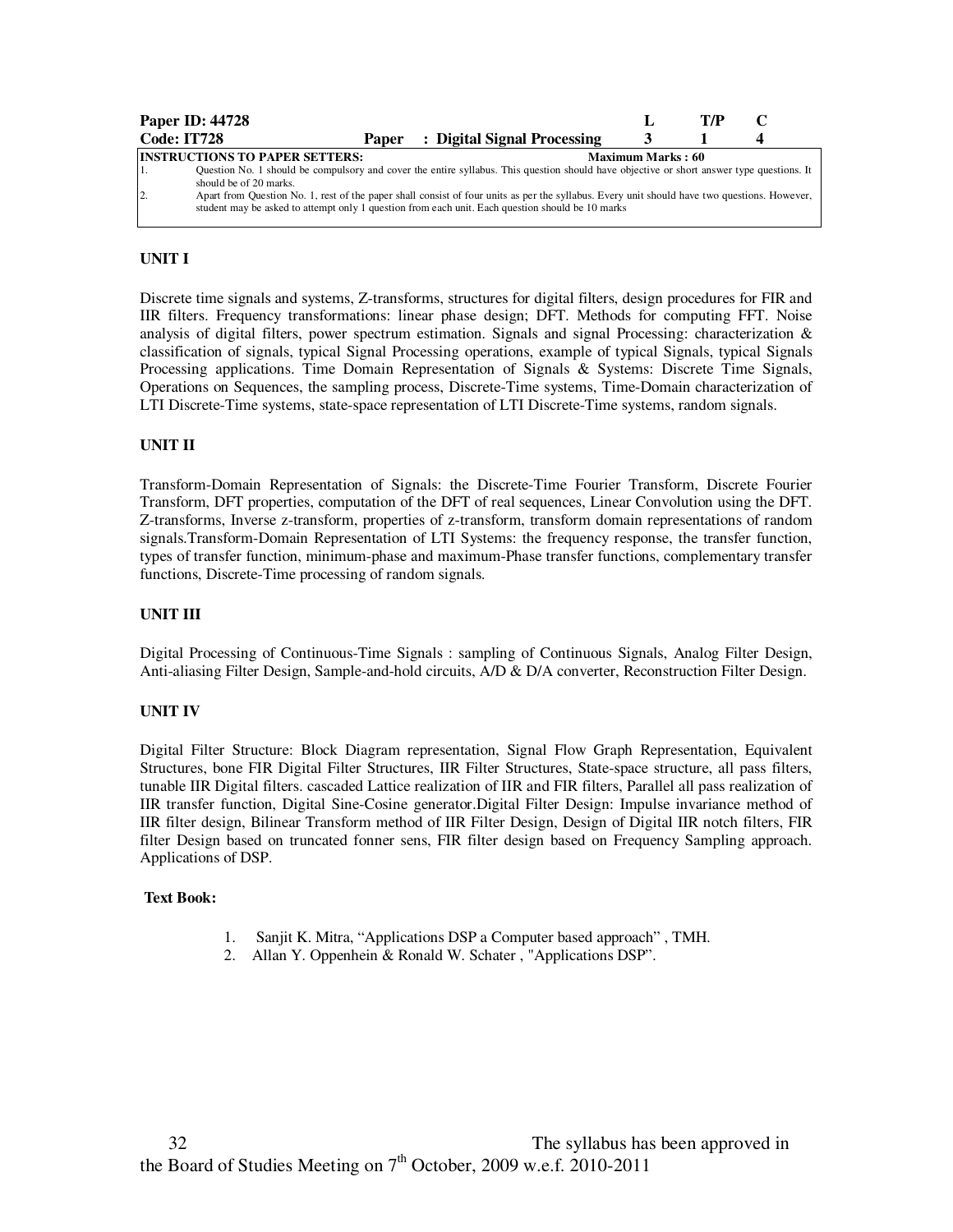| Paper ID: 44728 | | | L | T/P | C |
| --- | --- | --- | --- | --- | --- |
| **Code: IT728** | **Paper** | **: Digital Signal Processing** | **3** | **1** | **4** |

**INSTRUCTIONS TO PAPER SETTERS:** **Maximum Marks : 60**

1. Question No. 1 should be compulsory and cover the entire syllabus. This question should have objective or short answer type questions. It should be of 20 marks.
2. Apart from Question No. 1, rest of the paper shall consist of four units as per the syllabus. Every unit should have two questions. However, student may be asked to attempt only 1 question from each unit. Each question should be 10 marks

**UNIT I**

Discrete time signals and systems, Z-transforms, structures for digital filters, design procedures for FIR and IIR filters. Frequency transformations: linear phase design; DFT. Methods for computing FFT. Noise analysis of digital filters, power spectrum estimation. Signals and signal Processing: characterization & classification of signals, typical Signal Processing operations, example of typical Signals, typical Signals Processing applications. Time Domain Representation of Signals & Systems: Discrete Time Signals, Operations on Sequences, the sampling process, Discrete-Time systems, Time-Domain characterization of LTI Discrete-Time systems, state-space representation of LTI Discrete-Time systems, random signals.

**UNIT II**

Transform-Domain Representation of Signals: the Discrete-Time Fourier Transform, Discrete Fourier Transform, DFT properties, computation of the DFT of real sequences, Linear Convolution using the DFT. Z-transforms, Inverse z-transform, properties of z-transform, transform domain representations of random signals.Transform-Domain Representation of LTI Systems: the frequency response, the transfer function, types of transfer function, minimum-phase and maximum-Phase transfer functions, complementary transfer functions, Discrete-Time processing of random signals.

**UNIT III**

Digital Processing of Continuous-Time Signals : sampling of Continuous Signals, Analog Filter Design, Anti-aliasing Filter Design, Sample-and-hold circuits, A/D & D/A converter, Reconstruction Filter Design.

**UNIT IV**

Digital Filter Structure: Block Diagram representation, Signal Flow Graph Representation, Equivalent Structures, bone FIR Digital Filter Structures, IIR Filter Structures, State-space structure, all pass filters, tunable IIR Digital filters. cascaded Lattice realization of IIR and FIR filters, Parallel all pass realization of IIR transfer function, Digital Sine-Cosine generator.Digital Filter Design: Impulse invariance method of IIR filter design, Bilinear Transform method of IIR Filter Design, Design of Digital IIR notch filters, FIR filter Design based on truncated fonner sens, FIR filter design based on Frequency Sampling approach. Applications of DSP.

**Text Book:**

1. Sanjit K. Mitra, “Applications DSP a Computer based approach” , TMH.
2. Allan Y. Oppenhein & Ronald W. Schater , "Applications DSP".

The syllabus has been approved in the Board of Studies Meeting on 7th October, 2009 w.e.f. 2010-2011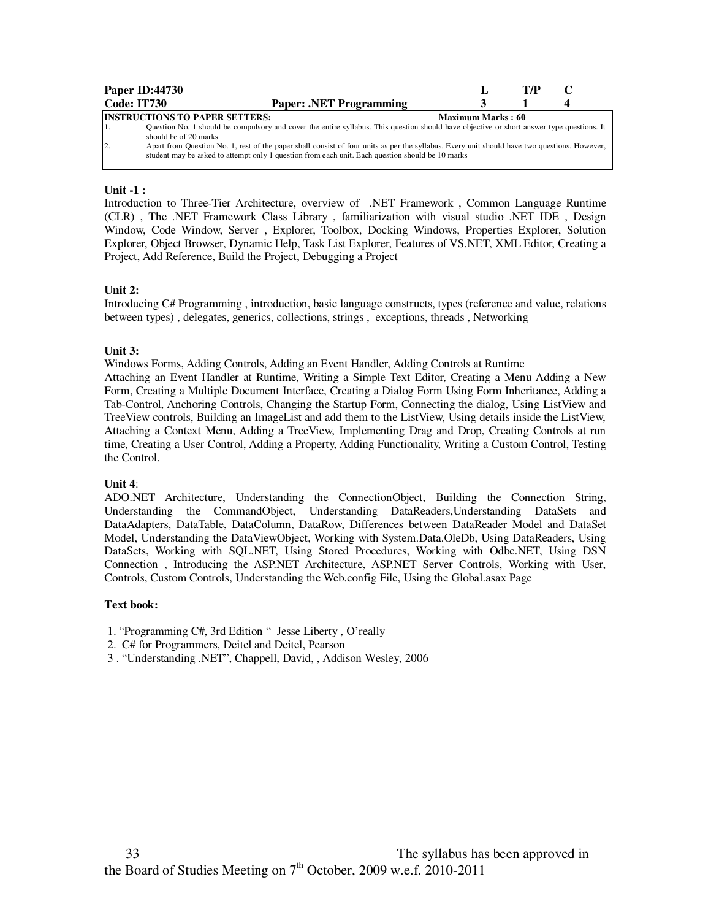| Paper ID:44730 | | L | T/P | C |
|---|---|---|---|---|
| Code: IT730 | Paper: .NET Programming | 3 | 1 | 4 |

**INSTRUCTIONS TO PAPER SETTERS:** **Maximum Marks : 60**

1. Question No. 1 should be compulsory and cover the entire syllabus. This question should have objective or short answer type questions. It should be of 20 marks.
2. Apart from Question No. 1, rest of the paper shall consist of four units as per the syllabus. Every unit should have two questions. However, student may be asked to attempt only 1 question from each unit. Each question should be 10 marks

**Unit -1 :**

Introduction to Three-Tier Architecture, overview of .NET Framework , Common Language Runtime (CLR) , The .NET Framework Class Library , familiarization with visual studio .NET IDE , Design Window, Code Window, Server , Explorer, Toolbox, Docking Windows, Properties Explorer, Solution Explorer, Object Browser, Dynamic Help, Task List Explorer, Features of VS.NET, XML Editor, Creating a Project, Add Reference, Build the Project, Debugging a Project

**Unit 2:**

Introducing C# Programming , introduction, basic language constructs, types (reference and value, relations between types) , delegates, generics, collections, strings , exceptions, threads , Networking

**Unit 3:**

Windows Forms, Adding Controls, Adding an Event Handler, Adding Controls at Runtime

Attaching an Event Handler at Runtime, Writing a Simple Text Editor, Creating a Menu Adding a New Form, Creating a Multiple Document Interface, Creating a Dialog Form Using Form Inheritance, Adding a Tab-Control, Anchoring Controls, Changing the Startup Form, Connecting the dialog, Using ListView and TreeView controls, Building an ImageList and add them to the ListView, Using details inside the ListView, Attaching a Context Menu, Adding a TreeView, Implementing Drag and Drop, Creating Controls at run time, Creating a User Control, Adding a Property, Adding Functionality, Writing a Custom Control, Testing the Control.

**Unit 4**:

ADO.NET Architecture, Understanding the ConnectionObject, Building the Connection String, Understanding the CommandObject, Understanding DataReaders,Understanding DataSets and DataAdapters, DataTable, DataColumn, DataRow, Differences between DataReader Model and DataSet Model, Understanding the DataViewObject, Working with System.Data.OleDb, Using DataReaders, Using DataSets, Working with SQL.NET, Using Stored Procedures, Working with Odbc.NET, Using DSN Connection , Introducing the ASP.NET Architecture, ASP.NET Server Controls, Working with User, Controls, Custom Controls, Understanding the Web.config File, Using the Global.asax Page

**Text book:**

1. "Programming C#, 3rd Edition " Jesse Liberty , O'really
2. C# for Programmers, Deitel and Deitel, Pearson
3. "Understanding .NET", Chappell, David, , Addison Wesley, 2006

The syllabus has been approved in the Board of Studies Meeting on 7th October, 2009 w.e.f. 2010-2011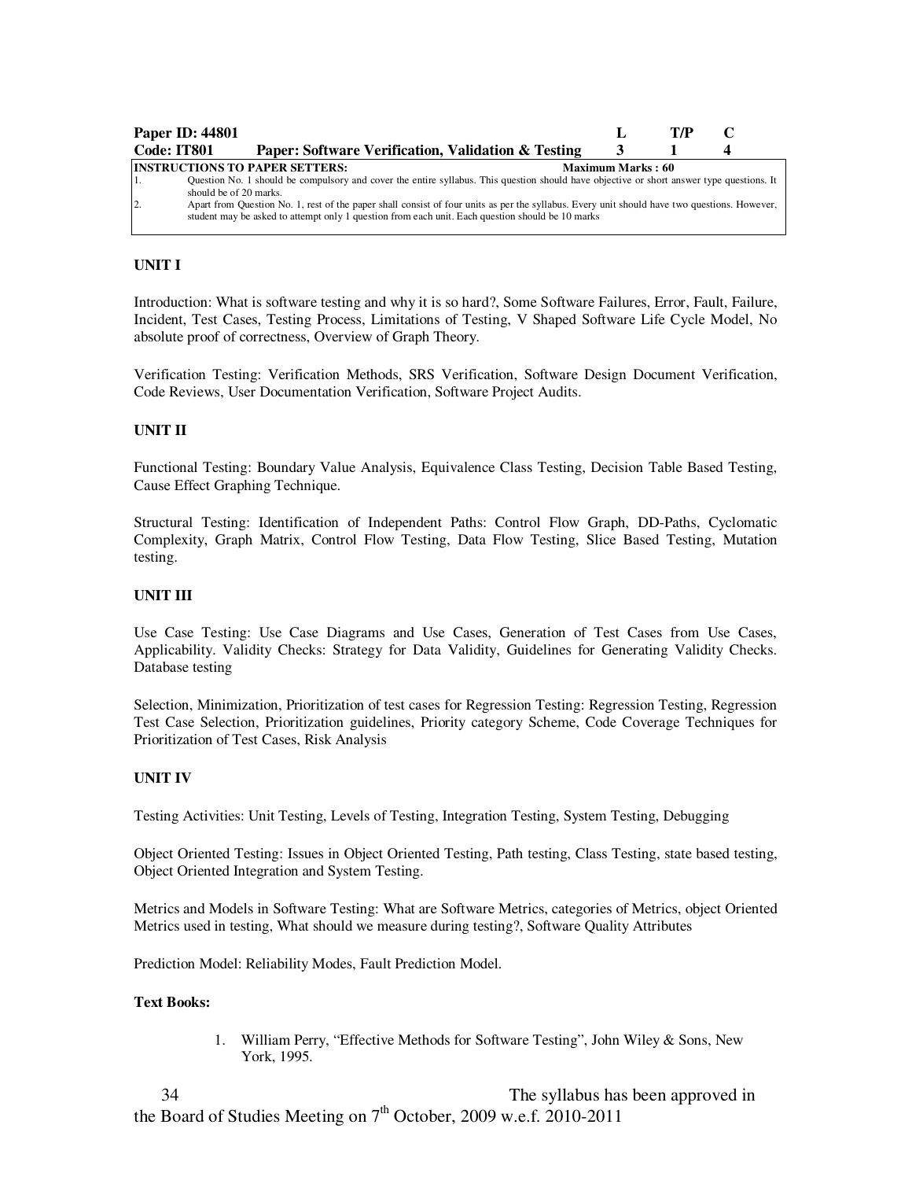| **Paper ID: 44801** | | **L** | **T/P** | **C** |
|---|---|---|---|---|
| **Code: IT801** | **Paper: Software Verification, Validation & Testing** | **3** | **1** | **4** |

**INSTRUCTIONS TO PAPER SETTERS:** **Maximum Marks : 60**

1. Question No. 1 should be compulsory and cover the entire syllabus. This question should have objective or short answer type questions. It should be of 20 marks.
2. Apart from Question No. 1, rest of the paper shall consist of four units as per the syllabus. Every unit should have two questions. However, student may be asked to attempt only 1 question from each unit. Each question should be 10 marks

**UNIT I**

Introduction: What is software testing and why it is so hard?, Some Software Failures, Error, Fault, Failure, Incident, Test Cases, Testing Process, Limitations of Testing, V Shaped Software Life Cycle Model, No absolute proof of correctness, Overview of Graph Theory.

Verification Testing: Verification Methods, SRS Verification, Software Design Document Verification, Code Reviews, User Documentation Verification, Software Project Audits.

**UNIT II**

Functional Testing: Boundary Value Analysis, Equivalence Class Testing, Decision Table Based Testing, Cause Effect Graphing Technique.

Structural Testing: Identification of Independent Paths: Control Flow Graph, DD-Paths, Cyclomatic Complexity, Graph Matrix, Control Flow Testing, Data Flow Testing, Slice Based Testing, Mutation testing.

**UNIT III**

Use Case Testing: Use Case Diagrams and Use Cases, Generation of Test Cases from Use Cases, Applicability. Validity Checks: Strategy for Data Validity, Guidelines for Generating Validity Checks. Database testing

Selection, Minimization, Prioritization of test cases for Regression Testing: Regression Testing, Regression Test Case Selection, Prioritization guidelines, Priority category Scheme, Code Coverage Techniques for Prioritization of Test Cases, Risk Analysis

**UNIT IV**

Testing Activities: Unit Testing, Levels of Testing, Integration Testing, System Testing, Debugging

Object Oriented Testing: Issues in Object Oriented Testing, Path testing, Class Testing, state based testing, Object Oriented Integration and System Testing.

Metrics and Models in Software Testing: What are Software Metrics, categories of Metrics, object Oriented Metrics used in testing, What should we measure during testing?, Software Quality Attributes

Prediction Model: Reliability Modes, Fault Prediction Model.

**Text Books:**

1. William Perry, "Effective Methods for Software Testing", John Wiley & Sons, New York, 1995.

The syllabus has been approved in the Board of Studies Meeting on 7th October, 2009 w.e.f. 2010-2011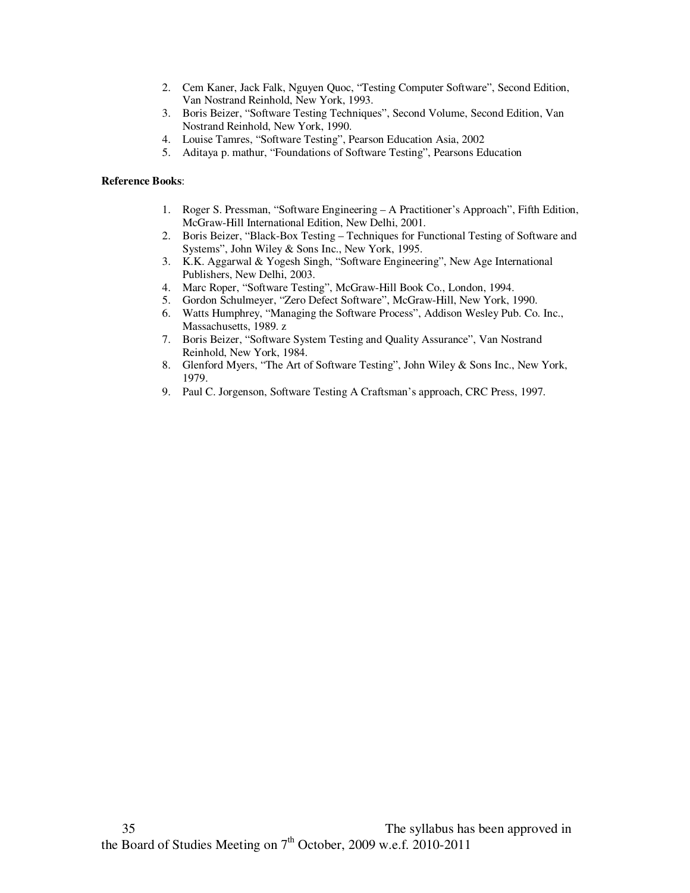2. Cem Kaner, Jack Falk, Nguyen Quoc, “Testing Computer Software”, Second Edition, Van Nostrand Reinhold, New York, 1993.
3. Boris Beizer, “Software Testing Techniques”, Second Volume, Second Edition, Van Nostrand Reinhold, New York, 1990.
4. Louise Tamres, “Software Testing”, Pearson Education Asia, 2002
5. Aditaya p. mathur, “Foundations of Software Testing”, Pearsons Education

**Reference Books**:

1. Roger S. Pressman, “Software Engineering – A Practitioner’s Approach”, Fifth Edition, McGraw-Hill International Edition, New Delhi, 2001.
2. Boris Beizer, “Black-Box Testing – Techniques for Functional Testing of Software and Systems”, John Wiley & Sons Inc., New York, 1995.
3. K.K. Aggarwal & Yogesh Singh, “Software Engineering”, New Age International Publishers, New Delhi, 2003.
4. Marc Roper, “Software Testing”, McGraw-Hill Book Co., London, 1994.
5. Gordon Schulmeyer, “Zero Defect Software”, McGraw-Hill, New York, 1990.
6. Watts Humphrey, “Managing the Software Process”, Addison Wesley Pub. Co. Inc., Massachusetts, 1989. z
7. Boris Beizer, “Software System Testing and Quality Assurance”, Van Nostrand Reinhold, New York, 1984.
8. Glenford Myers, “The Art of Software Testing”, John Wiley & Sons Inc., New York, 1979.
9. Paul C. Jorgenson, Software Testing A Craftsman’s approach, CRC Press, 1997.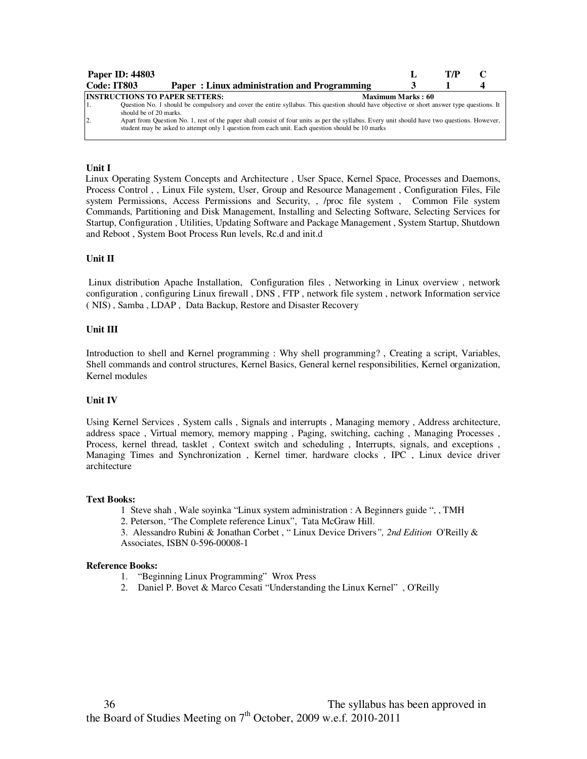| Paper ID: 44803 | | L | T/P | C |
|---|---|---|---|---|
| **Code: IT803** | **Paper : Linux administration and Programming** | **3** | **1** | **4** |

**INSTRUCTIONS TO PAPER SETTERS:** **Maximum Marks : 60**

1. Question No. 1 should be compulsory and cover the entire syllabus. This question should have objective or short answer type questions. It should be of 20 marks.
2. Apart from Question No. 1, rest of the paper shall consist of four units as per the syllabus. Every unit should have two questions. However, student may be asked to attempt only 1 question from each unit. Each question should be 10 marks

### Unit I

Linux Operating System Concepts and Architecture , User Space, Kernel Space, Processes and Daemons, Process Control , , Linux File system, User, Group and Resource Management , Configuration Files, File system Permissions, Access Permissions and Security, , /proc file system , Common File system Commands, Partitioning and Disk Management, Installing and Selecting Software, Selecting Services for Startup, Configuration , Utilities, Updating Software and Package Management , System Startup, Shutdown and Reboot , System Boot Process Run levels, Rc.d and init.d

### Unit II

Linux distribution Apache Installation, Configuration files , Networking in Linux overview , network configuration , configuring Linux firewall , DNS , FTP , network file system , network Information service ( NIS) , Samba , LDAP , Data Backup, Restore and Disaster Recovery

### Unit III

Introduction to shell and Kernel programming : Why shell programming? , Creating a script, Variables, Shell commands and control structures, Kernel Basics, General kernel responsibilities, Kernel organization, Kernel modules

### Unit IV

Using Kernel Services , System calls , Signals and interrupts , Managing memory , Address architecture, address space , Virtual memory, memory mapping , Paging, switching, caching , Managing Processes , Process, kernel thread, tasklet , Context switch and scheduling , Interrupts, signals, and exceptions , Managing Times and Synchronization , Kernel timer, hardware clocks , IPC , Linux device driver architecture

**Text Books:**

1 Steve shah , Wale soyinka "Linux system administration : A Beginners guide ", , TMH

2. Peterson, "The Complete reference Linux", Tata McGraw Hill.

3. Alessandro Rubini & Jonathan Corbet , " Linux Device Drivers*", 2nd Edition* O'Reilly & Associates, ISBN 0-596-00008-1

**Reference Books:**

1. "Beginning Linux Programming" Wrox Press
2. Daniel P. Bovet & Marco Cesati "Understanding the Linux Kernel" , O'Reilly

The syllabus has been approved in the Board of Studies Meeting on 7th October, 2009 w.e.f. 2010-2011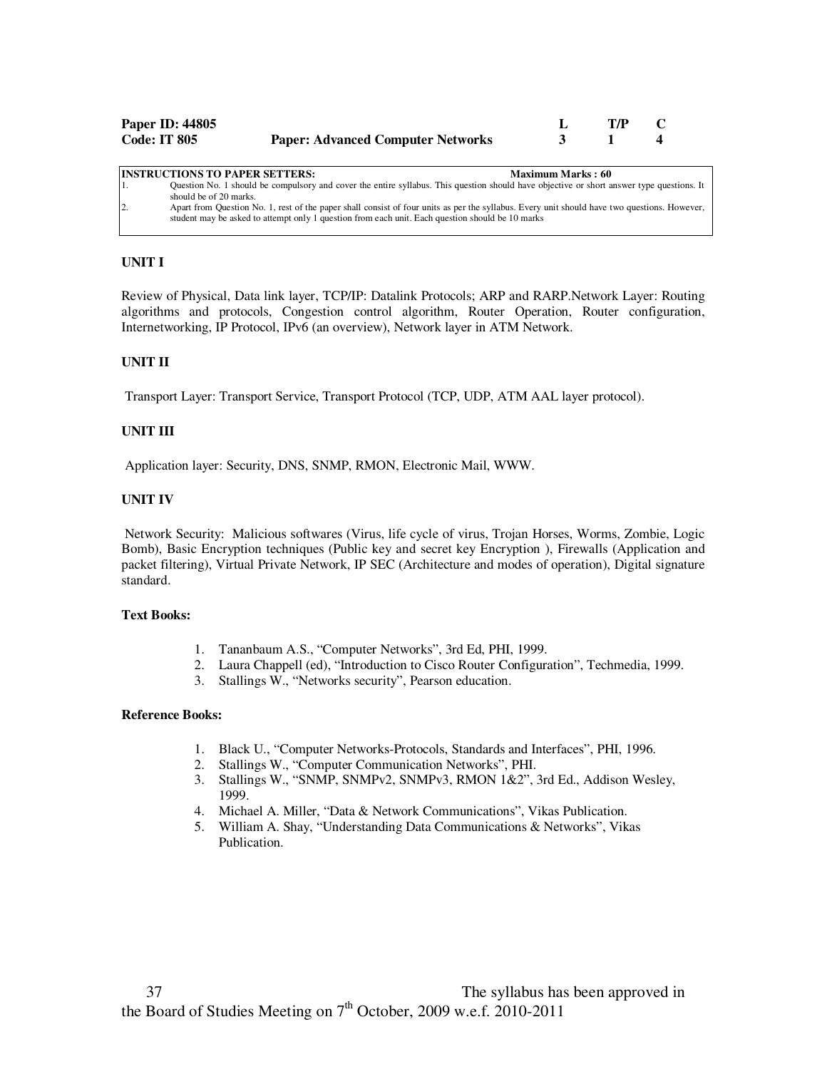| Paper ID: 44805 | | L | T/P | C |
|---|---|---|---|---|
| **Code: IT 805** | **Paper: Advanced Computer Networks** | **3** | **1** | **4** |

**INSTRUCTIONS TO PAPER SETTERS:** **Maximum Marks : 60**

1. Question No. 1 should be compulsory and cover the entire syllabus. This question should have objective or short answer type questions. It should be of 20 marks.
2. Apart from Question No. 1, rest of the paper shall consist of four units as per the syllabus. Every unit should have two questions. However, student may be asked to attempt only 1 question from each unit. Each question should be 10 marks

**UNIT I**

Review of Physical, Data link layer, TCP/IP: Datalink Protocols; ARP and RARP.Network Layer: Routing algorithms and protocols, Congestion control algorithm, Router Operation, Router configuration, Internetworking, IP Protocol, IPv6 (an overview), Network layer in ATM Network.

**UNIT II**

Transport Layer: Transport Service, Transport Protocol (TCP, UDP, ATM AAL layer protocol).

**UNIT III**

Application layer: Security, DNS, SNMP, RMON, Electronic Mail, WWW.

**UNIT IV**

Network Security: Malicious softwares (Virus, life cycle of virus, Trojan Horses, Worms, Zombie, Logic Bomb), Basic Encryption techniques (Public key and secret key Encryption ), Firewalls (Application and packet filtering), Virtual Private Network, IP SEC (Architecture and modes of operation), Digital signature standard.

**Text Books:**

1. Tananbaum A.S., "Computer Networks", 3rd Ed, PHI, 1999.
2. Laura Chappell (ed), "Introduction to Cisco Router Configuration", Techmedia, 1999.
3. Stallings W., "Networks security", Pearson education.

**Reference Books:**

1. Black U., "Computer Networks-Protocols, Standards and Interfaces", PHI, 1996.
2. Stallings W., "Computer Communication Networks", PHI.
3. Stallings W., "SNMP, SNMPv2, SNMPv3, RMON 1&2", 3rd Ed., Addison Wesley, 1999.
4. Michael A. Miller, "Data & Network Communications", Vikas Publication.
5. William A. Shay, "Understanding Data Communications & Networks", Vikas Publication.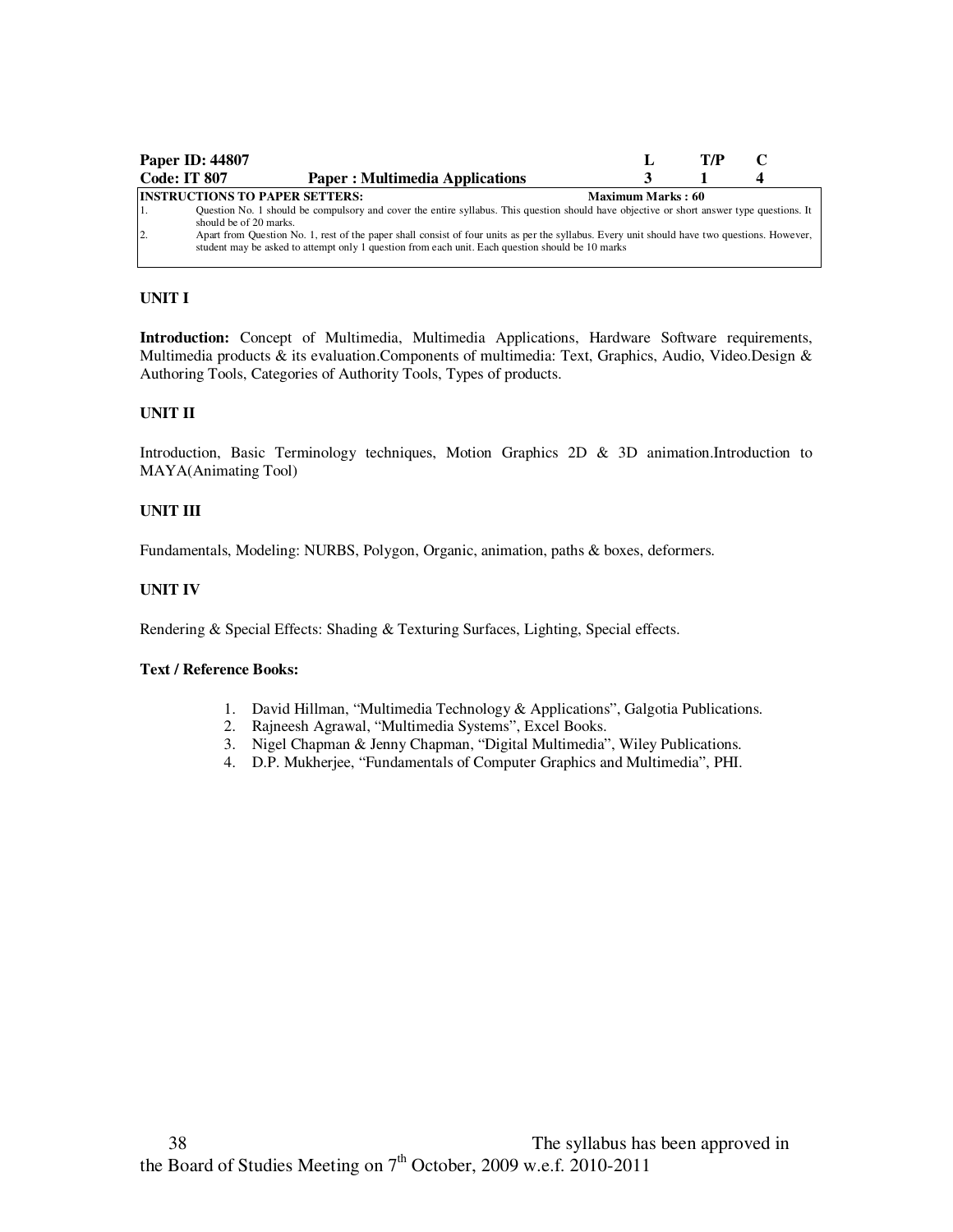| Paper ID: 44807 | | L | T/P | C |
|---|---|---|---|---|
| Code: IT 807 | Paper : Multimedia Applications | 3 | 1 | 4 |

**INSTRUCTIONS TO PAPER SETTERS:** **Maximum Marks : 60**

1. Question No. 1 should be compulsory and cover the entire syllabus. This question should have objective or short answer type questions. It should be of 20 marks.
2. Apart from Question No. 1, rest of the paper shall consist of four units as per the syllabus. Every unit should have two questions. However, student may be asked to attempt only 1 question from each unit. Each question should be 10 marks

### UNIT I

**Introduction:** Concept of Multimedia, Multimedia Applications, Hardware Software requirements, Multimedia products & its evaluation.Components of multimedia: Text, Graphics, Audio, Video.Design & Authoring Tools, Categories of Authority Tools, Types of products.

### UNIT II

Introduction, Basic Terminology techniques, Motion Graphics 2D & 3D animation.Introduction to MAYA(Animating Tool)

### UNIT III

Fundamentals, Modeling: NURBS, Polygon, Organic, animation, paths & boxes, deformers.

### UNIT IV

Rendering & Special Effects: Shading & Texturing Surfaces, Lighting, Special effects.

**Text / Reference Books:**

1. David Hillman, "Multimedia Technology & Applications", Galgotia Publications.
2. Rajneesh Agrawal, "Multimedia Systems", Excel Books.
3. Nigel Chapman & Jenny Chapman, "Digital Multimedia", Wiley Publications.
4. D.P. Mukherjee, "Fundamentals of Computer Graphics and Multimedia", PHI.

The syllabus has been approved in the Board of Studies Meeting on 7th October, 2009 w.e.f. 2010-2011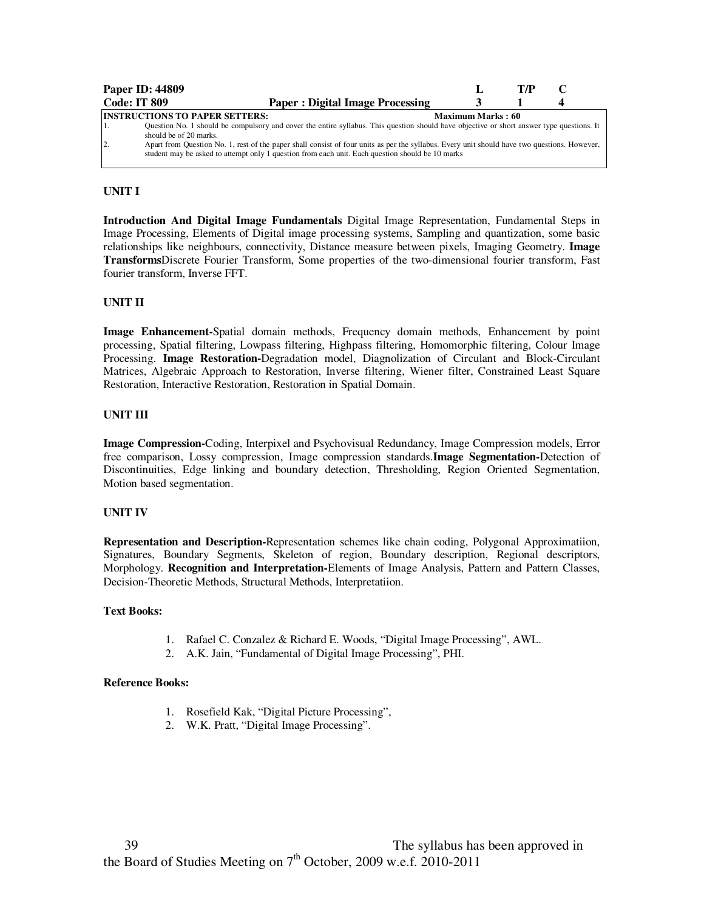| Paper ID: 44809 | | L | T/P | C |
|---|---|---|---|---|
| Code: IT 809 | Paper : Digital Image Processing | 3 | 1 | 4 |

**INSTRUCTIONS TO PAPER SETTERS:** **Maximum Marks : 60**

1. Question No. 1 should be compulsory and cover the entire syllabus. This question should have objective or short answer type questions. It should be of 20 marks.
2. Apart from Question No. 1, rest of the paper shall consist of four units as per the syllabus. Every unit should have two questions. However, student may be asked to attempt only 1 question from each unit. Each question should be 10 marks

**UNIT I**

**Introduction And Digital Image Fundamentals** Digital Image Representation, Fundamental Steps in Image Processing, Elements of Digital image processing systems, Sampling and quantization, some basic relationships like neighbours, connectivity, Distance measure between pixels, Imaging Geometry. **Image Transforms**Discrete Fourier Transform, Some properties of the two-dimensional fourier transform, Fast fourier transform, Inverse FFT.

**UNIT II**

**Image Enhancement-**Spatial domain methods, Frequency domain methods, Enhancement by point processing, Spatial filtering, Lowpass filtering, Highpass filtering, Homomorphic filtering, Colour Image Processing. **Image Restoration-**Degradation model, Diagnolization of Circulant and Block-Circulant Matrices, Algebraic Approach to Restoration, Inverse filtering, Wiener filter, Constrained Least Square Restoration, Interactive Restoration, Restoration in Spatial Domain.

**UNIT III**

**Image Compression-**Coding, Interpixel and Psychovisual Redundancy, Image Compression models, Error free comparison, Lossy compression, Image compression standards.**Image Segmentation-**Detection of Discontinuities, Edge linking and boundary detection, Thresholding, Region Oriented Segmentation, Motion based segmentation.

**UNIT IV**

**Representation and Description-**Representation schemes like chain coding, Polygonal Approximatiion, Signatures, Boundary Segments, Skeleton of region, Boundary description, Regional descriptors, Morphology. **Recognition and Interpretation-**Elements of Image Analysis, Pattern and Pattern Classes, Decision-Theoretic Methods, Structural Methods, Interpretatiion.

**Text Books:**

1. Rafael C. Conzalez & Richard E. Woods, "Digital Image Processing", AWL.
2. A.K. Jain, "Fundamental of Digital Image Processing", PHI.

**Reference Books:**

1. Rosefield Kak, "Digital Picture Processing",
2. W.K. Pratt, "Digital Image Processing".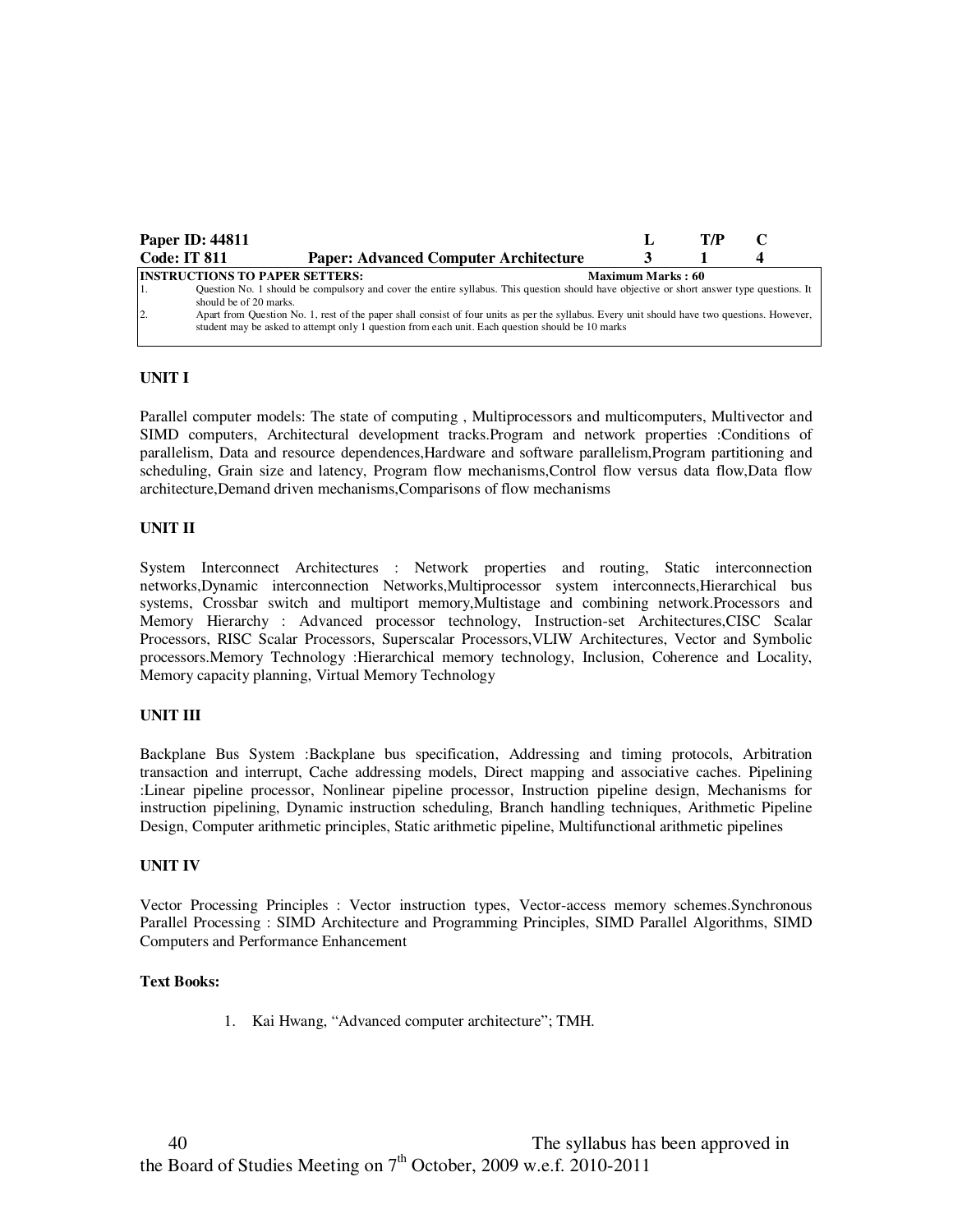| Paper ID: 44811 | | L | T/P | C |
|---|---|---|---|---|
| Code: IT 811 | Paper: Advanced Computer Architecture | 3 | 1 | 4 |

**INSTRUCTIONS TO PAPER SETTERS:** **Maximum Marks : 60**

1. Question No. 1 should be compulsory and cover the entire syllabus. This question should have objective or short answer type questions. It should be of 20 marks.
2. Apart from Question No. 1, rest of the paper shall consist of four units as per the syllabus. Every unit should have two questions. However, student may be asked to attempt only 1 question from each unit. Each question should be 10 marks

### UNIT I

Parallel computer models: The state of computing , Multiprocessors and multicomputers, Multivector and SIMD computers, Architectural development tracks.Program and network properties :Conditions of parallelism, Data and resource dependences,Hardware and software parallelism,Program partitioning and scheduling, Grain size and latency, Program flow mechanisms,Control flow versus data flow,Data flow architecture,Demand driven mechanisms,Comparisons of flow mechanisms

### UNIT II

System Interconnect Architectures : Network properties and routing, Static interconnection networks,Dynamic interconnection Networks,Multiprocessor system interconnects,Hierarchical bus systems, Crossbar switch and multiport memory,Multistage and combining network.Processors and Memory Hierarchy : Advanced processor technology, Instruction-set Architectures,CISC Scalar Processors, RISC Scalar Processors, Superscalar Processors,VLIW Architectures, Vector and Symbolic processors.Memory Technology :Hierarchical memory technology, Inclusion, Coherence and Locality, Memory capacity planning, Virtual Memory Technology

### UNIT III

Backplane Bus System :Backplane bus specification, Addressing and timing protocols, Arbitration transaction and interrupt, Cache addressing models, Direct mapping and associative caches. Pipelining :Linear pipeline processor, Nonlinear pipeline processor, Instruction pipeline design, Mechanisms for instruction pipelining, Dynamic instruction scheduling, Branch handling techniques, Arithmetic Pipeline Design, Computer arithmetic principles, Static arithmetic pipeline, Multifunctional arithmetic pipelines

### UNIT IV

Vector Processing Principles : Vector instruction types, Vector-access memory schemes.Synchronous Parallel Processing : SIMD Architecture and Programming Principles, SIMD Parallel Algorithms, SIMD Computers and Performance Enhancement

**Text Books:**

1. Kai Hwang, "Advanced computer architecture"; TMH.

The syllabus has been approved in the Board of Studies Meeting on 7th October, 2009 w.e.f. 2010-2011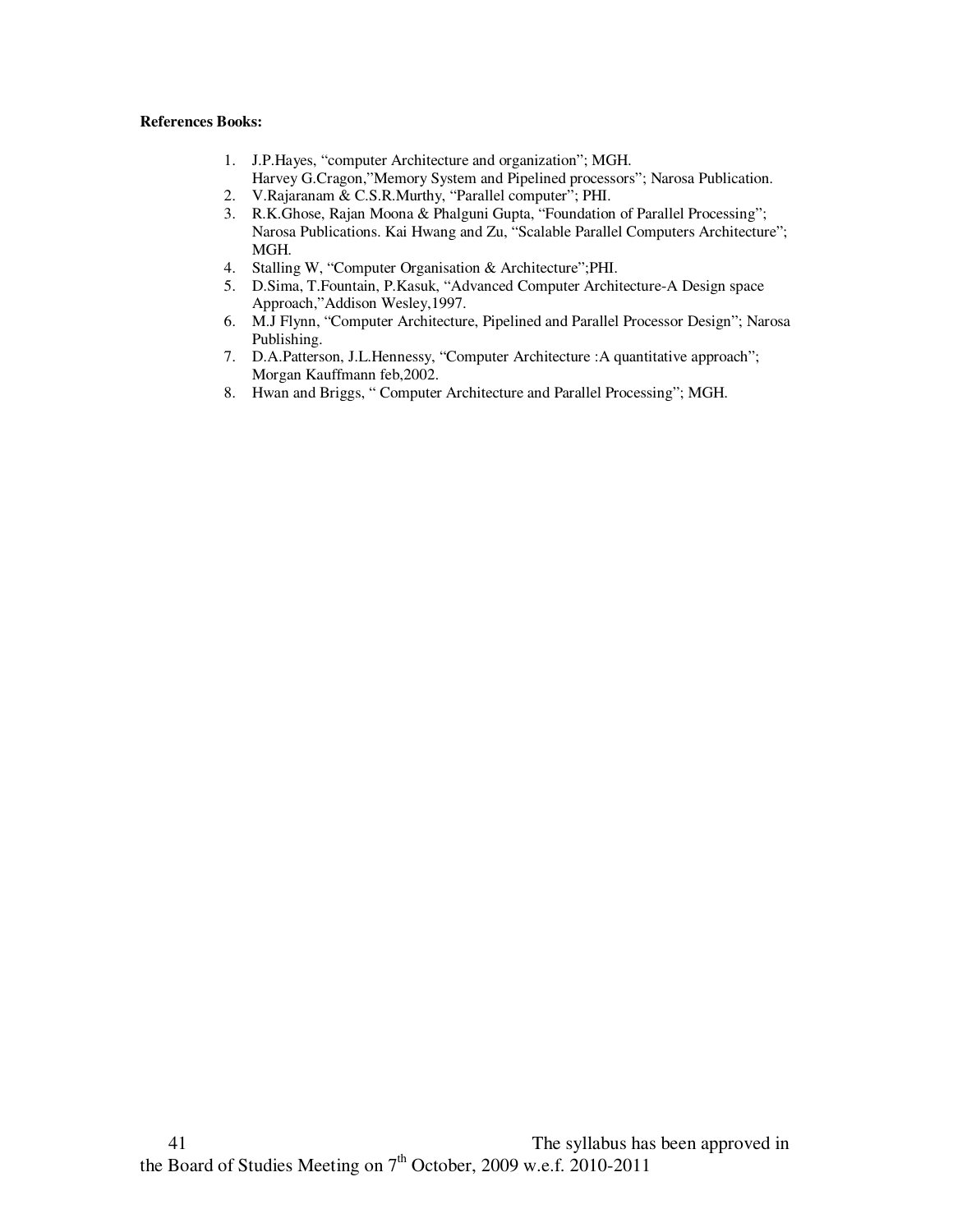**References Books:**

1. J.P.Hayes, “computer Architecture and organization”; MGH.
   Harvey G.Cragon,”Memory System and Pipelined processors”; Narosa Publication.
2. V.Rajaranam & C.S.R.Murthy, “Parallel computer”; PHI.
3. R.K.Ghose, Rajan Moona & Phalguni Gupta, “Foundation of Parallel Processing”; Narosa Publications. Kai Hwang and Zu, “Scalable Parallel Computers Architecture”; MGH.
4. Stalling W, “Computer Organisation & Architecture”;PHI.
5. D.Sima, T.Fountain, P.Kasuk, “Advanced Computer Architecture-A Design space Approach,”Addison Wesley,1997.
6. M.J Flynn, “Computer Architecture, Pipelined and Parallel Processor Design”; Narosa Publishing.
7. D.A.Patterson, J.L.Hennessy, “Computer Architecture :A quantitative approach”; Morgan Kauffmann feb,2002.
8. Hwan and Briggs, “ Computer Architecture and Parallel Processing”; MGH.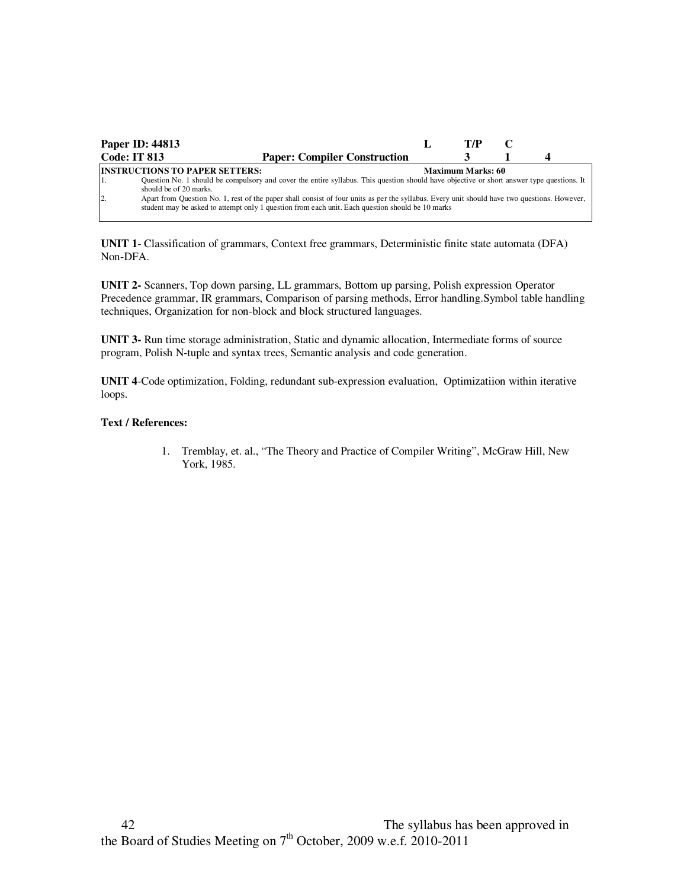| Paper ID: 44813 | | L | T/P | C |
|---|---|---|---|---|
| Code: IT 813 | Paper: Compiler Construction | 3 | 1 | 4 |

**INSTRUCTIONS TO PAPER SETTERS:** **Maximum Marks: 60**

1. Question No. 1 should be compulsory and cover the entire syllabus. This question should have objective or short answer type questions. It should be of 20 marks.
2. Apart from Question No. 1, rest of the paper shall consist of four units as per the syllabus. Every unit should have two questions. However, student may be asked to attempt only 1 question from each unit. Each question should be 10 marks

**UNIT 1**- Classification of grammars, Context free grammars, Deterministic finite state automata (DFA) Non-DFA.

**UNIT 2-** Scanners, Top down parsing, LL grammars, Bottom up parsing, Polish expression Operator Precedence grammar, IR grammars, Comparison of parsing methods, Error handling.Symbol table handling techniques, Organization for non-block and block structured languages.

**UNIT 3-** Run time storage administration, Static and dynamic allocation, Intermediate forms of source program, Polish N-tuple and syntax trees, Semantic analysis and code generation.

**UNIT 4**-Code optimization, Folding, redundant sub-expression evaluation, Optimizatiion within iterative loops.

**Text / References:**

1. Tremblay, et. al., "The Theory and Practice of Compiler Writing", McGraw Hill, New York, 1985.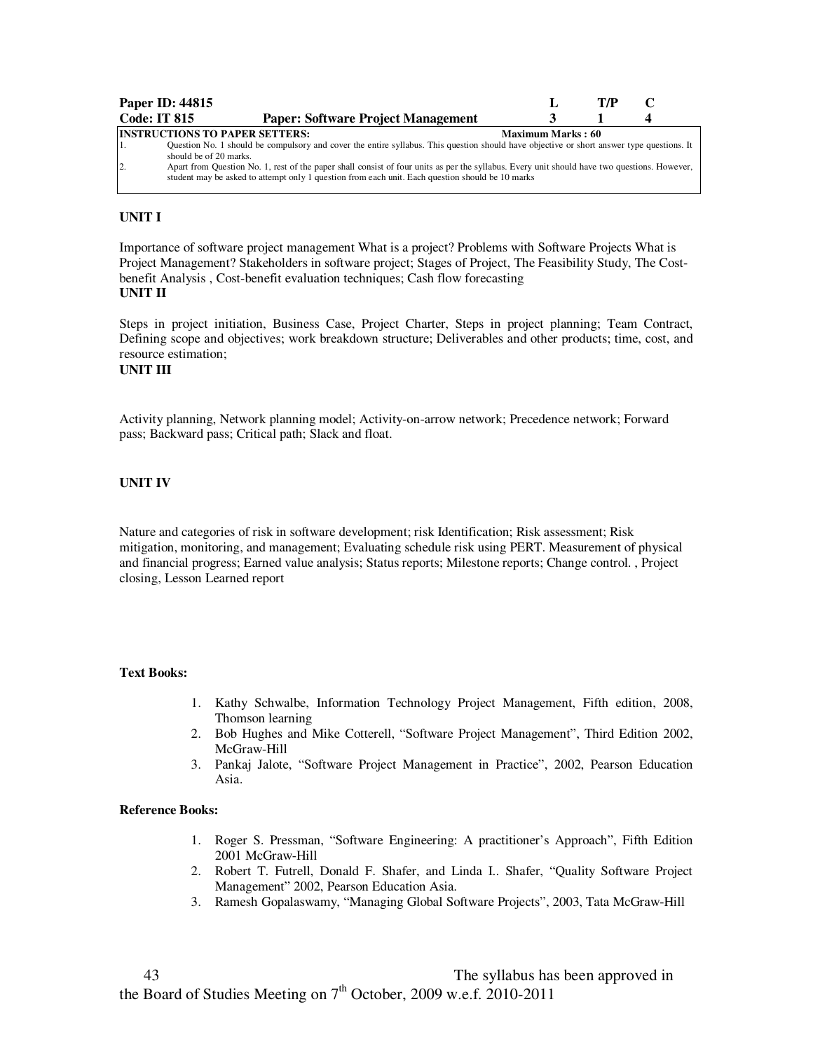| Paper ID: 44815 | | L | T/P | C |
|---|---|---|---|---|
| Code: IT 815 | Paper: Software Project Management | 3 | 1 | 4 |

**INSTRUCTIONS TO PAPER SETTERS:** **Maximum Marks : 60**

1. Question No. 1 should be compulsory and cover the entire syllabus. This question should have objective or short answer type questions. It should be of 20 marks.
2. Apart from Question No. 1, rest of the paper shall consist of four units as per the syllabus. Every unit should have two questions. However, student may be asked to attempt only 1 question from each unit. Each question should be 10 marks

**UNIT I**

Importance of software project management What is a project? Problems with Software Projects What is Project Management? Stakeholders in software project; Stages of Project, The Feasibility Study, The Cost-benefit Analysis , Cost-benefit evaluation techniques; Cash flow forecasting

**UNIT II**

Steps in project initiation, Business Case, Project Charter, Steps in project planning; Team Contract, Defining scope and objectives; work breakdown structure; Deliverables and other products; time, cost, and resource estimation;

**UNIT III**

Activity planning, Network planning model; Activity-on-arrow network; Precedence network; Forward pass; Backward pass; Critical path; Slack and float.

**UNIT IV**

Nature and categories of risk in software development; risk Identification; Risk assessment; Risk mitigation, monitoring, and management; Evaluating schedule risk using PERT. Measurement of physical and financial progress; Earned value analysis; Status reports; Milestone reports; Change control. , Project closing, Lesson Learned report

**Text Books:**

1. Kathy Schwalbe, Information Technology Project Management, Fifth edition, 2008, Thomson learning
2. Bob Hughes and Mike Cotterell, "Software Project Management", Third Edition 2002, McGraw-Hill
3. Pankaj Jalote, "Software Project Management in Practice", 2002, Pearson Education Asia.

**Reference Books:**

1. Roger S. Pressman, "Software Engineering: A practitioner's Approach", Fifth Edition 2001 McGraw-Hill
2. Robert T. Futrell, Donald F. Shafer, and Linda I.. Shafer, "Quality Software Project Management" 2002, Pearson Education Asia.
3. Ramesh Gopalaswamy, "Managing Global Software Projects", 2003, Tata McGraw-Hill

The syllabus has been approved in the Board of Studies Meeting on 7th October, 2009 w.e.f. 2010-2011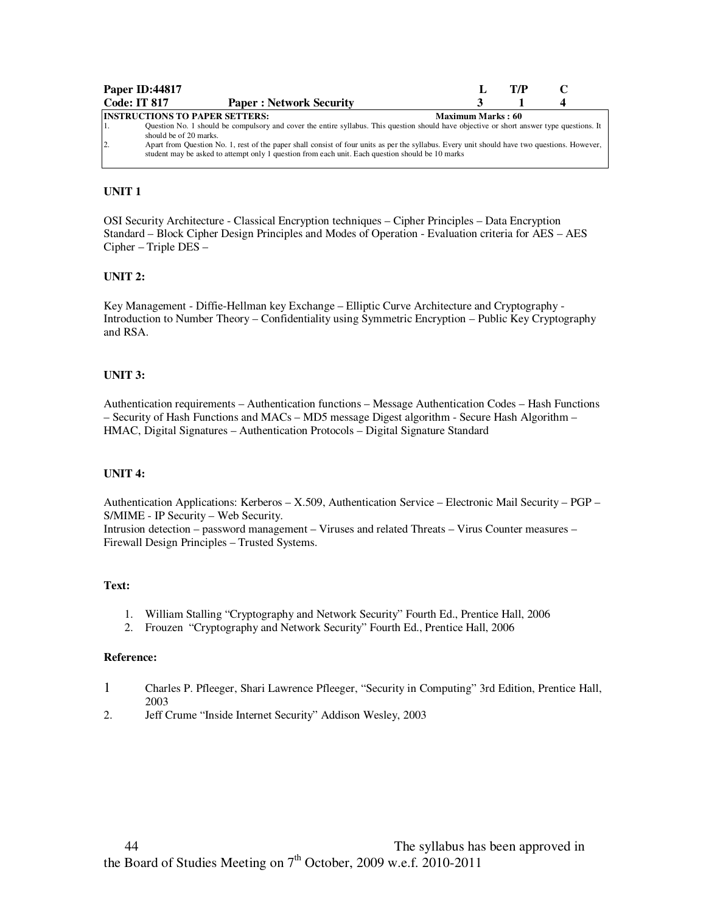| Paper ID:44817 | | L | T/P | C |
|---|---|---|---|---|
| Code: IT 817 | Paper : Network Security | 3 | 1 | 4 |

**INSTRUCTIONS TO PAPER SETTERS:** **Maximum Marks : 60**

1. Question No. 1 should be compulsory and cover the entire syllabus. This question should have objective or short answer type questions. It should be of 20 marks.
2. Apart from Question No. 1, rest of the paper shall consist of four units as per the syllabus. Every unit should have two questions. However, student may be asked to attempt only 1 question from each unit. Each question should be 10 marks

**UNIT 1**

OSI Security Architecture - Classical Encryption techniques – Cipher Principles – Data Encryption Standard – Block Cipher Design Principles and Modes of Operation - Evaluation criteria for AES – AES Cipher – Triple DES –

**UNIT 2:**

Key Management - Diffie-Hellman key Exchange – Elliptic Curve Architecture and Cryptography - Introduction to Number Theory – Confidentiality using Symmetric Encryption – Public Key Cryptography and RSA.

**UNIT 3:**

Authentication requirements – Authentication functions – Message Authentication Codes – Hash Functions – Security of Hash Functions and MACs – MD5 message Digest algorithm - Secure Hash Algorithm – HMAC, Digital Signatures – Authentication Protocols – Digital Signature Standard

**UNIT 4:**

Authentication Applications: Kerberos – X.509, Authentication Service – Electronic Mail Security – PGP – S/MIME - IP Security – Web Security.
Intrusion detection – password management – Viruses and related Threats – Virus Counter measures – Firewall Design Principles – Trusted Systems.

**Text:**

1. William Stalling "Cryptography and Network Security" Fourth Ed., Prentice Hall, 2006
2. Frouzen "Cryptography and Network Security" Fourth Ed., Prentice Hall, 2006

**Reference:**

1. Charles P. Pfleeger, Shari Lawrence Pfleeger, "Security in Computing" 3rd Edition, Prentice Hall, 2003
2. Jeff Crume "Inside Internet Security" Addison Wesley, 2003

The syllabus has been approved in the Board of Studies Meeting on 7th October, 2009 w.e.f. 2010-2011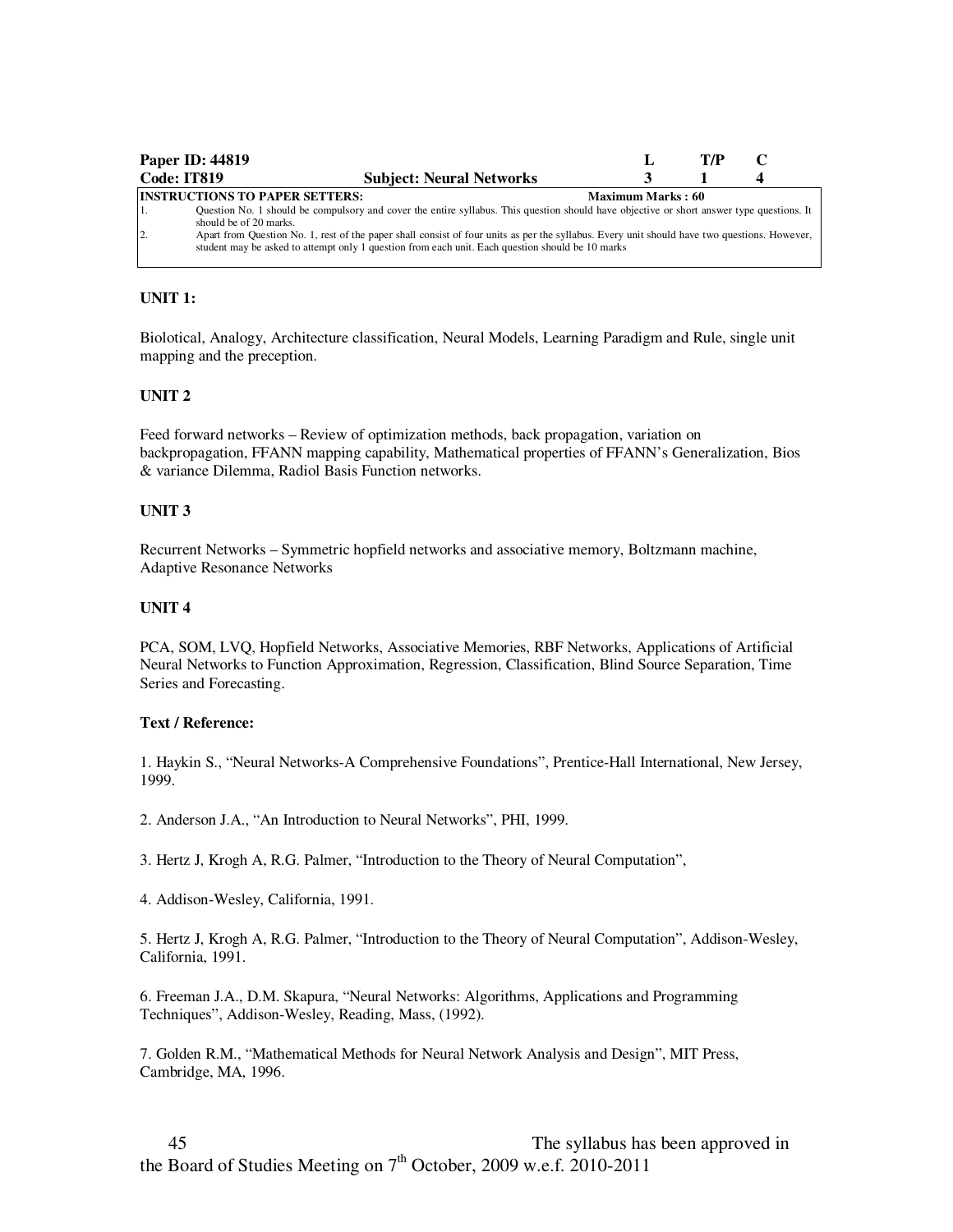| Paper ID: 44819 | | L | T/P | C |
|---|---|---|---|---|
| Code: IT819 | Subject: Neural Networks | 3 | 1 | 4 |

**INSTRUCTIONS TO PAPER SETTERS:** **Maximum Marks : 60**

1. Question No. 1 should be compulsory and cover the entire syllabus. This question should have objective or short answer type questions. It should be of 20 marks.
2. Apart from Question No. 1, rest of the paper shall consist of four units as per the syllabus. Every unit should have two questions. However, student may be asked to attempt only 1 question from each unit. Each question should be 10 marks

**UNIT 1:**

Biolotical, Analogy, Architecture classification, Neural Models, Learning Paradigm and Rule, single unit mapping and the preception.

**UNIT 2**

Feed forward networks – Review of optimization methods, back propagation, variation on backpropagation, FFANN mapping capability, Mathematical properties of FFANN's Generalization, Bios & variance Dilemma, Radiol Basis Function networks.

**UNIT 3**

Recurrent Networks – Symmetric hopfield networks and associative memory, Boltzmann machine, Adaptive Resonance Networks

**UNIT 4**

PCA, SOM, LVQ, Hopfield Networks, Associative Memories, RBF Networks, Applications of Artificial Neural Networks to Function Approximation, Regression, Classification, Blind Source Separation, Time Series and Forecasting.

**Text / Reference:**

1. Haykin S., "Neural Networks-A Comprehensive Foundations", Prentice-Hall International, New Jersey, 1999.

2. Anderson J.A., "An Introduction to Neural Networks", PHI, 1999.

3. Hertz J, Krogh A, R.G. Palmer, "Introduction to the Theory of Neural Computation",

4. Addison-Wesley, California, 1991.

5. Hertz J, Krogh A, R.G. Palmer, "Introduction to the Theory of Neural Computation", Addison-Wesley, California, 1991.

6. Freeman J.A., D.M. Skapura, "Neural Networks: Algorithms, Applications and Programming Techniques", Addison-Wesley, Reading, Mass, (1992).

7. Golden R.M., "Mathematical Methods for Neural Network Analysis and Design", MIT Press, Cambridge, MA, 1996.

The syllabus has been approved in the Board of Studies Meeting on 7th October, 2009 w.e.f. 2010-2011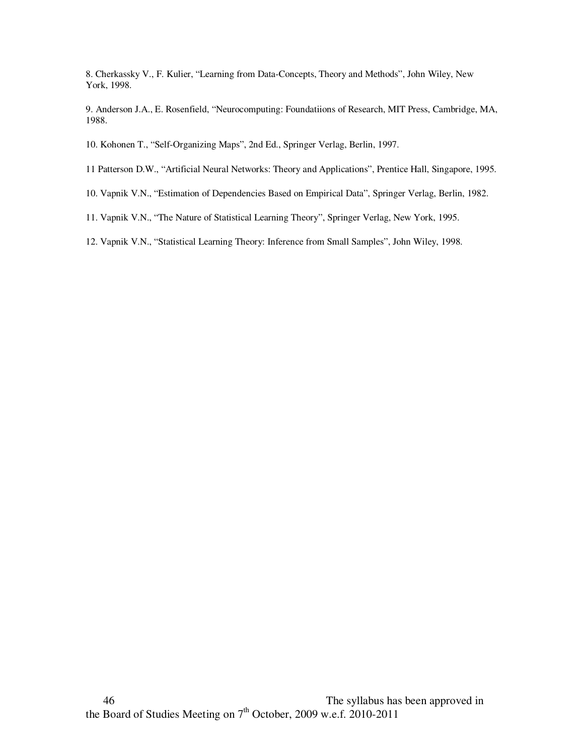8. Cherkassky V., F. Kulier, “Learning from Data-Concepts, Theory and Methods”, John Wiley, New York, 1998.

9. Anderson J.A., E. Rosenfield, “Neurocomputing: Foundatiions of Research, MIT Press, Cambridge, MA, 1988.

10. Kohonen T., “Self-Organizing Maps”, 2nd Ed., Springer Verlag, Berlin, 1997.

11 Patterson D.W., “Artificial Neural Networks: Theory and Applications”, Prentice Hall, Singapore, 1995.

10. Vapnik V.N., “Estimation of Dependencies Based on Empirical Data”, Springer Verlag, Berlin, 1982.

11. Vapnik V.N., “The Nature of Statistical Learning Theory”, Springer Verlag, New York, 1995.

12. Vapnik V.N., “Statistical Learning Theory: Inference from Small Samples”, John Wiley, 1998.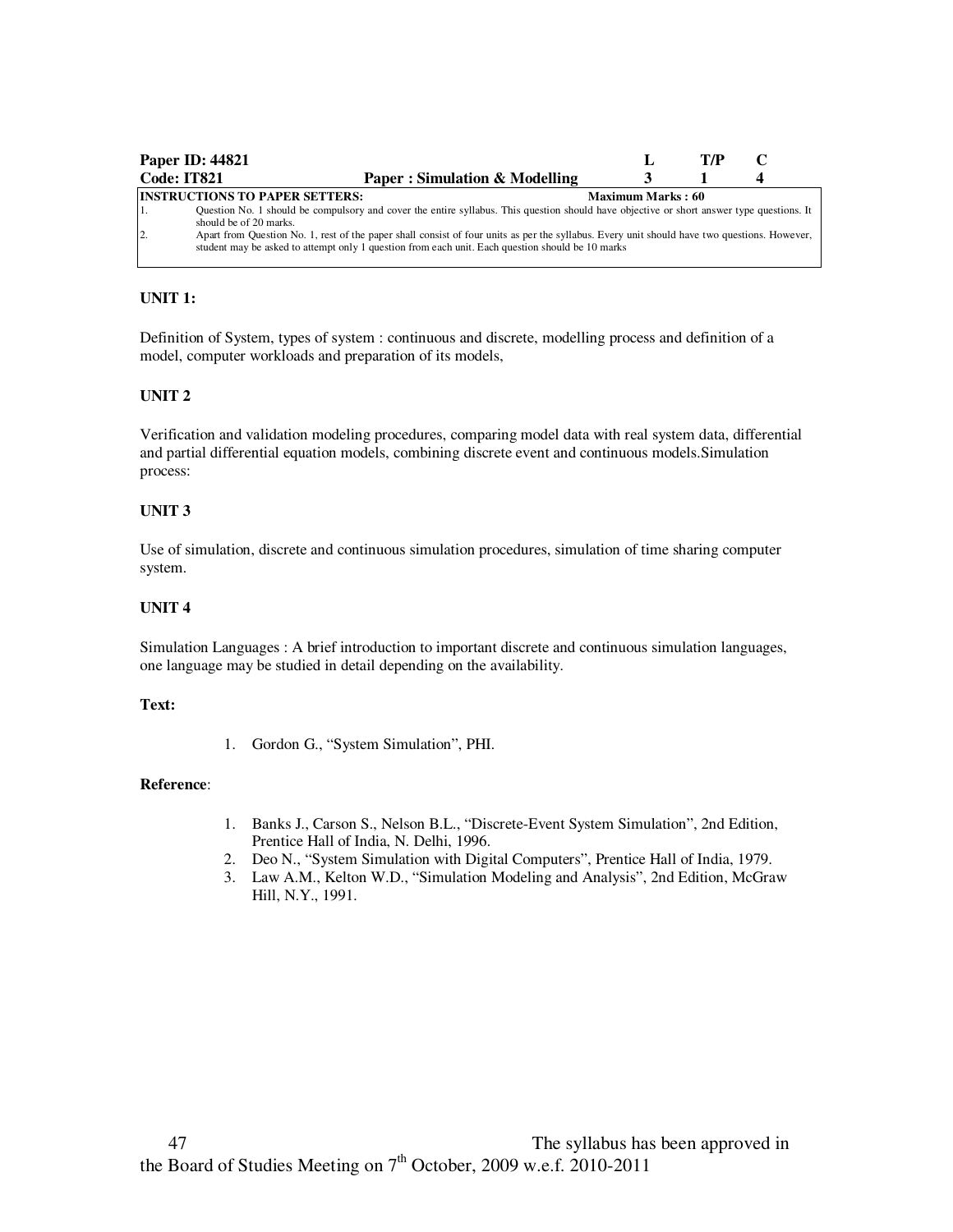| Paper ID: 44821 | | L | T/P | C |
|---|---|---|---|---|
| Code: IT821 | Paper : Simulation & Modelling | 3 | 1 | 4 |

**INSTRUCTIONS TO PAPER SETTERS:** **Maximum Marks : 60**

1. Question No. 1 should be compulsory and cover the entire syllabus. This question should have objective or short answer type questions. It should be of 20 marks.
2. Apart from Question No. 1, rest of the paper shall consist of four units as per the syllabus. Every unit should have two questions. However, student may be asked to attempt only 1 question from each unit. Each question should be 10 marks

**UNIT 1:**

Definition of System, types of system : continuous and discrete, modelling process and definition of a model, computer workloads and preparation of its models,

**UNIT 2**

Verification and validation modeling procedures, comparing model data with real system data, differential and partial differential equation models, combining discrete event and continuous models.Simulation process:

**UNIT 3**

Use of simulation, discrete and continuous simulation procedures, simulation of time sharing computer system.

**UNIT 4**

Simulation Languages : A brief introduction to important discrete and continuous simulation languages, one language may be studied in detail depending on the availability.

**Text:**

1. Gordon G., "System Simulation", PHI.

**Reference**:

1. Banks J., Carson S., Nelson B.L., "Discrete-Event System Simulation", 2nd Edition, Prentice Hall of India, N. Delhi, 1996.
2. Deo N., "System Simulation with Digital Computers", Prentice Hall of India, 1979.
3. Law A.M., Kelton W.D., "Simulation Modeling and Analysis", 2nd Edition, McGraw Hill, N.Y., 1991.

The syllabus has been approved in the Board of Studies Meeting on 7th October, 2009 w.e.f. 2010-2011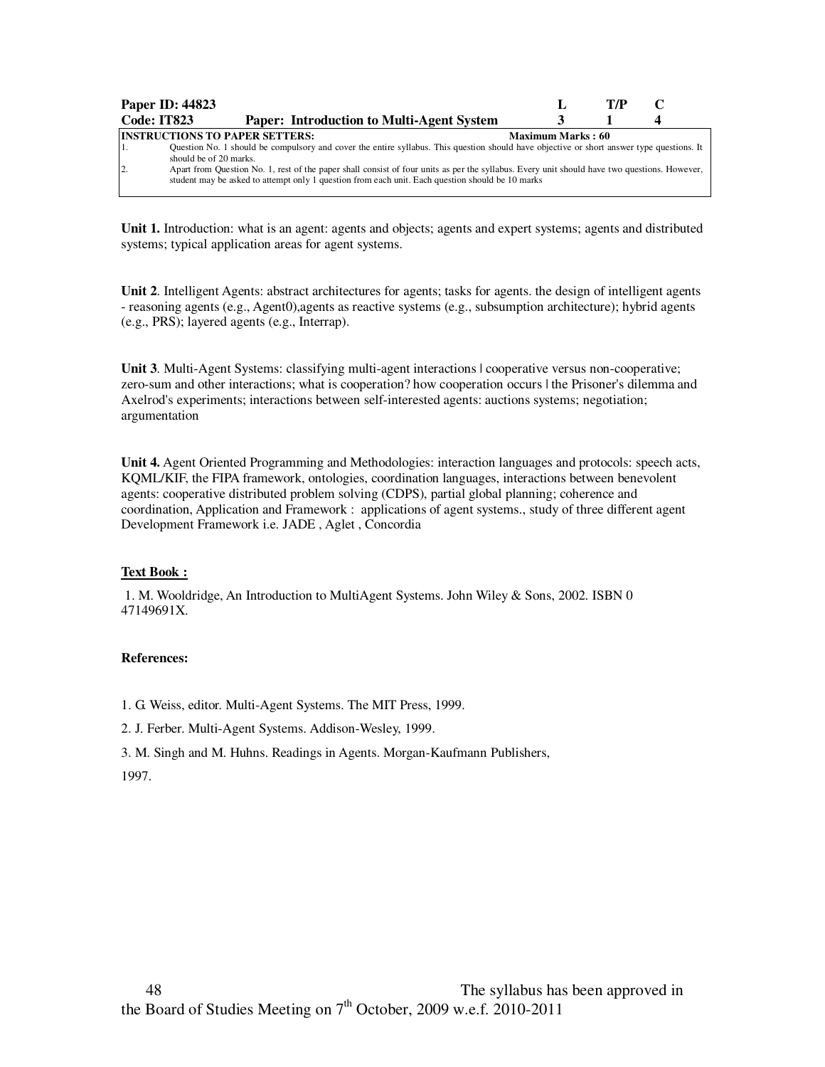| Paper ID: 44823 | | L | T/P | C |
|---|---|---|---|---|
| **Code: IT823** | **Paper: Introduction to Multi-Agent System** | **3** | **1** | **4** |

**INSTRUCTIONS TO PAPER SETTERS:** **Maximum Marks : 60**

1. Question No. 1 should be compulsory and cover the entire syllabus. This question should have objective or short answer type questions. It should be of 20 marks.
2. Apart from Question No. 1, rest of the paper shall consist of four units as per the syllabus. Every unit should have two questions. However, student may be asked to attempt only 1 question from each unit. Each question should be 10 marks

**Unit 1.** Introduction: what is an agent: agents and objects; agents and expert systems; agents and distributed systems; typical application areas for agent systems.

**Unit 2**. Intelligent Agents: abstract architectures for agents; tasks for agents. the design of intelligent agents - reasoning agents (e.g., Agent0),agents as reactive systems (e.g., subsumption architecture); hybrid agents (e.g., PRS); layered agents (e.g., Interrap).

**Unit 3**. Multi-Agent Systems: classifying multi-agent interactions | cooperative versus non-cooperative; zero-sum and other interactions; what is cooperation? how cooperation occurs | the Prisoner's dilemma and Axelrod's experiments; interactions between self-interested agents: auctions systems; negotiation; argumentation

**Unit 4.** Agent Oriented Programming and Methodologies: interaction languages and protocols: speech acts, KQML/KIF, the FIPA framework, ontologies, coordination languages, interactions between benevolent agents: cooperative distributed problem solving (CDPS), partial global planning; coherence and coordination, Application and Framework : applications of agent systems., study of three different agent Development Framework i.e. JADE , Aglet , Concordia

**<u>Text Book :</u>**

1. M. Wooldridge, An Introduction to MultiAgent Systems. John Wiley & Sons, 2002. ISBN 0 47149691X.

**References:**

1. G. Weiss, editor. Multi-Agent Systems. The MIT Press, 1999.
2. J. Ferber. Multi-Agent Systems. Addison-Wesley, 1999.
3. M. Singh and M. Huhns. Readings in Agents. Morgan-Kaufmann Publishers, 1997.

The syllabus has been approved in the Board of Studies Meeting on 7th October, 2009 w.e.f. 2010-2011